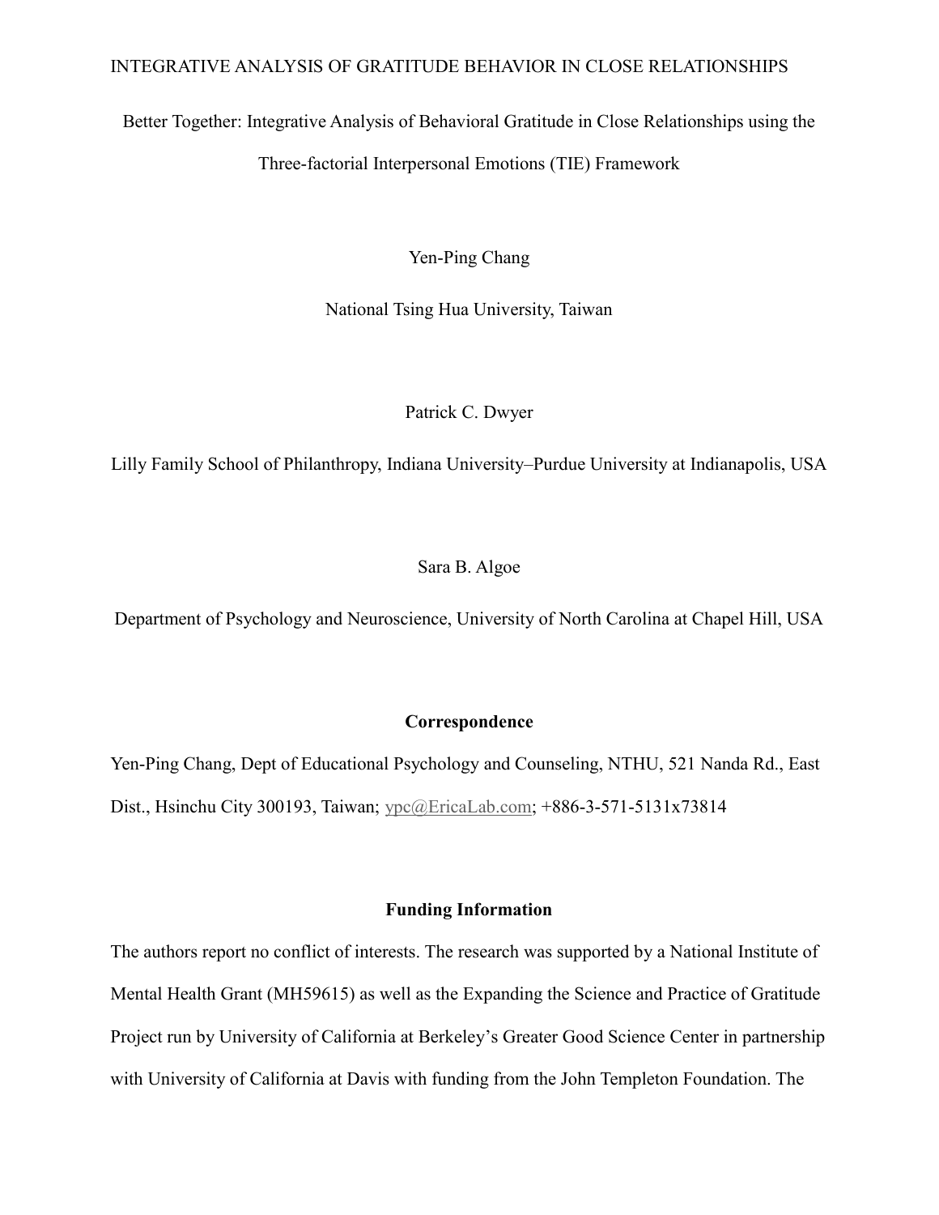# Better Together: Integrative Analysis of Behavioral Gratitude in Close Relationships using the Three-factorial Interpersonal Emotions (TIE) Framework

Yen-Ping Chang

National Tsing Hua University, Taiwan

Patrick C. Dwyer

Lilly Family School of Philanthropy, Indiana University–Purdue University at Indianapolis, USA

Sara B. Algoe

Department of Psychology and Neuroscience, University of North Carolina at Chapel Hill, USA

**Correspondence**

Yen-Ping Chang, Dept of Educational Psychology and Counseling, NTHU, 521 Nanda Rd., East Dist., Hsinchu City 300193, Taiwan; ypc@EricaLab.com; +886-3-571-5131x73814

**Funding Information**

The authors report no conflict of interests. The research was supported by a National Institute of Mental Health Grant (MH59615) as well as the Expanding the Science and Practice of Gratitude Project run by University of California at Berkeley's Greater Good Science Center in partnership with University of California at Davis with funding from the John Templeton Foundation. The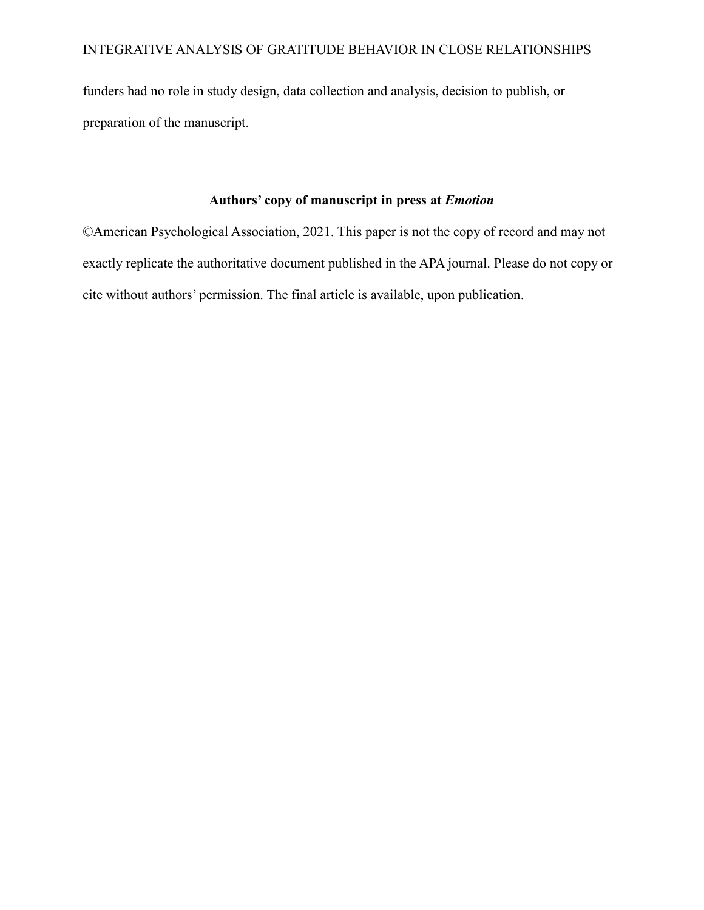funders had no role in study design, data collection and analysis, decision to publish, or preparation of the manuscript.

**Authors' copy of manuscript in press at *Emotion***

©American Psychological Association, 2021. This paper is not the copy of record and may not exactly replicate the authoritative document published in the APA journal. Please do not copy or cite without authors' permission. The final article is available, upon publication.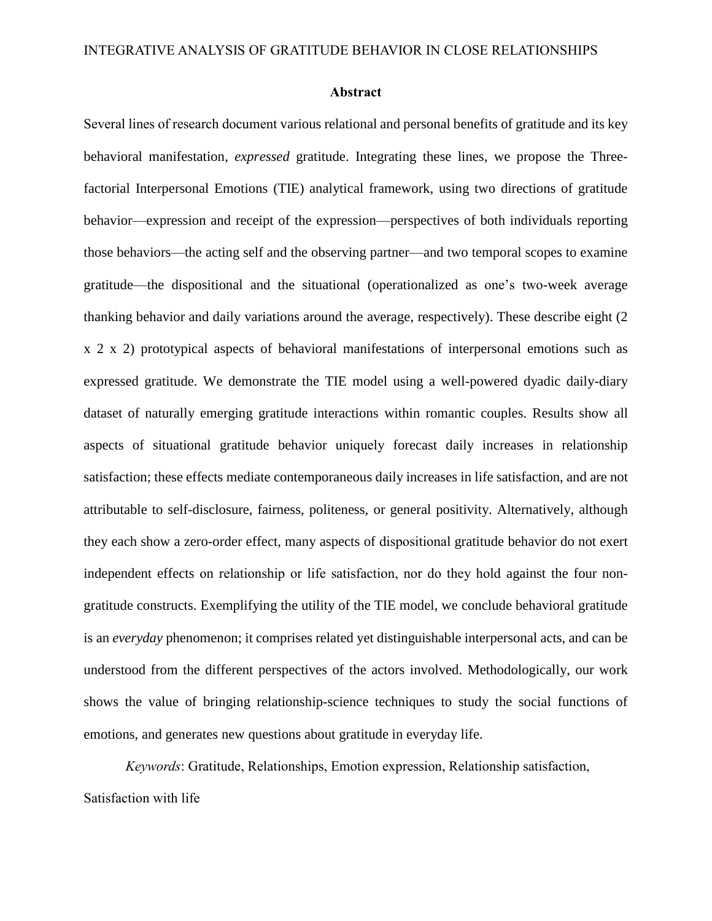## Abstract

Several lines of research document various relational and personal benefits of gratitude and its key behavioral manifestation, *expressed* gratitude. Integrating these lines, we propose the Three-factorial Interpersonal Emotions (TIE) analytical framework, using two directions of gratitude behavior—expression and receipt of the expression—perspectives of both individuals reporting those behaviors—the acting self and the observing partner—and two temporal scopes to examine gratitude—the dispositional and the situational (operationalized as one's two-week average thanking behavior and daily variations around the average, respectively). These describe eight (2 x 2 x 2) prototypical aspects of behavioral manifestations of interpersonal emotions such as expressed gratitude. We demonstrate the TIE model using a well-powered dyadic daily-diary dataset of naturally emerging gratitude interactions within romantic couples. Results show all aspects of situational gratitude behavior uniquely forecast daily increases in relationship satisfaction; these effects mediate contemporaneous daily increases in life satisfaction, and are not attributable to self-disclosure, fairness, politeness, or general positivity. Alternatively, although they each show a zero-order effect, many aspects of dispositional gratitude behavior do not exert independent effects on relationship or life satisfaction, nor do they hold against the four non-gratitude constructs. Exemplifying the utility of the TIE model, we conclude behavioral gratitude is an *everyday* phenomenon; it comprises related yet distinguishable interpersonal acts, and can be understood from the different perspectives of the actors involved. Methodologically, our work shows the value of bringing relationship-science techniques to study the social functions of emotions, and generates new questions about gratitude in everyday life.

*Keywords*: Gratitude, Relationships, Emotion expression, Relationship satisfaction, Satisfaction with life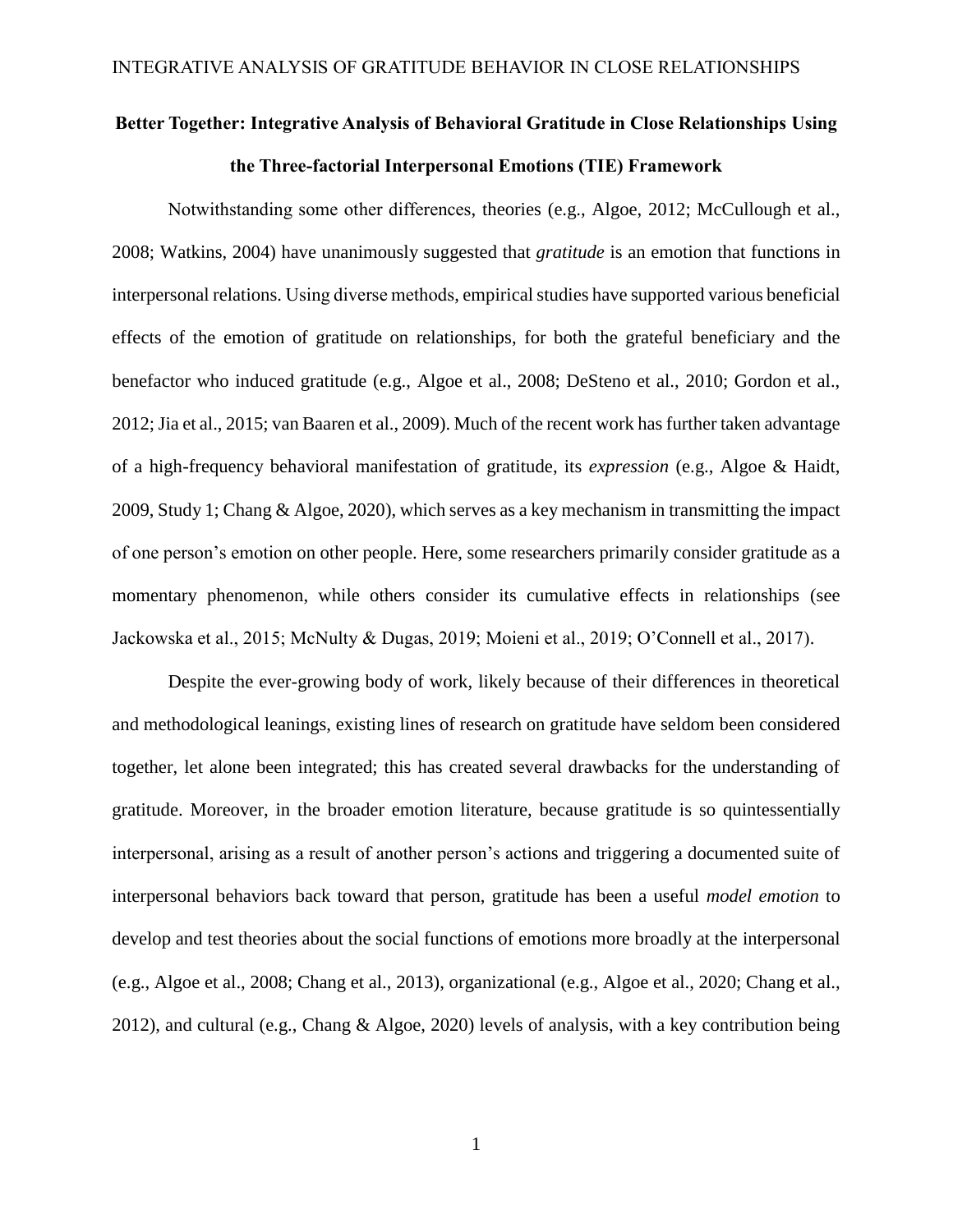# Better Together: Integrative Analysis of Behavioral Gratitude in Close Relationships Using the Three-factorial Interpersonal Emotions (TIE) Framework

Notwithstanding some other differences, theories (e.g., Algoe, 2012; McCullough et al., 2008; Watkins, 2004) have unanimously suggested that *gratitude* is an emotion that functions in interpersonal relations. Using diverse methods, empirical studies have supported various beneficial effects of the emotion of gratitude on relationships, for both the grateful beneficiary and the benefactor who induced gratitude (e.g., Algoe et al., 2008; DeSteno et al., 2010; Gordon et al., 2012; Jia et al., 2015; van Baaren et al., 2009). Much of the recent work has further taken advantage of a high-frequency behavioral manifestation of gratitude, its *expression* (e.g., Algoe & Haidt, 2009, Study 1; Chang & Algoe, 2020), which serves as a key mechanism in transmitting the impact of one person's emotion on other people. Here, some researchers primarily consider gratitude as a momentary phenomenon, while others consider its cumulative effects in relationships (see Jackowska et al., 2015; McNulty & Dugas, 2019; Moieni et al., 2019; O'Connell et al., 2017).

Despite the ever-growing body of work, likely because of their differences in theoretical and methodological leanings, existing lines of research on gratitude have seldom been considered together, let alone been integrated; this has created several drawbacks for the understanding of gratitude. Moreover, in the broader emotion literature, because gratitude is so quintessentially interpersonal, arising as a result of another person's actions and triggering a documented suite of interpersonal behaviors back toward that person, gratitude has been a useful *model emotion* to develop and test theories about the social functions of emotions more broadly at the interpersonal (e.g., Algoe et al., 2008; Chang et al., 2013), organizational (e.g., Algoe et al., 2020; Chang et al., 2012), and cultural (e.g., Chang & Algoe, 2020) levels of analysis, with a key contribution being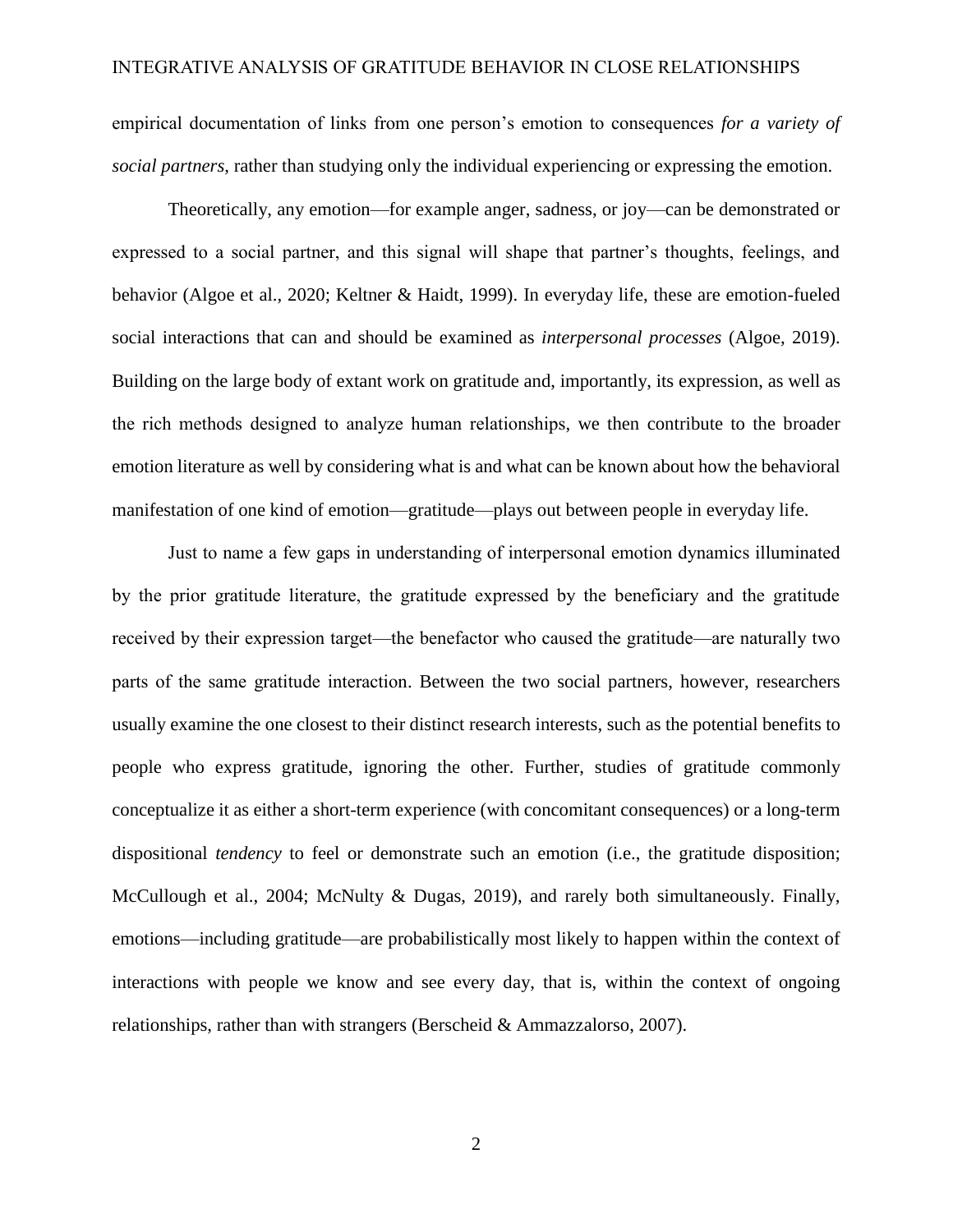empirical documentation of links from one person's emotion to consequences *for a variety of social partners*, rather than studying only the individual experiencing or expressing the emotion.

Theoretically, any emotion—for example anger, sadness, or joy—can be demonstrated or expressed to a social partner, and this signal will shape that partner's thoughts, feelings, and behavior (Algoe et al., 2020; Keltner & Haidt, 1999). In everyday life, these are emotion-fueled social interactions that can and should be examined as *interpersonal processes* (Algoe, 2019). Building on the large body of extant work on gratitude and, importantly, its expression, as well as the rich methods designed to analyze human relationships, we then contribute to the broader emotion literature as well by considering what is and what can be known about how the behavioral manifestation of one kind of emotion—gratitude—plays out between people in everyday life.

Just to name a few gaps in understanding of interpersonal emotion dynamics illuminated by the prior gratitude literature, the gratitude expressed by the beneficiary and the gratitude received by their expression target—the benefactor who caused the gratitude—are naturally two parts of the same gratitude interaction. Between the two social partners, however, researchers usually examine the one closest to their distinct research interests, such as the potential benefits to people who express gratitude, ignoring the other. Further, studies of gratitude commonly conceptualize it as either a short-term experience (with concomitant consequences) or a long-term dispositional *tendency* to feel or demonstrate such an emotion (i.e., the gratitude disposition; McCullough et al., 2004; McNulty & Dugas, 2019), and rarely both simultaneously. Finally, emotions—including gratitude—are probabilistically most likely to happen within the context of interactions with people we know and see every day, that is, within the context of ongoing relationships, rather than with strangers (Berscheid & Ammazzalorso, 2007).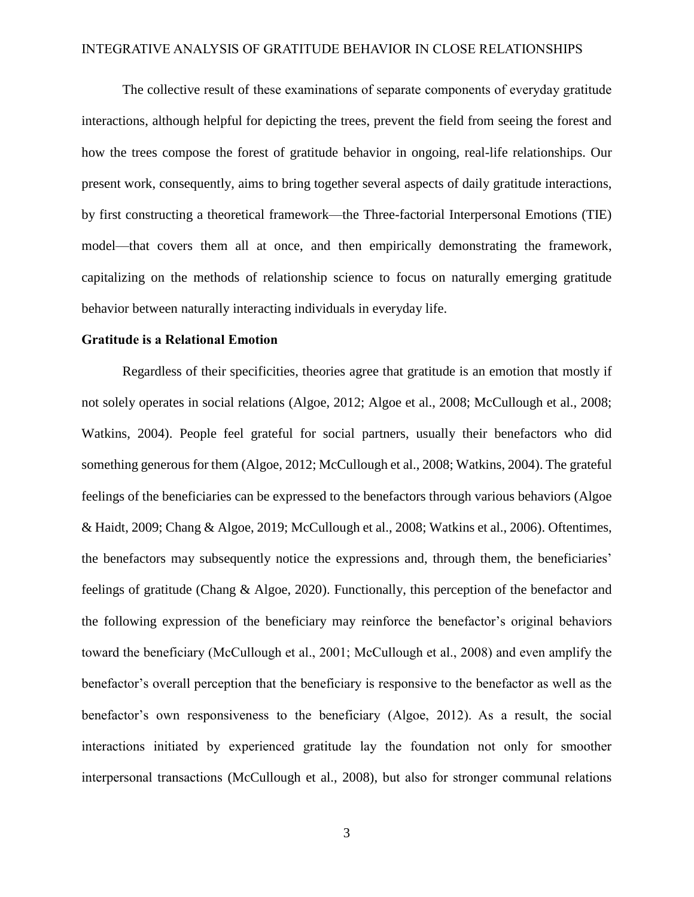The collective result of these examinations of separate components of everyday gratitude interactions, although helpful for depicting the trees, prevent the field from seeing the forest and how the trees compose the forest of gratitude behavior in ongoing, real-life relationships. Our present work, consequently, aims to bring together several aspects of daily gratitude interactions, by first constructing a theoretical framework—the Three-factorial Interpersonal Emotions (TIE) model—that covers them all at once, and then empirically demonstrating the framework, capitalizing on the methods of relationship science to focus on naturally emerging gratitude behavior between naturally interacting individuals in everyday life.

## Gratitude is a Relational Emotion

Regardless of their specificities, theories agree that gratitude is an emotion that mostly if not solely operates in social relations (Algoe, 2012; Algoe et al., 2008; McCullough et al., 2008; Watkins, 2004). People feel grateful for social partners, usually their benefactors who did something generous for them (Algoe, 2012; McCullough et al., 2008; Watkins, 2004). The grateful feelings of the beneficiaries can be expressed to the benefactors through various behaviors (Algoe & Haidt, 2009; Chang & Algoe, 2019; McCullough et al., 2008; Watkins et al., 2006). Oftentimes, the benefactors may subsequently notice the expressions and, through them, the beneficiaries' feelings of gratitude (Chang & Algoe, 2020). Functionally, this perception of the benefactor and the following expression of the beneficiary may reinforce the benefactor's original behaviors toward the beneficiary (McCullough et al., 2001; McCullough et al., 2008) and even amplify the benefactor's overall perception that the beneficiary is responsive to the benefactor as well as the benefactor's own responsiveness to the beneficiary (Algoe, 2012). As a result, the social interactions initiated by experienced gratitude lay the foundation not only for smoother interpersonal transactions (McCullough et al., 2008), but also for stronger communal relations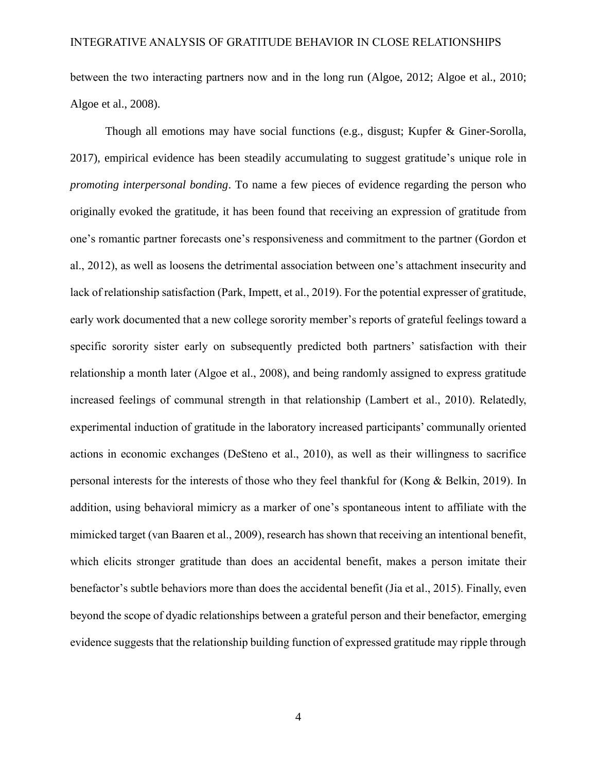between the two interacting partners now and in the long run (Algoe, 2012; Algoe et al., 2010; Algoe et al., 2008).

Though all emotions may have social functions (e.g., disgust; Kupfer & Giner-Sorolla, 2017), empirical evidence has been steadily accumulating to suggest gratitude's unique role in *promoting interpersonal bonding*. To name a few pieces of evidence regarding the person who originally evoked the gratitude, it has been found that receiving an expression of gratitude from one's romantic partner forecasts one's responsiveness and commitment to the partner (Gordon et al., 2012), as well as loosens the detrimental association between one's attachment insecurity and lack of relationship satisfaction (Park, Impett, et al., 2019). For the potential expresser of gratitude, early work documented that a new college sorority member's reports of grateful feelings toward a specific sorority sister early on subsequently predicted both partners' satisfaction with their relationship a month later (Algoe et al., 2008), and being randomly assigned to express gratitude increased feelings of communal strength in that relationship (Lambert et al., 2010). Relatedly, experimental induction of gratitude in the laboratory increased participants' communally oriented actions in economic exchanges (DeSteno et al., 2010), as well as their willingness to sacrifice personal interests for the interests of those who they feel thankful for (Kong & Belkin, 2019). In addition, using behavioral mimicry as a marker of one's spontaneous intent to affiliate with the mimicked target (van Baaren et al., 2009), research has shown that receiving an intentional benefit, which elicits stronger gratitude than does an accidental benefit, makes a person imitate their benefactor's subtle behaviors more than does the accidental benefit (Jia et al., 2015). Finally, even beyond the scope of dyadic relationships between a grateful person and their benefactor, emerging evidence suggests that the relationship building function of expressed gratitude may ripple through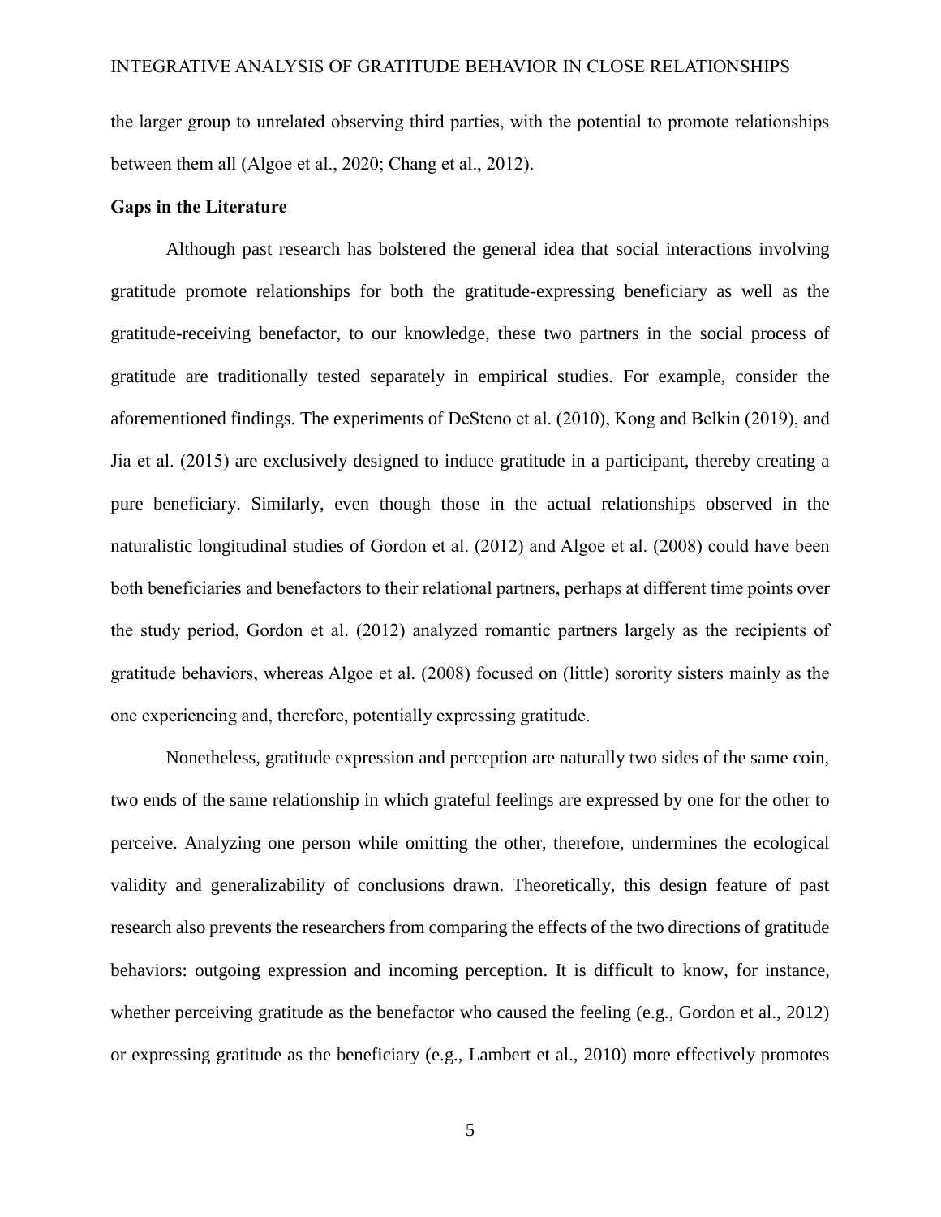the larger group to unrelated observing third parties, with the potential to promote relationships between them all (Algoe et al., 2020; Chang et al., 2012).

**Gaps in the Literature**

Although past research has bolstered the general idea that social interactions involving gratitude promote relationships for both the gratitude-expressing beneficiary as well as the gratitude-receiving benefactor, to our knowledge, these two partners in the social process of gratitude are traditionally tested separately in empirical studies. For example, consider the aforementioned findings. The experiments of DeSteno et al. (2010), Kong and Belkin (2019), and Jia et al. (2015) are exclusively designed to induce gratitude in a participant, thereby creating a pure beneficiary. Similarly, even though those in the actual relationships observed in the naturalistic longitudinal studies of Gordon et al. (2012) and Algoe et al. (2008) could have been both beneficiaries and benefactors to their relational partners, perhaps at different time points over the study period, Gordon et al. (2012) analyzed romantic partners largely as the recipients of gratitude behaviors, whereas Algoe et al. (2008) focused on (little) sorority sisters mainly as the one experiencing and, therefore, potentially expressing gratitude.

Nonetheless, gratitude expression and perception are naturally two sides of the same coin, two ends of the same relationship in which grateful feelings are expressed by one for the other to perceive. Analyzing one person while omitting the other, therefore, undermines the ecological validity and generalizability of conclusions drawn. Theoretically, this design feature of past research also prevents the researchers from comparing the effects of the two directions of gratitude behaviors: outgoing expression and incoming perception. It is difficult to know, for instance, whether perceiving gratitude as the benefactor who caused the feeling (e.g., Gordon et al., 2012) or expressing gratitude as the beneficiary (e.g., Lambert et al., 2010) more effectively promotes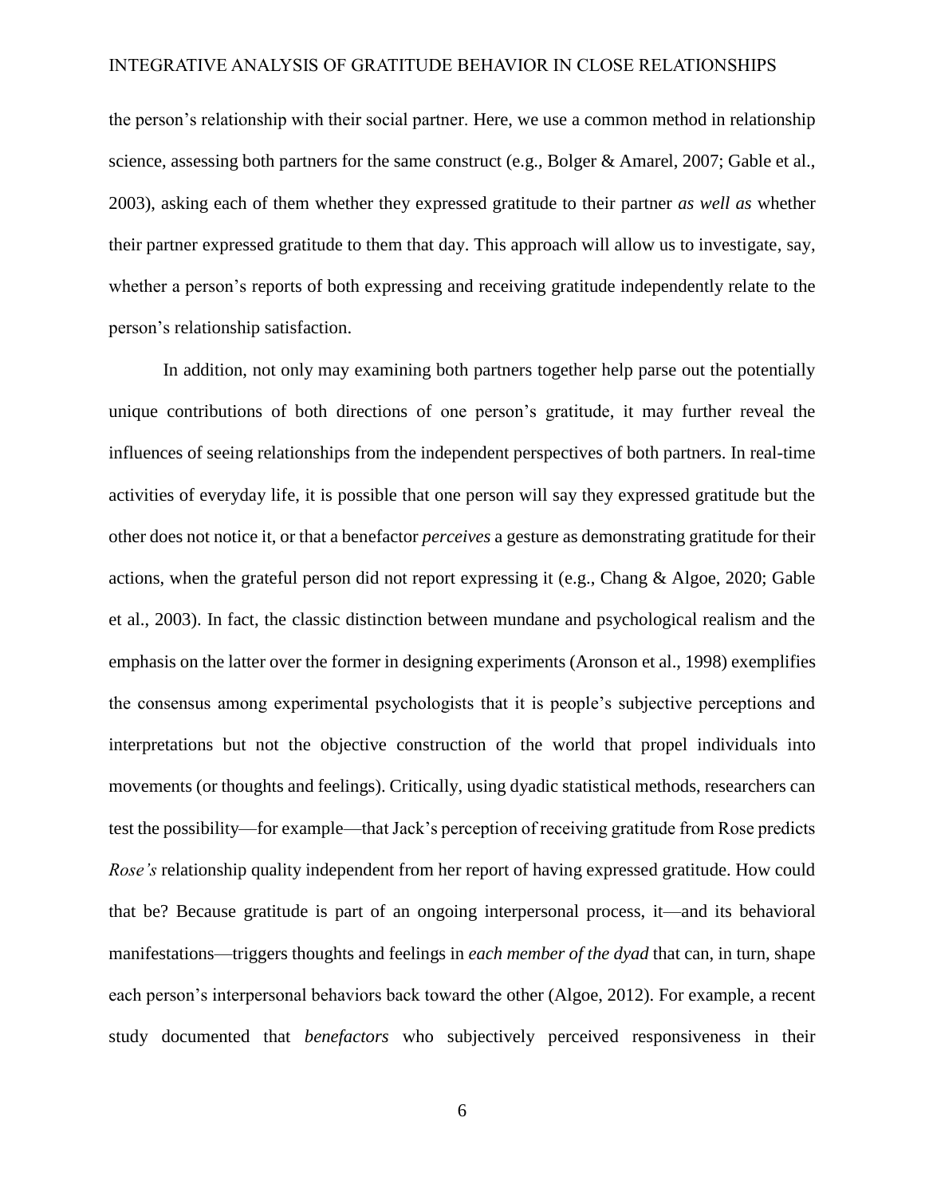the person's relationship with their social partner. Here, we use a common method in relationship science, assessing both partners for the same construct (e.g., Bolger & Amarel, 2007; Gable et al., 2003), asking each of them whether they expressed gratitude to their partner *as well as* whether their partner expressed gratitude to them that day. This approach will allow us to investigate, say, whether a person's reports of both expressing and receiving gratitude independently relate to the person's relationship satisfaction.

In addition, not only may examining both partners together help parse out the potentially unique contributions of both directions of one person's gratitude, it may further reveal the influences of seeing relationships from the independent perspectives of both partners. In real-time activities of everyday life, it is possible that one person will say they expressed gratitude but the other does not notice it, or that a benefactor *perceives* a gesture as demonstrating gratitude for their actions, when the grateful person did not report expressing it (e.g., Chang & Algoe, 2020; Gable et al., 2003). In fact, the classic distinction between mundane and psychological realism and the emphasis on the latter over the former in designing experiments (Aronson et al., 1998) exemplifies the consensus among experimental psychologists that it is people's subjective perceptions and interpretations but not the objective construction of the world that propel individuals into movements (or thoughts and feelings). Critically, using dyadic statistical methods, researchers can test the possibility—for example—that Jack's perception of receiving gratitude from Rose predicts *Rose's* relationship quality independent from her report of having expressed gratitude. How could that be? Because gratitude is part of an ongoing interpersonal process, it—and its behavioral manifestations—triggers thoughts and feelings in *each member of the dyad* that can, in turn, shape each person's interpersonal behaviors back toward the other (Algoe, 2012). For example, a recent study documented that *benefactors* who subjectively perceived responsiveness in their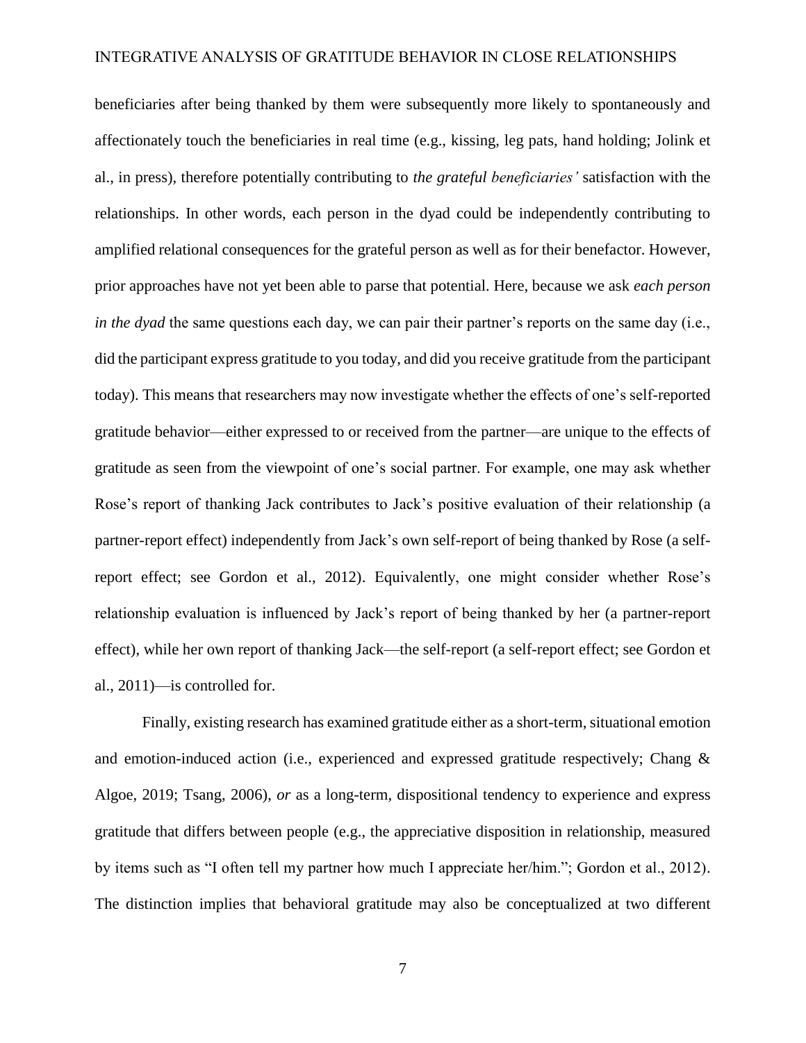beneficiaries after being thanked by them were subsequently more likely to spontaneously and affectionately touch the beneficiaries in real time (e.g., kissing, leg pats, hand holding; Jolink et al., in press), therefore potentially contributing to *the grateful beneficiaries'* satisfaction with the relationships. In other words, each person in the dyad could be independently contributing to amplified relational consequences for the grateful person as well as for their benefactor. However, prior approaches have not yet been able to parse that potential. Here, because we ask *each person in the dyad* the same questions each day, we can pair their partner's reports on the same day (i.e., did the participant express gratitude to you today, and did you receive gratitude from the participant today). This means that researchers may now investigate whether the effects of one's self-reported gratitude behavior—either expressed to or received from the partner—are unique to the effects of gratitude as seen from the viewpoint of one's social partner. For example, one may ask whether Rose's report of thanking Jack contributes to Jack's positive evaluation of their relationship (a partner-report effect) independently from Jack's own self-report of being thanked by Rose (a self-report effect; see Gordon et al., 2012). Equivalently, one might consider whether Rose's relationship evaluation is influenced by Jack's report of being thanked by her (a partner-report effect), while her own report of thanking Jack—the self-report (a self-report effect; see Gordon et al., 2011)—is controlled for.

Finally, existing research has examined gratitude either as a short-term, situational emotion and emotion-induced action (i.e., experienced and expressed gratitude respectively; Chang & Algoe, 2019; Tsang, 2006), *or* as a long-term, dispositional tendency to experience and express gratitude that differs between people (e.g., the appreciative disposition in relationship, measured by items such as "I often tell my partner how much I appreciate her/him."; Gordon et al., 2012). The distinction implies that behavioral gratitude may also be conceptualized at two different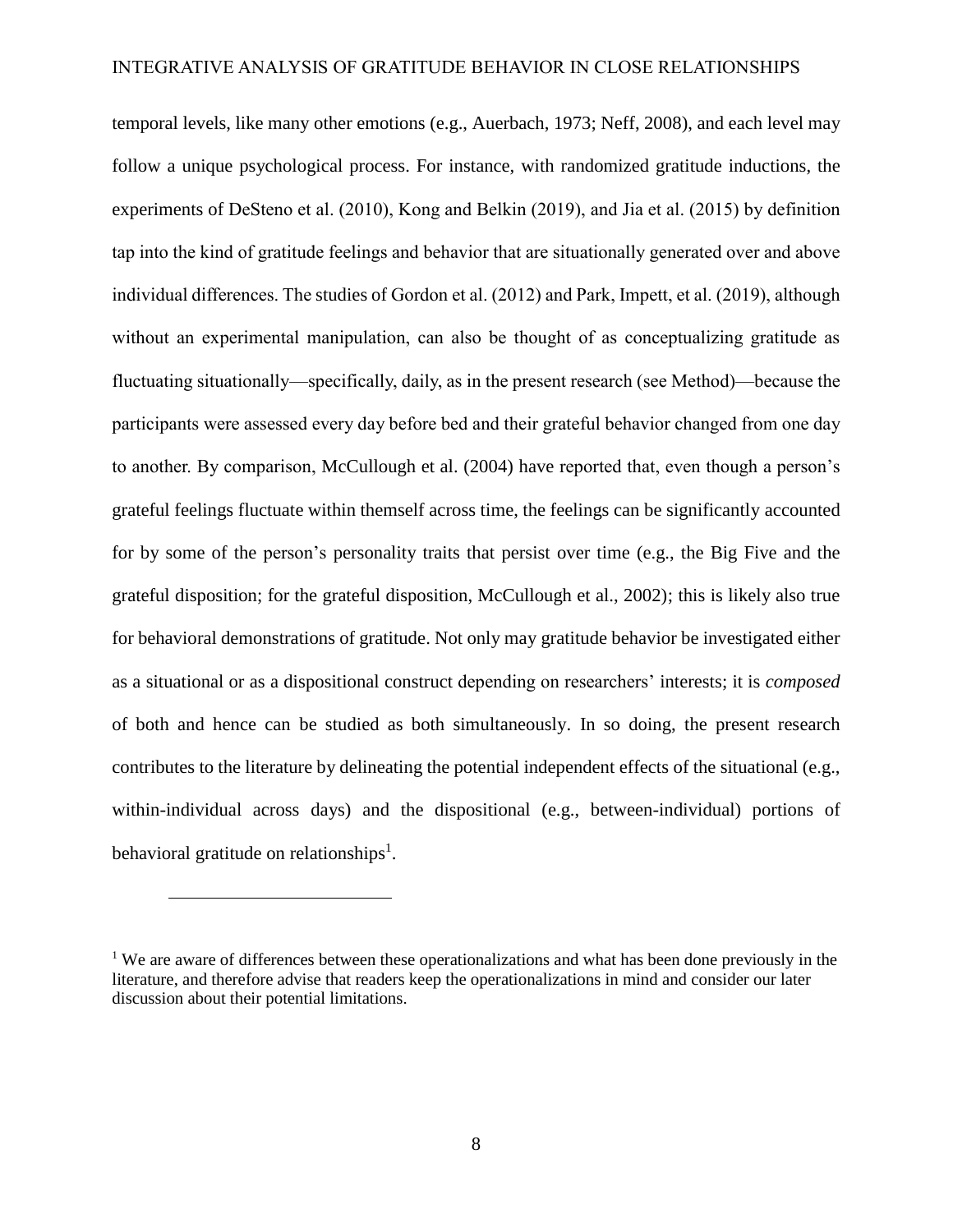temporal levels, like many other emotions (e.g., Auerbach, 1973; Neff, 2008), and each level may follow a unique psychological process. For instance, with randomized gratitude inductions, the experiments of DeSteno et al. (2010), Kong and Belkin (2019), and Jia et al. (2015) by definition tap into the kind of gratitude feelings and behavior that are situationally generated over and above individual differences. The studies of Gordon et al. (2012) and Park, Impett, et al. (2019), although without an experimental manipulation, can also be thought of as conceptualizing gratitude as fluctuating situationally—specifically, daily, as in the present research (see Method)—because the participants were assessed every day before bed and their grateful behavior changed from one day to another. By comparison, McCullough et al. (2004) have reported that, even though a person's grateful feelings fluctuate within themself across time, the feelings can be significantly accounted for by some of the person's personality traits that persist over time (e.g., the Big Five and the grateful disposition; for the grateful disposition, McCullough et al., 2002); this is likely also true for behavioral demonstrations of gratitude. Not only may gratitude behavior be investigated either as a situational or as a dispositional construct depending on researchers' interests; it is *composed* of both and hence can be studied as both simultaneously. In so doing, the present research contributes to the literature by delineating the potential independent effects of the situational (e.g., within-individual across days) and the dispositional (e.g., between-individual) portions of behavioral gratitude on relationships[1].

---

[1] We are aware of differences between these operationalizations and what has been done previously in the literature, and therefore advise that readers keep the operationalizations in mind and consider our later discussion about their potential limitations.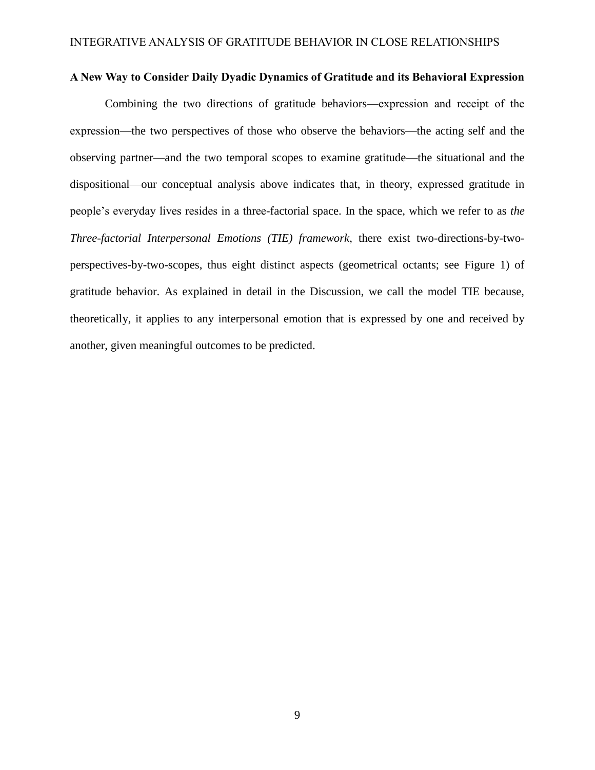**A New Way to Consider Daily Dyadic Dynamics of Gratitude and its Behavioral Expression**

Combining the two directions of gratitude behaviors—expression and receipt of the expression—the two perspectives of those who observe the behaviors—the acting self and the observing partner—and the two temporal scopes to examine gratitude—the situational and the dispositional—our conceptual analysis above indicates that, in theory, expressed gratitude in people's everyday lives resides in a three-factorial space. In the space, which we refer to as *the Three-factorial Interpersonal Emotions (TIE) framework,* there exist two-directions-by-two-perspectives-by-two-scopes, thus eight distinct aspects (geometrical octants; see Figure 1) of gratitude behavior. As explained in detail in the Discussion, we call the model TIE because, theoretically, it applies to any interpersonal emotion that is expressed by one and received by another, given meaningful outcomes to be predicted.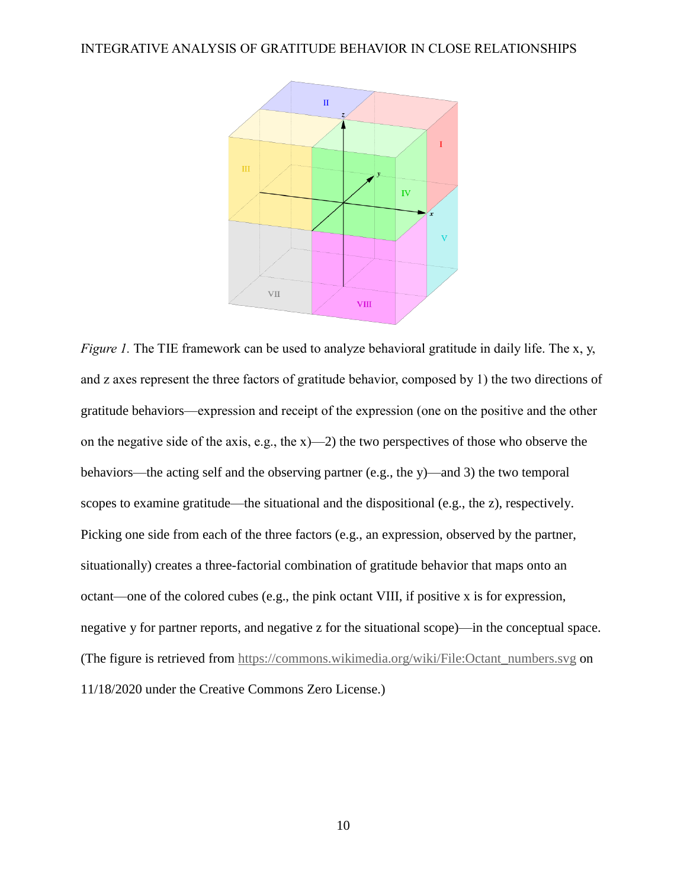*Figure 1.* The TIE framework can be used to analyze behavioral gratitude in daily life. The x, y, and z axes represent the three factors of gratitude behavior, composed by 1) the two directions of gratitude behaviors—expression and receipt of the expression (one on the positive and the other on the negative side of the axis, e.g., the x)—2) the two perspectives of those who observe the behaviors—the acting self and the observing partner (e.g., the y)—and 3) the two temporal scopes to examine gratitude—the situational and the dispositional (e.g., the z), respectively. Picking one side from each of the three factors (e.g., an expression, observed by the partner, situationally) creates a three-factorial combination of gratitude behavior that maps onto an octant—one of the colored cubes (e.g., the pink octant VIII, if positive x is for expression, negative y for partner reports, and negative z for the situational scope)—in the conceptual space. (The figure is retrieved from https://commons.wikimedia.org/wiki/File:Octant_numbers.svg on 11/18/2020 under the Creative Commons Zero License.)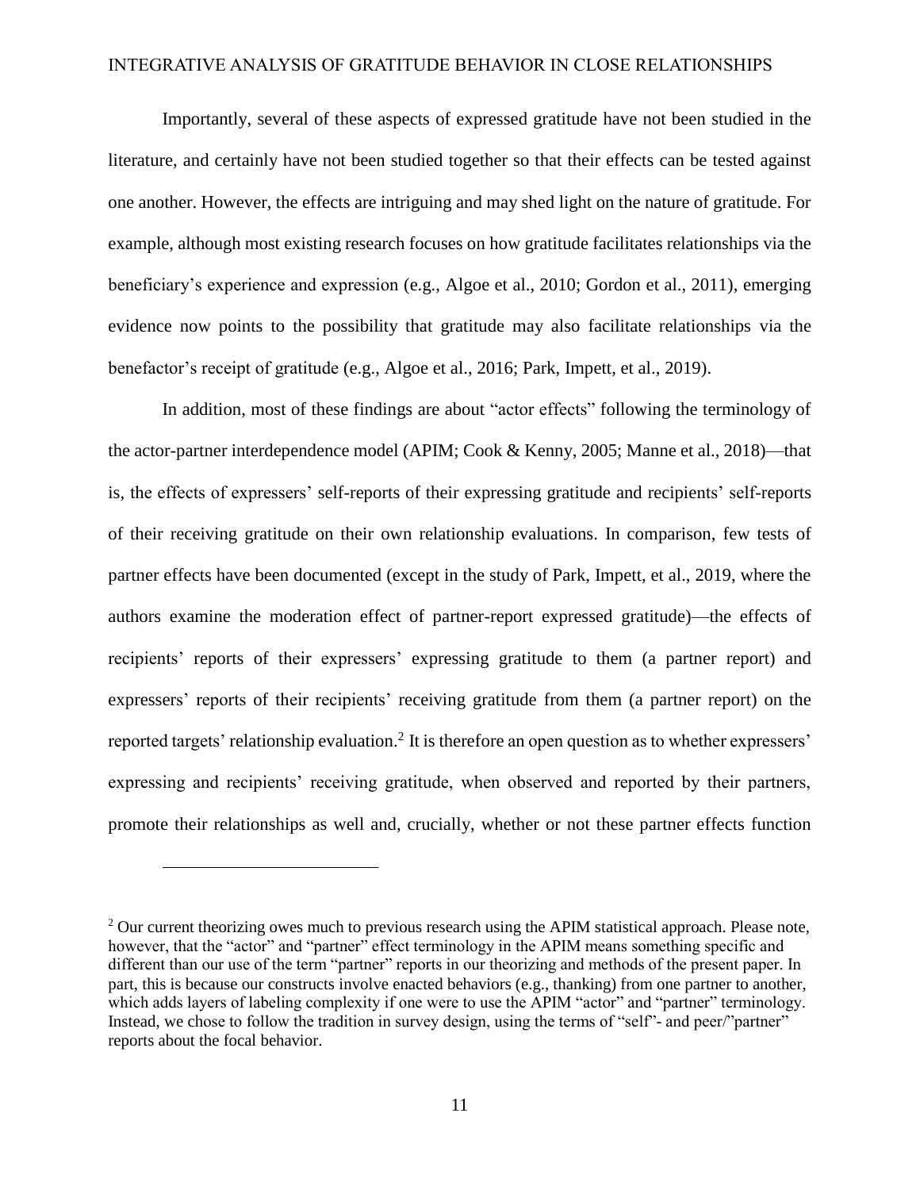Importantly, several of these aspects of expressed gratitude have not been studied in the literature, and certainly have not been studied together so that their effects can be tested against one another. However, the effects are intriguing and may shed light on the nature of gratitude. For example, although most existing research focuses on how gratitude facilitates relationships via the beneficiary's experience and expression (e.g., Algoe et al., 2010; Gordon et al., 2011), emerging evidence now points to the possibility that gratitude may also facilitate relationships via the benefactor's receipt of gratitude (e.g., Algoe et al., 2016; Park, Impett, et al., 2019).

In addition, most of these findings are about "actor effects" following the terminology of the actor-partner interdependence model (APIM; Cook & Kenny, 2005; Manne et al., 2018)—that is, the effects of expressers' self-reports of their expressing gratitude and recipients' self-reports of their receiving gratitude on their own relationship evaluations. In comparison, few tests of partner effects have been documented (except in the study of Park, Impett, et al., 2019, where the authors examine the moderation effect of partner-report expressed gratitude)—the effects of recipients' reports of their expressers' expressing gratitude to them (a partner report) and expressers' reports of their recipients' receiving gratitude from them (a partner report) on the reported targets' relationship evaluation.[2] It is therefore an open question as to whether expressers' expressing and recipients' receiving gratitude, when observed and reported by their partners, promote their relationships as well and, crucially, whether or not these partner effects function

---

[2] Our current theorizing owes much to previous research using the APIM statistical approach. Please note, however, that the "actor" and "partner" effect terminology in the APIM means something specific and different than our use of the term "partner" reports in our theorizing and methods of the present paper. In part, this is because our constructs involve enacted behaviors (e.g., thanking) from one partner to another, which adds layers of labeling complexity if one were to use the APIM "actor" and "partner" terminology. Instead, we chose to follow the tradition in survey design, using the terms of "self"- and peer/"partner" reports about the focal behavior.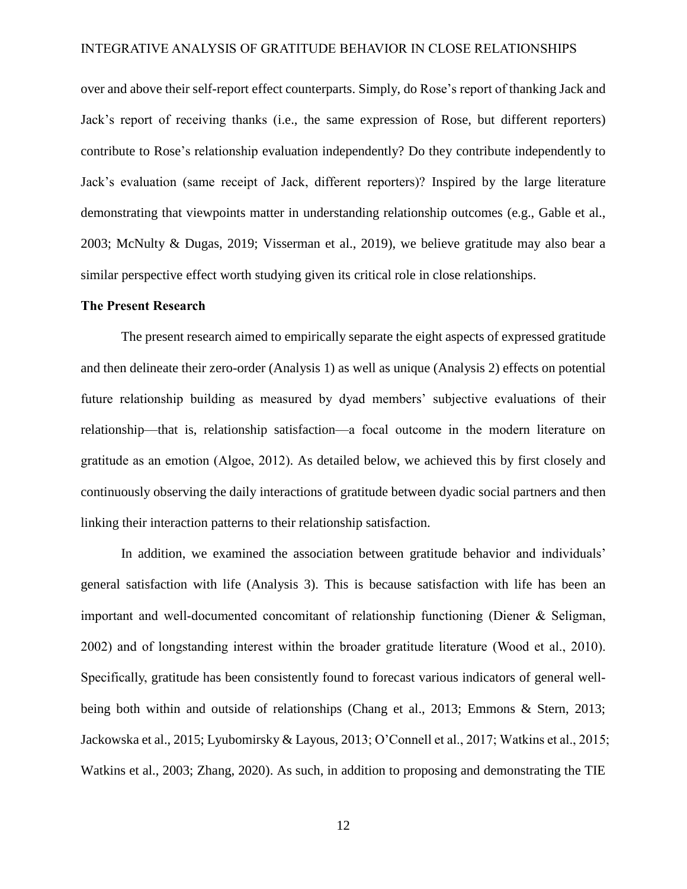over and above their self-report effect counterparts. Simply, do Rose's report of thanking Jack and Jack's report of receiving thanks (i.e., the same expression of Rose, but different reporters) contribute to Rose's relationship evaluation independently? Do they contribute independently to Jack's evaluation (same receipt of Jack, different reporters)? Inspired by the large literature demonstrating that viewpoints matter in understanding relationship outcomes (e.g., Gable et al., 2003; McNulty & Dugas, 2019; Visserman et al., 2019), we believe gratitude may also bear a similar perspective effect worth studying given its critical role in close relationships.

## The Present Research

The present research aimed to empirically separate the eight aspects of expressed gratitude and then delineate their zero-order (Analysis 1) as well as unique (Analysis 2) effects on potential future relationship building as measured by dyad members' subjective evaluations of their relationship—that is, relationship satisfaction—a focal outcome in the modern literature on gratitude as an emotion (Algoe, 2012). As detailed below, we achieved this by first closely and continuously observing the daily interactions of gratitude between dyadic social partners and then linking their interaction patterns to their relationship satisfaction.

In addition, we examined the association between gratitude behavior and individuals' general satisfaction with life (Analysis 3). This is because satisfaction with life has been an important and well-documented concomitant of relationship functioning (Diener & Seligman, 2002) and of longstanding interest within the broader gratitude literature (Wood et al., 2010). Specifically, gratitude has been consistently found to forecast various indicators of general well-being both within and outside of relationships (Chang et al., 2013; Emmons & Stern, 2013; Jackowska et al., 2015; Lyubomirsky & Layous, 2013; O'Connell et al., 2017; Watkins et al., 2015; Watkins et al., 2003; Zhang, 2020). As such, in addition to proposing and demonstrating the TIE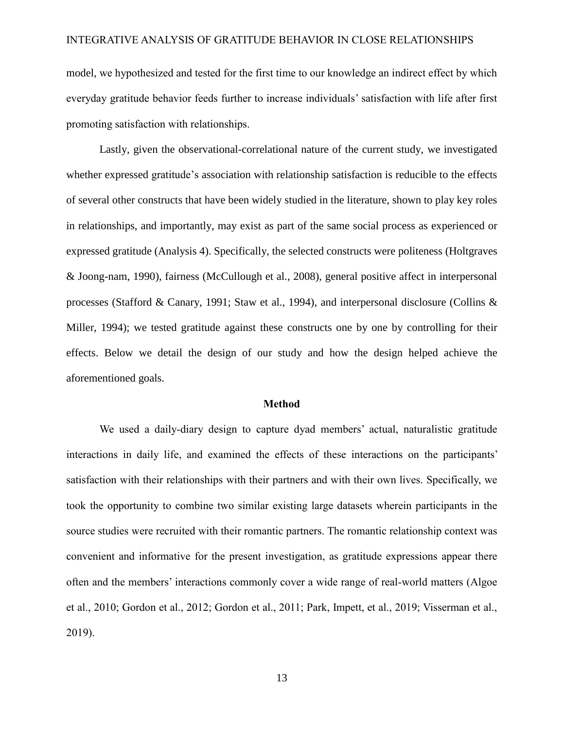model, we hypothesized and tested for the first time to our knowledge an indirect effect by which everyday gratitude behavior feeds further to increase individuals' satisfaction with life after first promoting satisfaction with relationships.

Lastly, given the observational-correlational nature of the current study, we investigated whether expressed gratitude's association with relationship satisfaction is reducible to the effects of several other constructs that have been widely studied in the literature, shown to play key roles in relationships, and importantly, may exist as part of the same social process as experienced or expressed gratitude (Analysis 4). Specifically, the selected constructs were politeness (Holtgraves & Joong-nam, 1990), fairness (McCullough et al., 2008), general positive affect in interpersonal processes (Stafford & Canary, 1991; Staw et al., 1994), and interpersonal disclosure (Collins & Miller, 1994); we tested gratitude against these constructs one by one by controlling for their effects. Below we detail the design of our study and how the design helped achieve the aforementioned goals.

## Method

We used a daily-diary design to capture dyad members' actual, naturalistic gratitude interactions in daily life, and examined the effects of these interactions on the participants' satisfaction with their relationships with their partners and with their own lives. Specifically, we took the opportunity to combine two similar existing large datasets wherein participants in the source studies were recruited with their romantic partners. The romantic relationship context was convenient and informative for the present investigation, as gratitude expressions appear there often and the members' interactions commonly cover a wide range of real-world matters (Algoe et al., 2010; Gordon et al., 2012; Gordon et al., 2011; Park, Impett, et al., 2019; Visserman et al., 2019).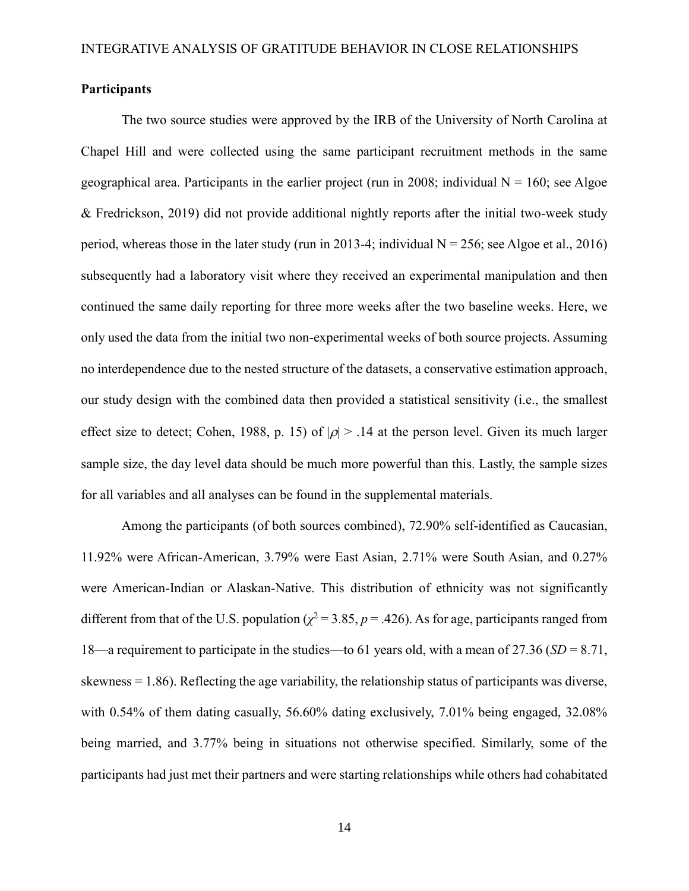**Participants**

The two source studies were approved by the IRB of the University of North Carolina at Chapel Hill and were collected using the same participant recruitment methods in the same geographical area. Participants in the earlier project (run in 2008; individual N = 160; see Algoe & Fredrickson, 2019) did not provide additional nightly reports after the initial two-week study period, whereas those in the later study (run in 2013-4; individual N = 256; see Algoe et al., 2016) subsequently had a laboratory visit where they received an experimental manipulation and then continued the same daily reporting for three more weeks after the two baseline weeks. Here, we only used the data from the initial two non-experimental weeks of both source projects. Assuming no interdependence due to the nested structure of the datasets, a conservative estimation approach, our study design with the combined data then provided a statistical sensitivity (i.e., the smallest effect size to detect; Cohen, 1988, p. 15) of $|\rho| > .14$ at the person level. Given its much larger sample size, the day level data should be much more powerful than this. Lastly, the sample sizes for all variables and all analyses can be found in the supplemental materials.

Among the participants (of both sources combined), 72.90% self-identified as Caucasian, 11.92% were African-American, 3.79% were East Asian, 2.71% were South Asian, and 0.27% were American-Indian or Alaskan-Native. This distribution of ethnicity was not significantly different from that of the U.S. population ($\chi^2 = 3.85$, $p = .426$). As for age, participants ranged from 18—a requirement to participate in the studies—to 61 years old, with a mean of 27.36 (*SD* = 8.71, skewness = 1.86). Reflecting the age variability, the relationship status of participants was diverse, with 0.54% of them dating casually, 56.60% dating exclusively, 7.01% being engaged, 32.08% being married, and 3.77% being in situations not otherwise specified. Similarly, some of the participants had just met their partners and were starting relationships while others had cohabitated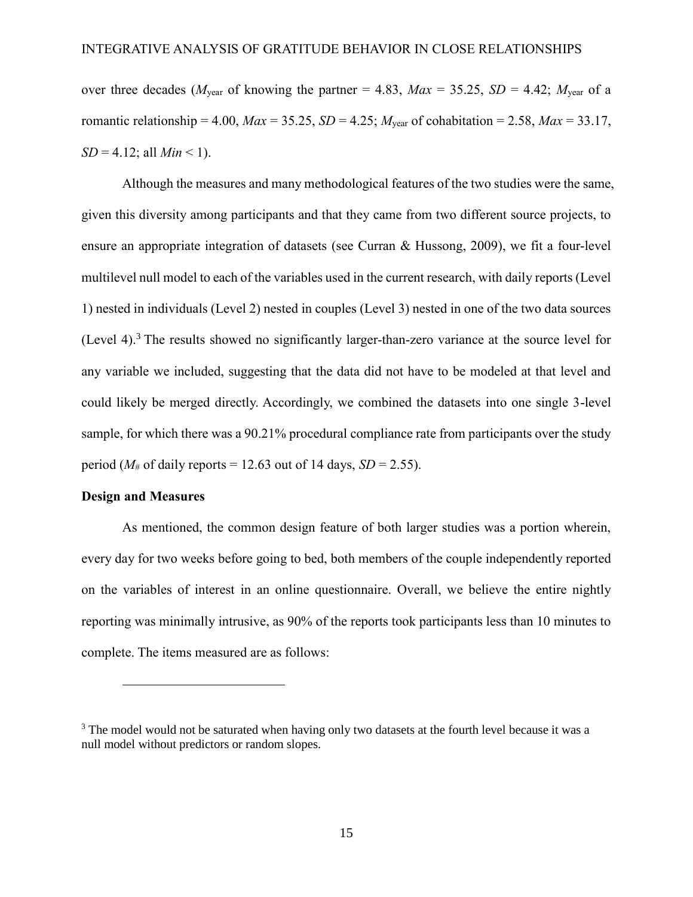over three decades ($M_{\text{year}}$ of knowing the partner = 4.83, *Max* = 35.25, *SD* = 4.42; $M_{\text{year}}$ of a romantic relationship = 4.00, *Max* = 35.25, *SD* = 4.25; $M_{\text{year}}$ of cohabitation = 2.58, *Max* = 33.17, *SD* = 4.12; all *Min* < 1).

Although the measures and many methodological features of the two studies were the same, given this diversity among participants and that they came from two different source projects, to ensure an appropriate integration of datasets (see Curran & Hussong, 2009), we fit a four-level multilevel null model to each of the variables used in the current research, with daily reports (Level 1) nested in individuals (Level 2) nested in couples (Level 3) nested in one of the two data sources (Level 4).[3] The results showed no significantly larger-than-zero variance at the source level for any variable we included, suggesting that the data did not have to be modeled at that level and could likely be merged directly. Accordingly, we combined the datasets into one single 3-level sample, for which there was a 90.21% procedural compliance rate from participants over the study period ($M_{\#}$ of daily reports = 12.63 out of 14 days, *SD* = 2.55).

**Design and Measures**

As mentioned, the common design feature of both larger studies was a portion wherein, every day for two weeks before going to bed, both members of the couple independently reported on the variables of interest in an online questionnaire. Overall, we believe the entire nightly reporting was minimally intrusive, as 90% of the reports took participants less than 10 minutes to complete. The items measured are as follows:

---

[3] The model would not be saturated when having only two datasets at the fourth level because it was a null model without predictors or random slopes.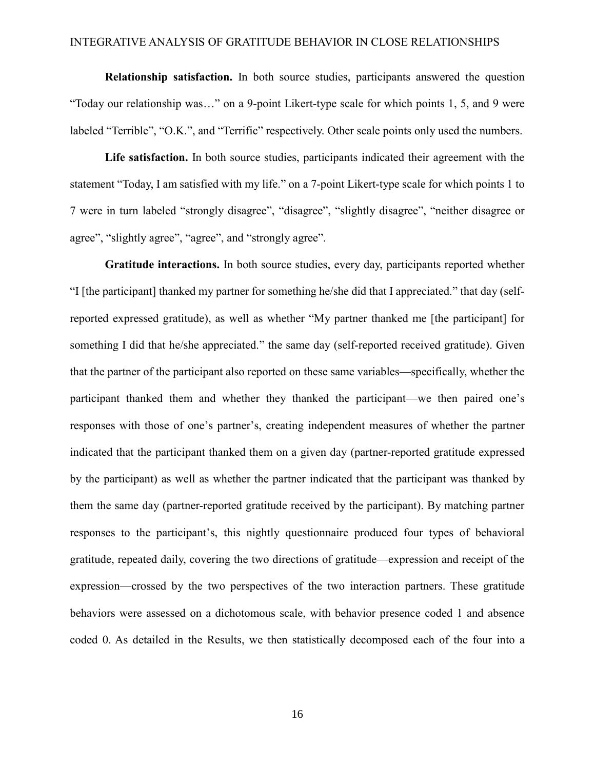**Relationship satisfaction.** In both source studies, participants answered the question "Today our relationship was…" on a 9-point Likert-type scale for which points 1, 5, and 9 were labeled "Terrible", "O.K.", and "Terrific" respectively. Other scale points only used the numbers.

**Life satisfaction.** In both source studies, participants indicated their agreement with the statement "Today, I am satisfied with my life." on a 7-point Likert-type scale for which points 1 to 7 were in turn labeled "strongly disagree", "disagree", "slightly disagree", "neither disagree or agree", "slightly agree", "agree", and "strongly agree".

**Gratitude interactions.** In both source studies, every day, participants reported whether "I [the participant] thanked my partner for something he/she did that I appreciated." that day (self-reported expressed gratitude), as well as whether "My partner thanked me [the participant] for something I did that he/she appreciated." the same day (self-reported received gratitude). Given that the partner of the participant also reported on these same variables—specifically, whether the participant thanked them and whether they thanked the participant—we then paired one's responses with those of one's partner's, creating independent measures of whether the partner indicated that the participant thanked them on a given day (partner-reported gratitude expressed by the participant) as well as whether the partner indicated that the participant was thanked by them the same day (partner-reported gratitude received by the participant). By matching partner responses to the participant's, this nightly questionnaire produced four types of behavioral gratitude, repeated daily, covering the two directions of gratitude—expression and receipt of the expression—crossed by the two perspectives of the two interaction partners. These gratitude behaviors were assessed on a dichotomous scale, with behavior presence coded 1 and absence coded 0. As detailed in the Results, we then statistically decomposed each of the four into a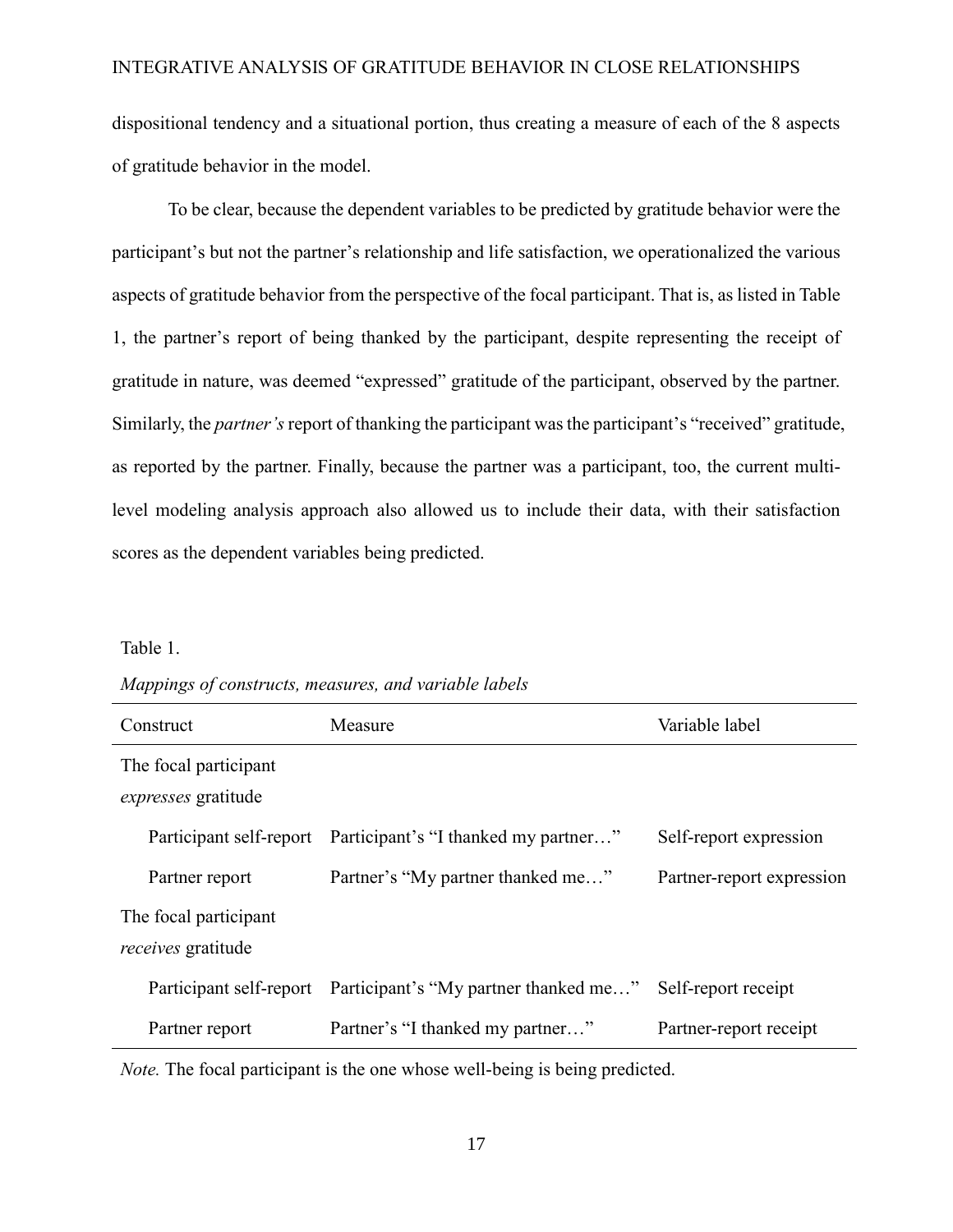dispositional tendency and a situational portion, thus creating a measure of each of the 8 aspects of gratitude behavior in the model.

To be clear, because the dependent variables to be predicted by gratitude behavior were the participant's but not the partner's relationship and life satisfaction, we operationalized the various aspects of gratitude behavior from the perspective of the focal participant. That is, as listed in Table 1, the partner's report of being thanked by the participant, despite representing the receipt of gratitude in nature, was deemed "expressed" gratitude of the participant, observed by the partner. Similarly, the *partner's* report of thanking the participant was the participant's "received" gratitude, as reported by the partner. Finally, because the partner was a participant, too, the current multi-level modeling analysis approach also allowed us to include their data, with their satisfaction scores as the dependent variables being predicted.

Table 1.

*Mappings of constructs, measures, and variable labels*

| Construct | Measure | Variable label |
|---|---|---|
| The focal participant *expresses* gratitude | | |
| Participant self-report | Participant's "I thanked my partner…" | Self-report expression |
| Partner report | Partner's "My partner thanked me…" | Partner-report expression |
| The focal participant *receives* gratitude | | |
| Participant self-report | Participant's "My partner thanked me…" | Self-report receipt |
| Partner report | Partner's "I thanked my partner…" | Partner-report receipt |

*Note.* The focal participant is the one whose well-being is being predicted.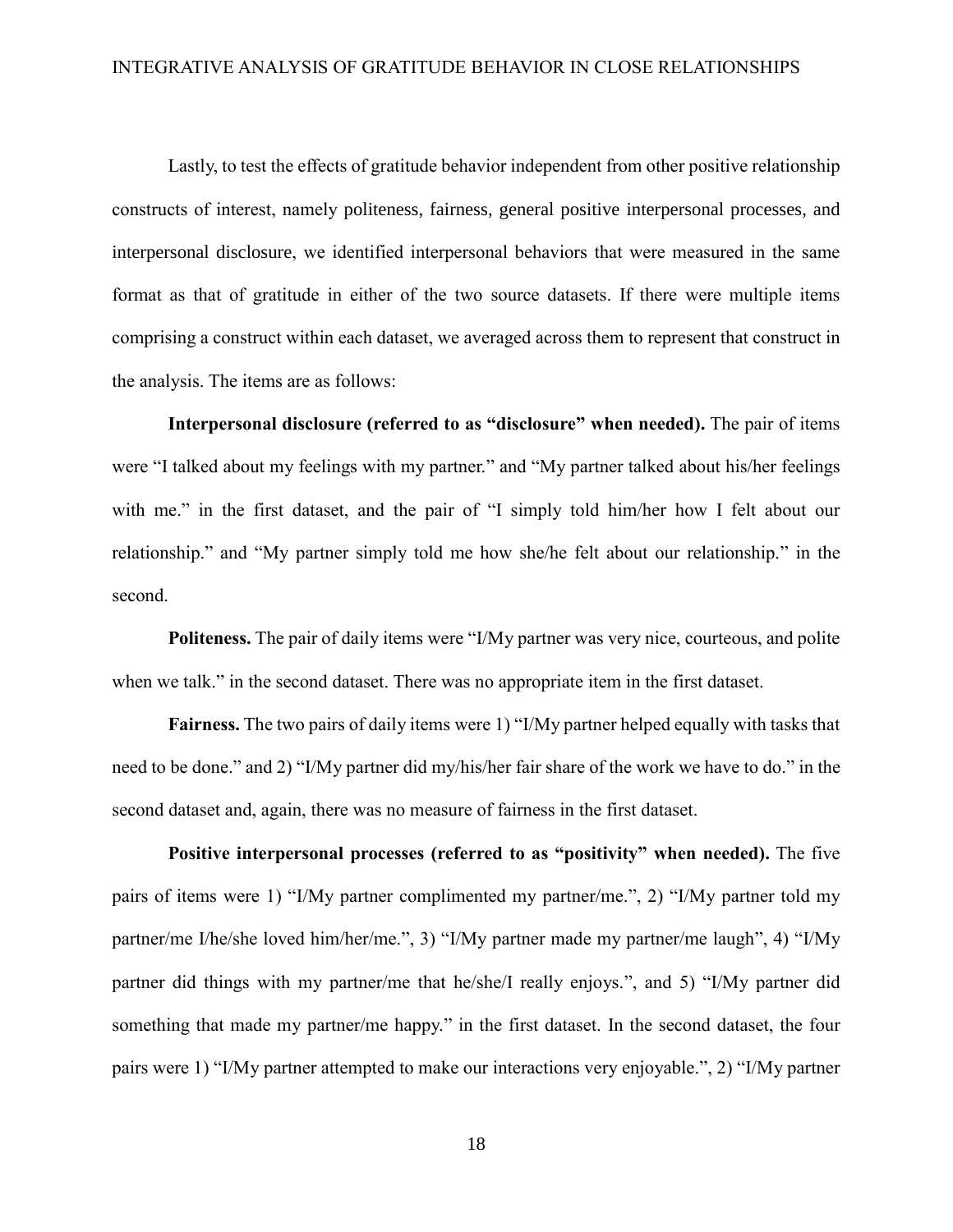Lastly, to test the effects of gratitude behavior independent from other positive relationship constructs of interest, namely politeness, fairness, general positive interpersonal processes, and interpersonal disclosure, we identified interpersonal behaviors that were measured in the same format as that of gratitude in either of the two source datasets. If there were multiple items comprising a construct within each dataset, we averaged across them to represent that construct in the analysis. The items are as follows:

**Interpersonal disclosure (referred to as "disclosure" when needed).** The pair of items were "I talked about my feelings with my partner." and "My partner talked about his/her feelings with me." in the first dataset, and the pair of "I simply told him/her how I felt about our relationship." and "My partner simply told me how she/he felt about our relationship." in the second.

**Politeness.** The pair of daily items were "I/My partner was very nice, courteous, and polite when we talk." in the second dataset. There was no appropriate item in the first dataset.

**Fairness.** The two pairs of daily items were 1) "I/My partner helped equally with tasks that need to be done." and 2) "I/My partner did my/his/her fair share of the work we have to do." in the second dataset and, again, there was no measure of fairness in the first dataset.

**Positive interpersonal processes (referred to as "positivity" when needed).** The five pairs of items were 1) "I/My partner complimented my partner/me.", 2) "I/My partner told my partner/me I/he/she loved him/her/me.", 3) "I/My partner made my partner/me laugh", 4) "I/My partner did things with my partner/me that he/she/I really enjoys.", and 5) "I/My partner did something that made my partner/me happy." in the first dataset. In the second dataset, the four pairs were 1) "I/My partner attempted to make our interactions very enjoyable.", 2) "I/My partner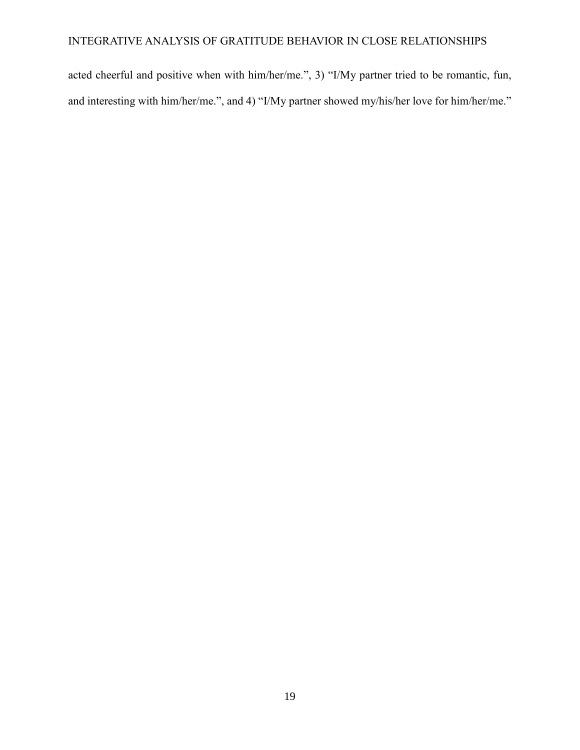acted cheerful and positive when with him/her/me.", 3) "I/My partner tried to be romantic, fun, and interesting with him/her/me.", and 4) "I/My partner showed my/his/her love for him/her/me."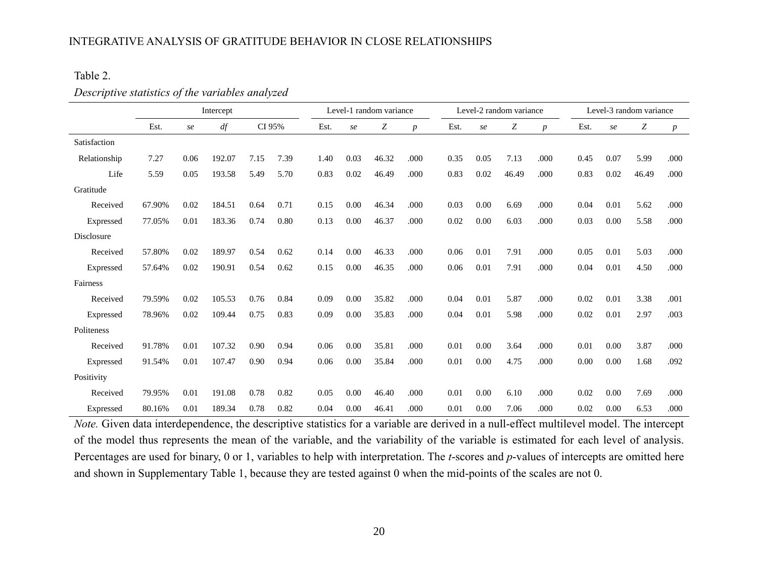Table 2.

*Descriptive statistics of the variables analyzed*

| | Intercept | | | | | Level-1 random variance | | | | Level-2 random variance | | | | Level-3 random variance | | | |
|---|---|---|---|---|---|---|---|---|---|---|---|---|---|---|---|---|---|
| | Est. | *se* | *df* | CI 95% | | Est. | *se* | *Z* | *p* | Est. | *se* | *Z* | *p* | Est. | *se* | *Z* | *p* |
| Satisfaction | | | | | | | | | | | | | | | | | |
| Relationship | 7.27 | 0.06 | 192.07 | 7.15 | 7.39 | 1.40 | 0.03 | 46.32 | .000 | 0.35 | 0.05 | 7.13 | .000 | 0.45 | 0.07 | 5.99 | .000 |
| Life | 5.59 | 0.05 | 193.58 | 5.49 | 5.70 | 0.83 | 0.02 | 46.49 | .000 | 0.83 | 0.02 | 46.49 | .000 | 0.83 | 0.02 | 46.49 | .000 |
| Gratitude | | | | | | | | | | | | | | | | | |
| Received | 67.90% | 0.02 | 184.51 | 0.64 | 0.71 | 0.15 | 0.00 | 46.34 | .000 | 0.03 | 0.00 | 6.69 | .000 | 0.04 | 0.01 | 5.62 | .000 |
| Expressed | 77.05% | 0.01 | 183.36 | 0.74 | 0.80 | 0.13 | 0.00 | 46.37 | .000 | 0.02 | 0.00 | 6.03 | .000 | 0.03 | 0.00 | 5.58 | .000 |
| Disclosure | | | | | | | | | | | | | | | | | |
| Received | 57.80% | 0.02 | 189.97 | 0.54 | 0.62 | 0.14 | 0.00 | 46.33 | .000 | 0.06 | 0.01 | 7.91 | .000 | 0.05 | 0.01 | 5.03 | .000 |
| Expressed | 57.64% | 0.02 | 190.91 | 0.54 | 0.62 | 0.15 | 0.00 | 46.35 | .000 | 0.06 | 0.01 | 7.91 | .000 | 0.04 | 0.01 | 4.50 | .000 |
| Fairness | | | | | | | | | | | | | | | | | |
| Received | 79.59% | 0.02 | 105.53 | 0.76 | 0.84 | 0.09 | 0.00 | 35.82 | .000 | 0.04 | 0.01 | 5.87 | .000 | 0.02 | 0.01 | 3.38 | .001 |
| Expressed | 78.96% | 0.02 | 109.44 | 0.75 | 0.83 | 0.09 | 0.00 | 35.83 | .000 | 0.04 | 0.01 | 5.98 | .000 | 0.02 | 0.01 | 2.97 | .003 |
| Politeness | | | | | | | | | | | | | | | | | |
| Received | 91.78% | 0.01 | 107.32 | 0.90 | 0.94 | 0.06 | 0.00 | 35.81 | .000 | 0.01 | 0.00 | 3.64 | .000 | 0.01 | 0.00 | 3.87 | .000 |
| Expressed | 91.54% | 0.01 | 107.47 | 0.90 | 0.94 | 0.06 | 0.00 | 35.84 | .000 | 0.01 | 0.00 | 4.75 | .000 | 0.00 | 0.00 | 1.68 | .092 |
| Positivity | | | | | | | | | | | | | | | | | |
| Received | 79.95% | 0.01 | 191.08 | 0.78 | 0.82 | 0.05 | 0.00 | 46.40 | .000 | 0.01 | 0.00 | 6.10 | .000 | 0.02 | 0.00 | 7.69 | .000 |
| Expressed | 80.16% | 0.01 | 189.34 | 0.78 | 0.82 | 0.04 | 0.00 | 46.41 | .000 | 0.01 | 0.00 | 7.06 | .000 | 0.02 | 0.00 | 6.53 | .000 |

*Note.* Given data interdependence, the descriptive statistics for a variable are derived in a null-effect multilevel model. The intercept of the model thus represents the mean of the variable, and the variability of the variable is estimated for each level of analysis. Percentages are used for binary, 0 or 1, variables to help with interpretation. The *t*-scores and *p*-values of intercepts are omitted here and shown in Supplementary Table 1, because they are tested against 0 when the mid-points of the scales are not 0.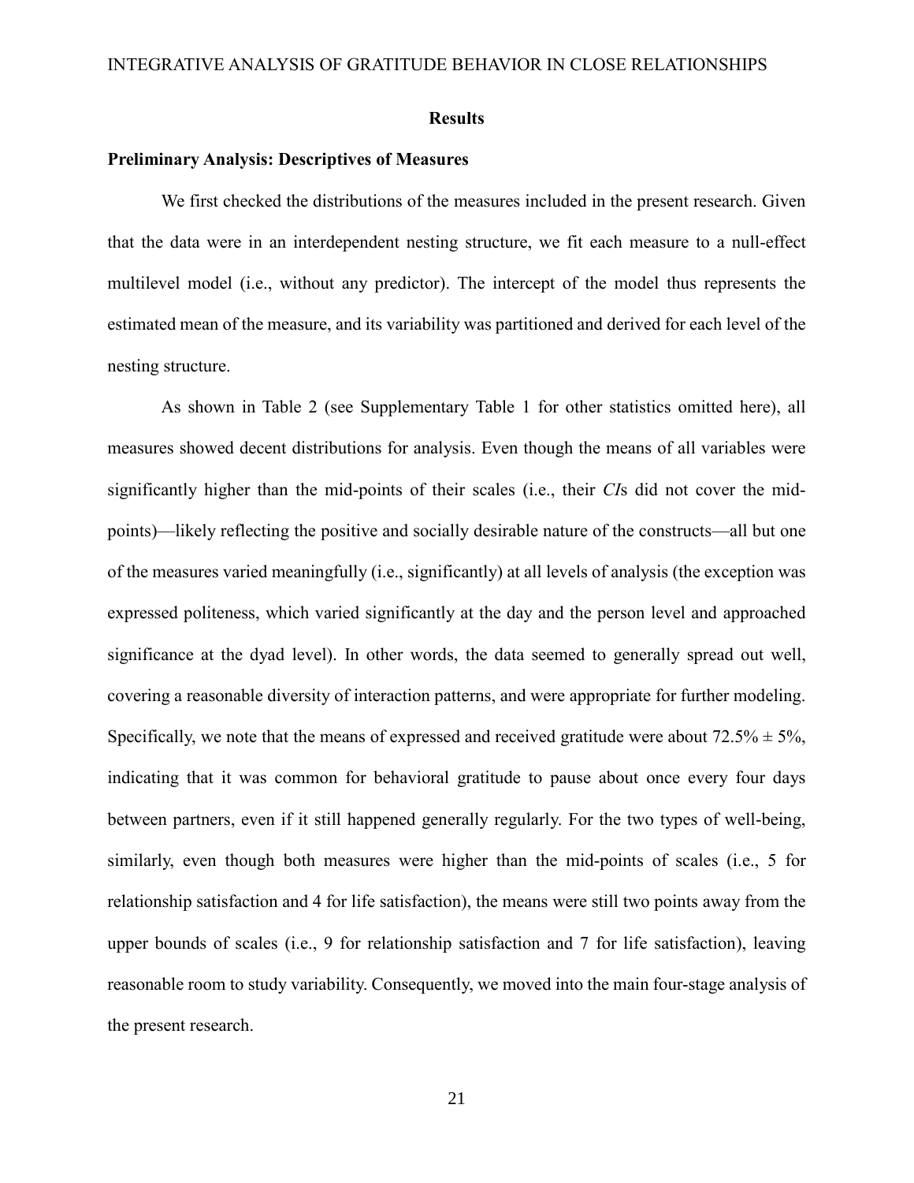## Results

### Preliminary Analysis: Descriptives of Measures

We first checked the distributions of the measures included in the present research. Given that the data were in an interdependent nesting structure, we fit each measure to a null-effect multilevel model (i.e., without any predictor). The intercept of the model thus represents the estimated mean of the measure, and its variability was partitioned and derived for each level of the nesting structure.

As shown in Table 2 (see Supplementary Table 1 for other statistics omitted here), all measures showed decent distributions for analysis. Even though the means of all variables were significantly higher than the mid-points of their scales (i.e., their *CI*s did not cover the mid-points)—likely reflecting the positive and socially desirable nature of the constructs—all but one of the measures varied meaningfully (i.e., significantly) at all levels of analysis (the exception was expressed politeness, which varied significantly at the day and the person level and approached significance at the dyad level). In other words, the data seemed to generally spread out well, covering a reasonable diversity of interaction patterns, and were appropriate for further modeling. Specifically, we note that the means of expressed and received gratitude were about 72.5% ± 5%, indicating that it was common for behavioral gratitude to pause about once every four days between partners, even if it still happened generally regularly. For the two types of well-being, similarly, even though both measures were higher than the mid-points of scales (i.e., 5 for relationship satisfaction and 4 for life satisfaction), the means were still two points away from the upper bounds of scales (i.e., 9 for relationship satisfaction and 7 for life satisfaction), leaving reasonable room to study variability. Consequently, we moved into the main four-stage analysis of the present research.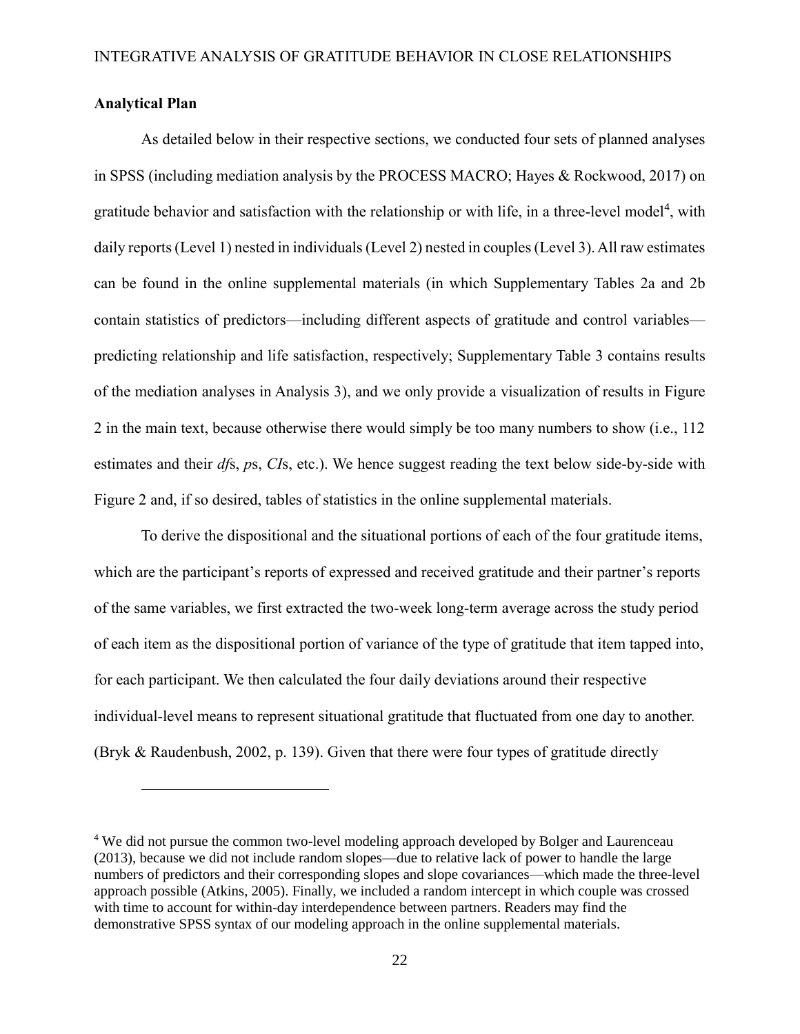**Analytical Plan**

As detailed below in their respective sections, we conducted four sets of planned analyses in SPSS (including mediation analysis by the PROCESS MACRO; Hayes & Rockwood, 2017) on gratitude behavior and satisfaction with the relationship or with life, in a three-level model[4], with daily reports (Level 1) nested in individuals (Level 2) nested in couples (Level 3). All raw estimates can be found in the online supplemental materials (in which Supplementary Tables 2a and 2b contain statistics of predictors—including different aspects of gratitude and control variables—predicting relationship and life satisfaction, respectively; Supplementary Table 3 contains results of the mediation analyses in Analysis 3), and we only provide a visualization of results in Figure 2 in the main text, because otherwise there would simply be too many numbers to show (i.e., 112 estimates and their *df*s, *p*s, *CI*s, etc.). We hence suggest reading the text below side-by-side with Figure 2 and, if so desired, tables of statistics in the online supplemental materials.

To derive the dispositional and the situational portions of each of the four gratitude items, which are the participant's reports of expressed and received gratitude and their partner's reports of the same variables, we first extracted the two-week long-term average across the study period of each item as the dispositional portion of variance of the type of gratitude that item tapped into, for each participant. We then calculated the four daily deviations around their respective individual-level means to represent situational gratitude that fluctuated from one day to another. (Bryk & Raudenbush, 2002, p. 139). Given that there were four types of gratitude directly

[4] We did not pursue the common two-level modeling approach developed by Bolger and Laurenceau (2013), because we did not include random slopes—due to relative lack of power to handle the large numbers of predictors and their corresponding slopes and slope covariances—which made the three-level approach possible (Atkins, 2005). Finally, we included a random intercept in which couple was crossed with time to account for within-day interdependence between partners. Readers may find the demonstrative SPSS syntax of our modeling approach in the online supplemental materials.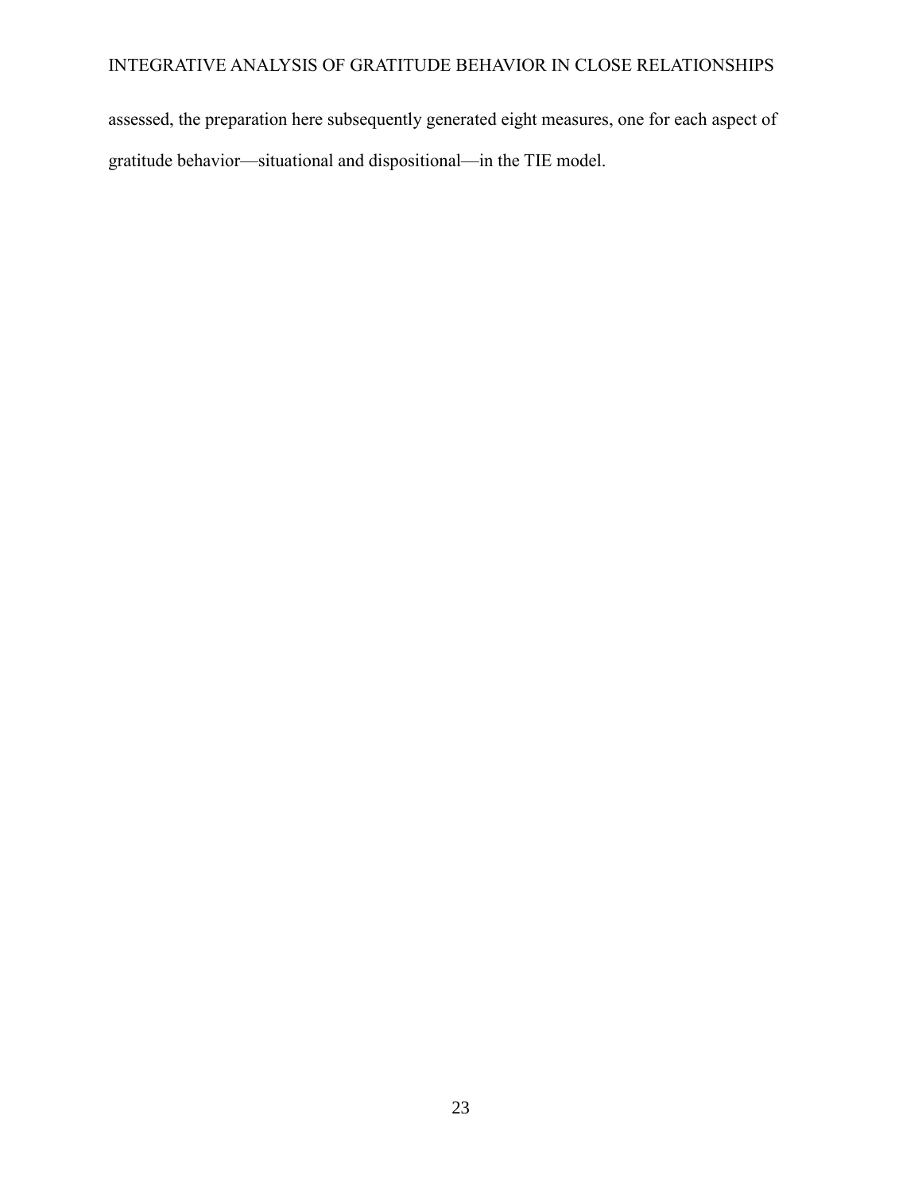assessed, the preparation here subsequently generated eight measures, one for each aspect of gratitude behavior—situational and dispositional—in the TIE model.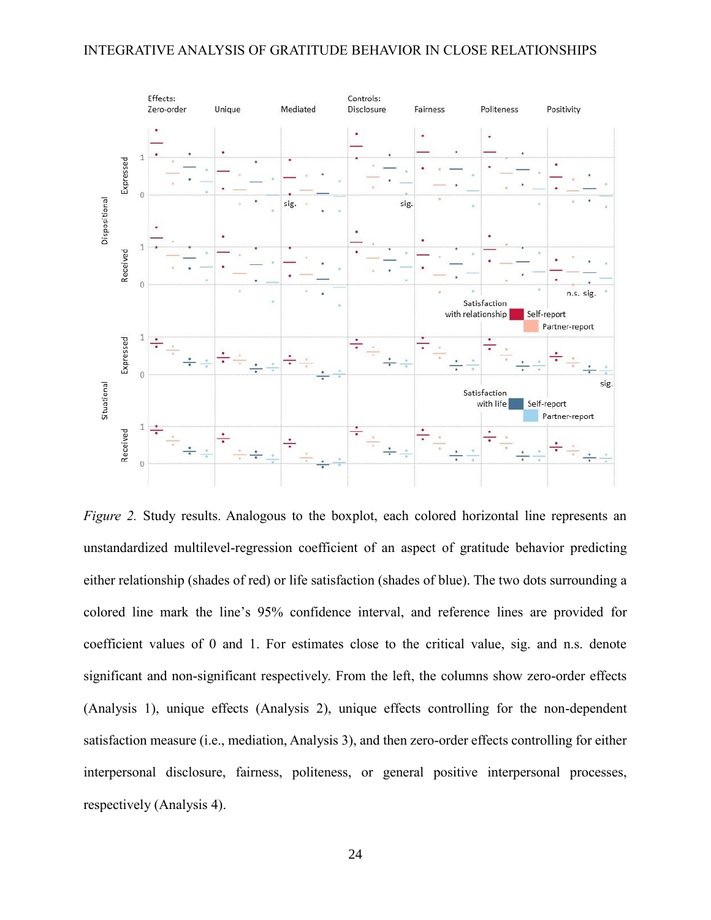*Figure 2.* Study results. Analogous to the boxplot, each colored horizontal line represents an unstandardized multilevel-regression coefficient of an aspect of gratitude behavior predicting either relationship (shades of red) or life satisfaction (shades of blue). The two dots surrounding a colored line mark the line's 95% confidence interval, and reference lines are provided for coefficient values of 0 and 1. For estimates close to the critical value, sig. and n.s. denote significant and non-significant respectively. From the left, the columns show zero-order effects (Analysis 1), unique effects (Analysis 2), unique effects controlling for the non-dependent satisfaction measure (i.e., mediation, Analysis 3), and then zero-order effects controlling for either interpersonal disclosure, fairness, politeness, or general positive interpersonal processes, respectively (Analysis 4).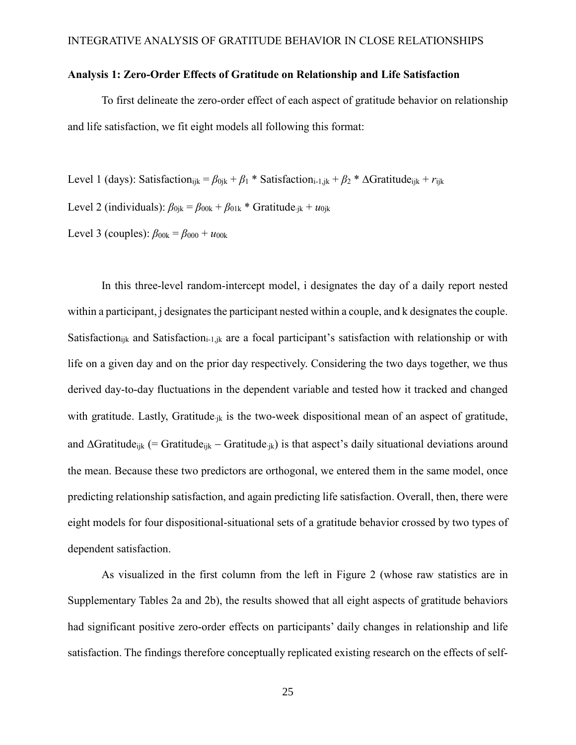**Analysis 1: Zero-Order Effects of Gratitude on Relationship and Life Satisfaction**

To first delineate the zero-order effect of each aspect of gratitude behavior on relationship and life satisfaction, we fit eight models all following this format:

Level 1 (days): $\text{Satisfaction}_{ijk} = \beta_{0jk} + \beta_1 * \text{Satisfaction}_{i-1,jk} + \beta_2 * \Delta\text{Gratitude}_{ijk} + r_{ijk}$

Level 2 (individuals): $\beta_{0jk} = \beta_{00k} + \beta_{01k} * \text{Gratitude}_{\cdot jk} + u_{0jk}$

Level 3 (couples): $\beta_{00k} = \beta_{000} + u_{00k}$

In this three-level random-intercept model, i designates the day of a daily report nested within a participant, j designates the participant nested within a couple, and k designates the couple. $\text{Satisfaction}_{ijk}$ and $\text{Satisfaction}_{i-1,jk}$ are a focal participant's satisfaction with relationship or with life on a given day and on the prior day respectively. Considering the two days together, we thus derived day-to-day fluctuations in the dependent variable and tested how it tracked and changed with gratitude. Lastly, $\text{Gratitude}_{\cdot jk}$ is the two-week dispositional mean of an aspect of gratitude, and $\Delta\text{Gratitude}_{ijk}$ (= $\text{Gratitude}_{ijk} - \text{Gratitude}_{\cdot jk}$) is that aspect's daily situational deviations around the mean. Because these two predictors are orthogonal, we entered them in the same model, once predicting relationship satisfaction, and again predicting life satisfaction. Overall, then, there were eight models for four dispositional-situational sets of a gratitude behavior crossed by two types of dependent satisfaction.

As visualized in the first column from the left in Figure 2 (whose raw statistics are in Supplementary Tables 2a and 2b), the results showed that all eight aspects of gratitude behaviors had significant positive zero-order effects on participants' daily changes in relationship and life satisfaction. The findings therefore conceptually replicated existing research on the effects of self-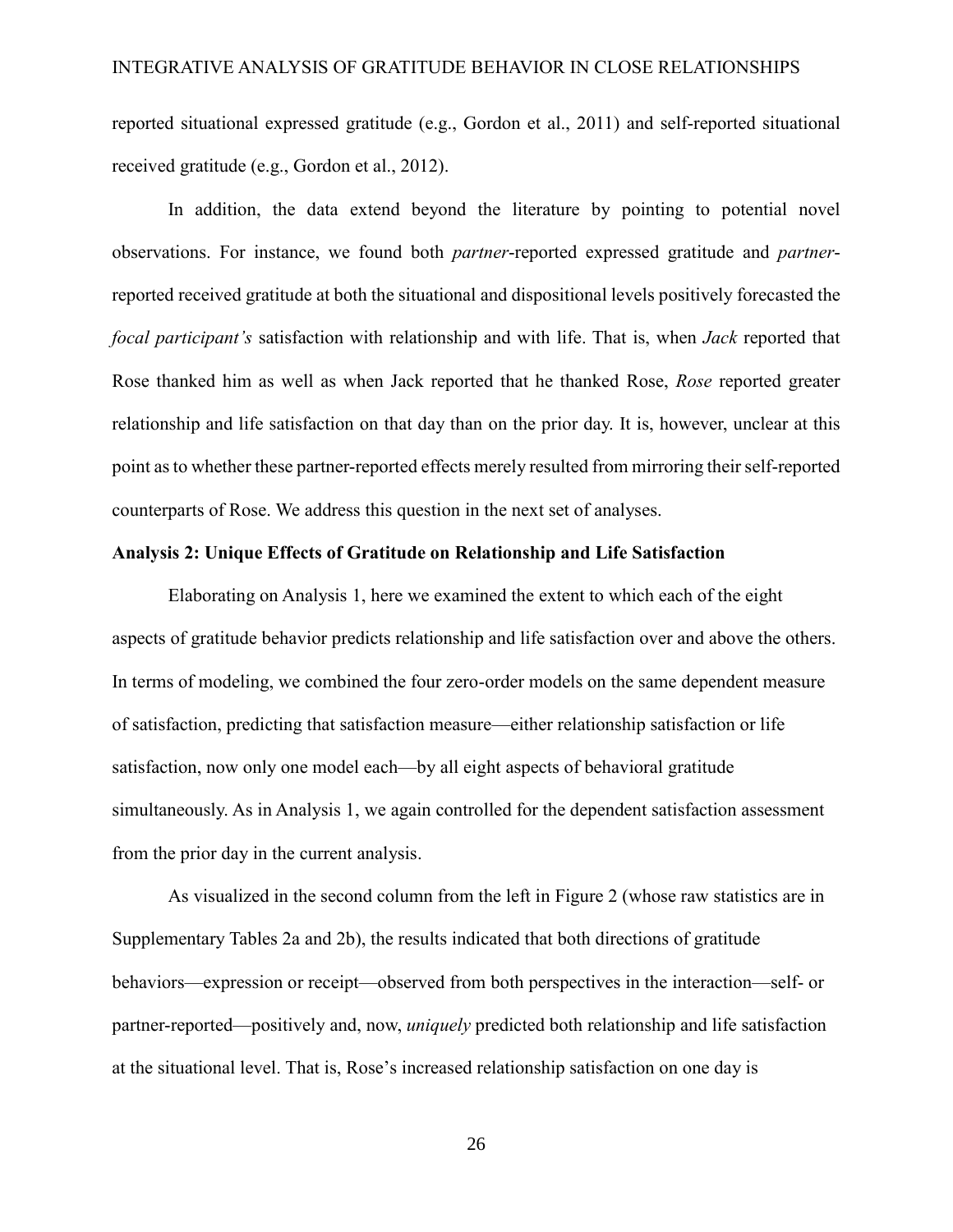reported situational expressed gratitude (e.g., Gordon et al., 2011) and self-reported situational received gratitude (e.g., Gordon et al., 2012).

In addition, the data extend beyond the literature by pointing to potential novel observations. For instance, we found both *partner*-reported expressed gratitude and *partner*-reported received gratitude at both the situational and dispositional levels positively forecasted the *focal participant's* satisfaction with relationship and with life. That is, when *Jack* reported that Rose thanked him as well as when Jack reported that he thanked Rose, *Rose* reported greater relationship and life satisfaction on that day than on the prior day. It is, however, unclear at this point as to whether these partner-reported effects merely resulted from mirroring their self-reported counterparts of Rose. We address this question in the next set of analyses.

**Analysis 2: Unique Effects of Gratitude on Relationship and Life Satisfaction**

Elaborating on Analysis 1, here we examined the extent to which each of the eight aspects of gratitude behavior predicts relationship and life satisfaction over and above the others. In terms of modeling, we combined the four zero-order models on the same dependent measure of satisfaction, predicting that satisfaction measure—either relationship satisfaction or life satisfaction, now only one model each—by all eight aspects of behavioral gratitude simultaneously. As in Analysis 1, we again controlled for the dependent satisfaction assessment from the prior day in the current analysis.

As visualized in the second column from the left in Figure 2 (whose raw statistics are in Supplementary Tables 2a and 2b), the results indicated that both directions of gratitude behaviors—expression or receipt—observed from both perspectives in the interaction—self- or partner-reported—positively and, now, *uniquely* predicted both relationship and life satisfaction at the situational level. That is, Rose's increased relationship satisfaction on one day is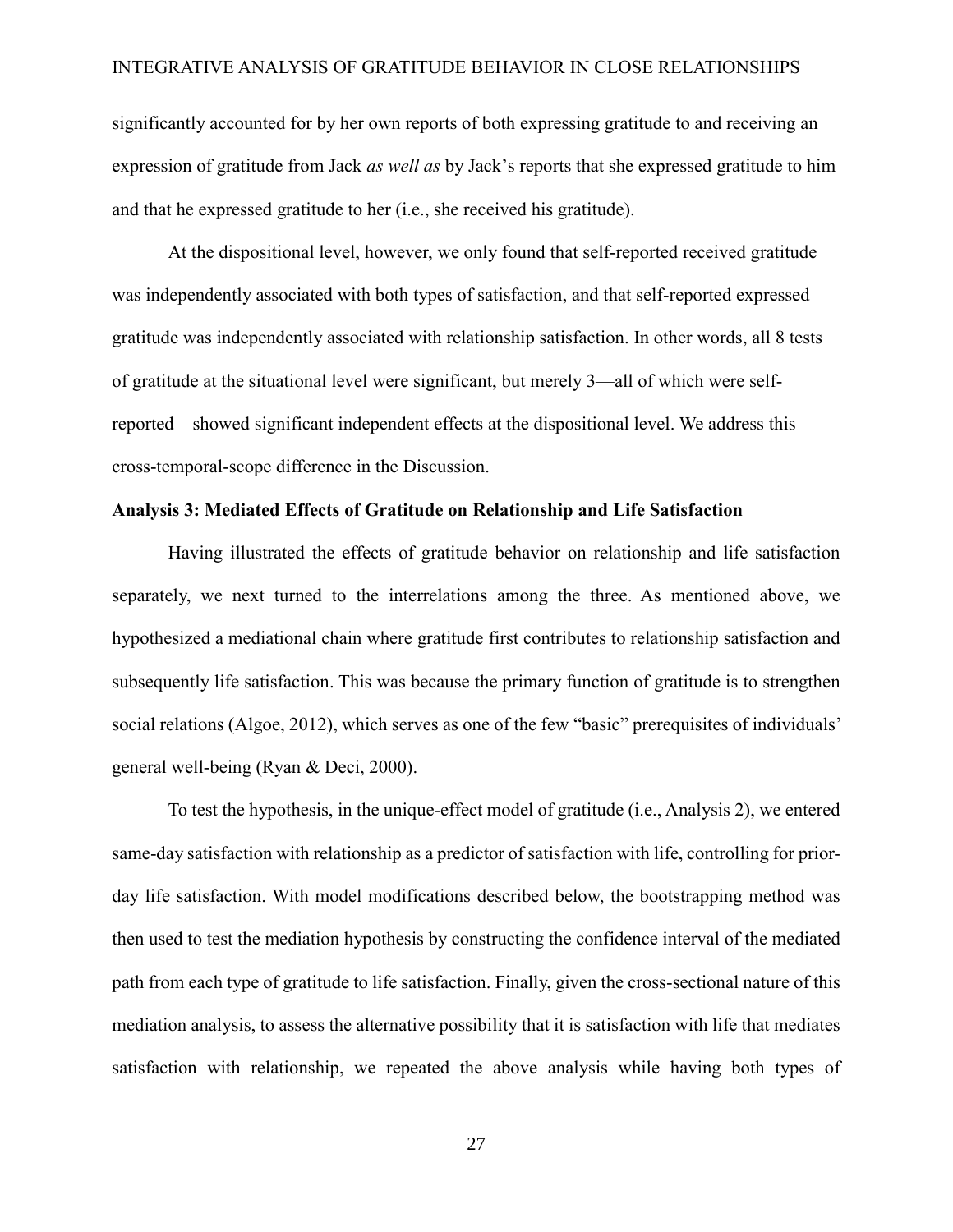significantly accounted for by her own reports of both expressing gratitude to and receiving an expression of gratitude from Jack *as well as* by Jack's reports that she expressed gratitude to him and that he expressed gratitude to her (i.e., she received his gratitude).

At the dispositional level, however, we only found that self-reported received gratitude was independently associated with both types of satisfaction, and that self-reported expressed gratitude was independently associated with relationship satisfaction. In other words, all 8 tests of gratitude at the situational level were significant, but merely 3—all of which were self-reported—showed significant independent effects at the dispositional level. We address this cross-temporal-scope difference in the Discussion.

**Analysis 3: Mediated Effects of Gratitude on Relationship and Life Satisfaction**

Having illustrated the effects of gratitude behavior on relationship and life satisfaction separately, we next turned to the interrelations among the three. As mentioned above, we hypothesized a mediational chain where gratitude first contributes to relationship satisfaction and subsequently life satisfaction. This was because the primary function of gratitude is to strengthen social relations (Algoe, 2012), which serves as one of the few "basic" prerequisites of individuals' general well-being (Ryan & Deci, 2000).

To test the hypothesis, in the unique-effect model of gratitude (i.e., Analysis 2), we entered same-day satisfaction with relationship as a predictor of satisfaction with life, controlling for prior-day life satisfaction. With model modifications described below, the bootstrapping method was then used to test the mediation hypothesis by constructing the confidence interval of the mediated path from each type of gratitude to life satisfaction. Finally, given the cross-sectional nature of this mediation analysis, to assess the alternative possibility that it is satisfaction with life that mediates satisfaction with relationship, we repeated the above analysis while having both types of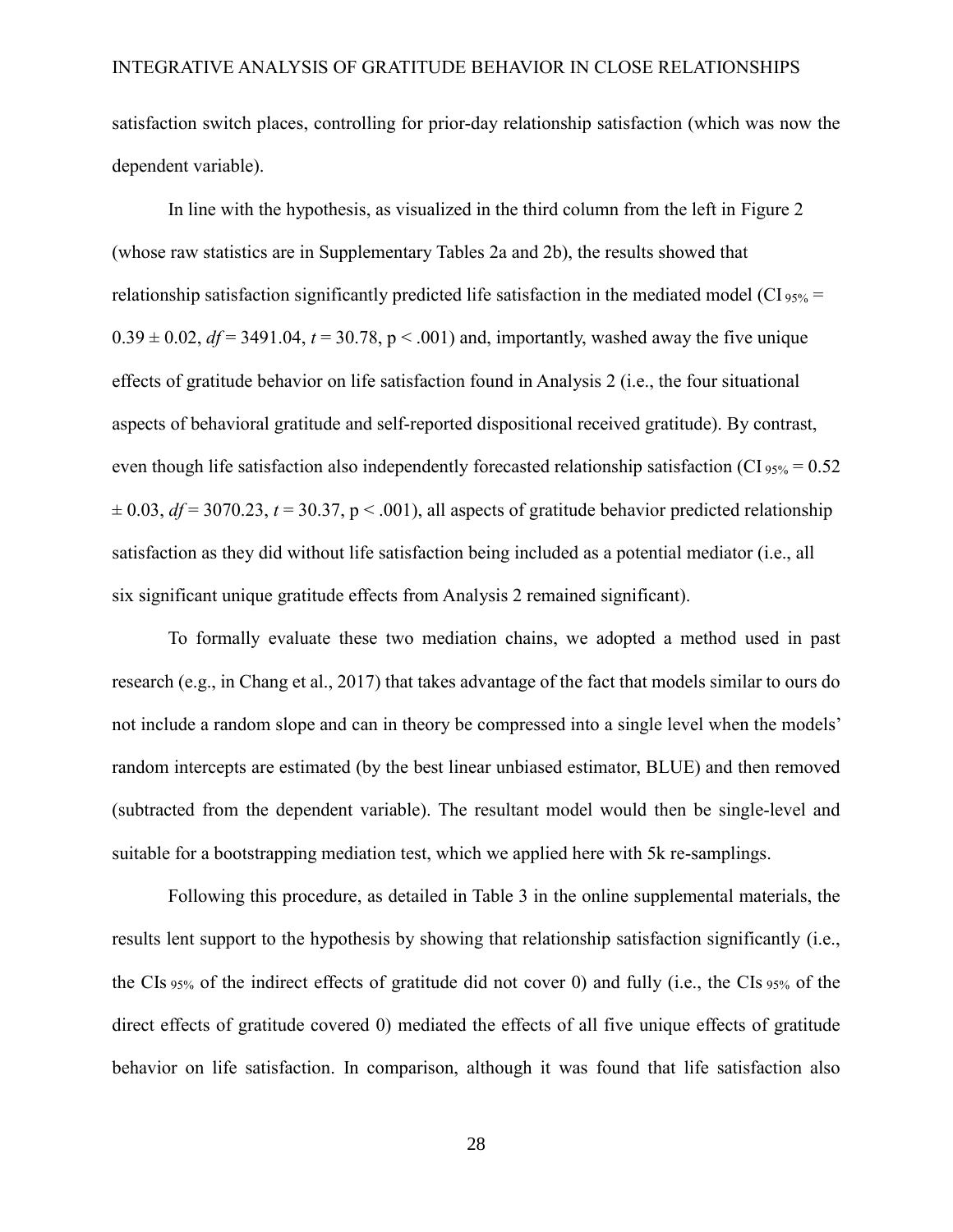satisfaction switch places, controlling for prior-day relationship satisfaction (which was now the dependent variable).

In line with the hypothesis, as visualized in the third column from the left in Figure 2 (whose raw statistics are in Supplementary Tables 2a and 2b), the results showed that relationship satisfaction significantly predicted life satisfaction in the mediated model ($CI_{95\%}$ = 0.39 ± 0.02, *df* = 3491.04, *t* = 30.78, p < .001) and, importantly, washed away the five unique effects of gratitude behavior on life satisfaction found in Analysis 2 (i.e., the four situational aspects of behavioral gratitude and self-reported dispositional received gratitude). By contrast, even though life satisfaction also independently forecasted relationship satisfaction ($CI_{95\%}$ = 0.52 ± 0.03, *df* = 3070.23, *t* = 30.37, p < .001), all aspects of gratitude behavior predicted relationship satisfaction as they did without life satisfaction being included as a potential mediator (i.e., all six significant unique gratitude effects from Analysis 2 remained significant).

To formally evaluate these two mediation chains, we adopted a method used in past research (e.g., in Chang et al., 2017) that takes advantage of the fact that models similar to ours do not include a random slope and can in theory be compressed into a single level when the models' random intercepts are estimated (by the best linear unbiased estimator, BLUE) and then removed (subtracted from the dependent variable). The resultant model would then be single-level and suitable for a bootstrapping mediation test, which we applied here with 5k re-samplings.

Following this procedure, as detailed in Table 3 in the online supplemental materials, the results lent support to the hypothesis by showing that relationship satisfaction significantly (i.e., the $CIs_{95\%}$ of the indirect effects of gratitude did not cover 0) and fully (i.e., the $CIs_{95\%}$ of the direct effects of gratitude covered 0) mediated the effects of all five unique effects of gratitude behavior on life satisfaction. In comparison, although it was found that life satisfaction also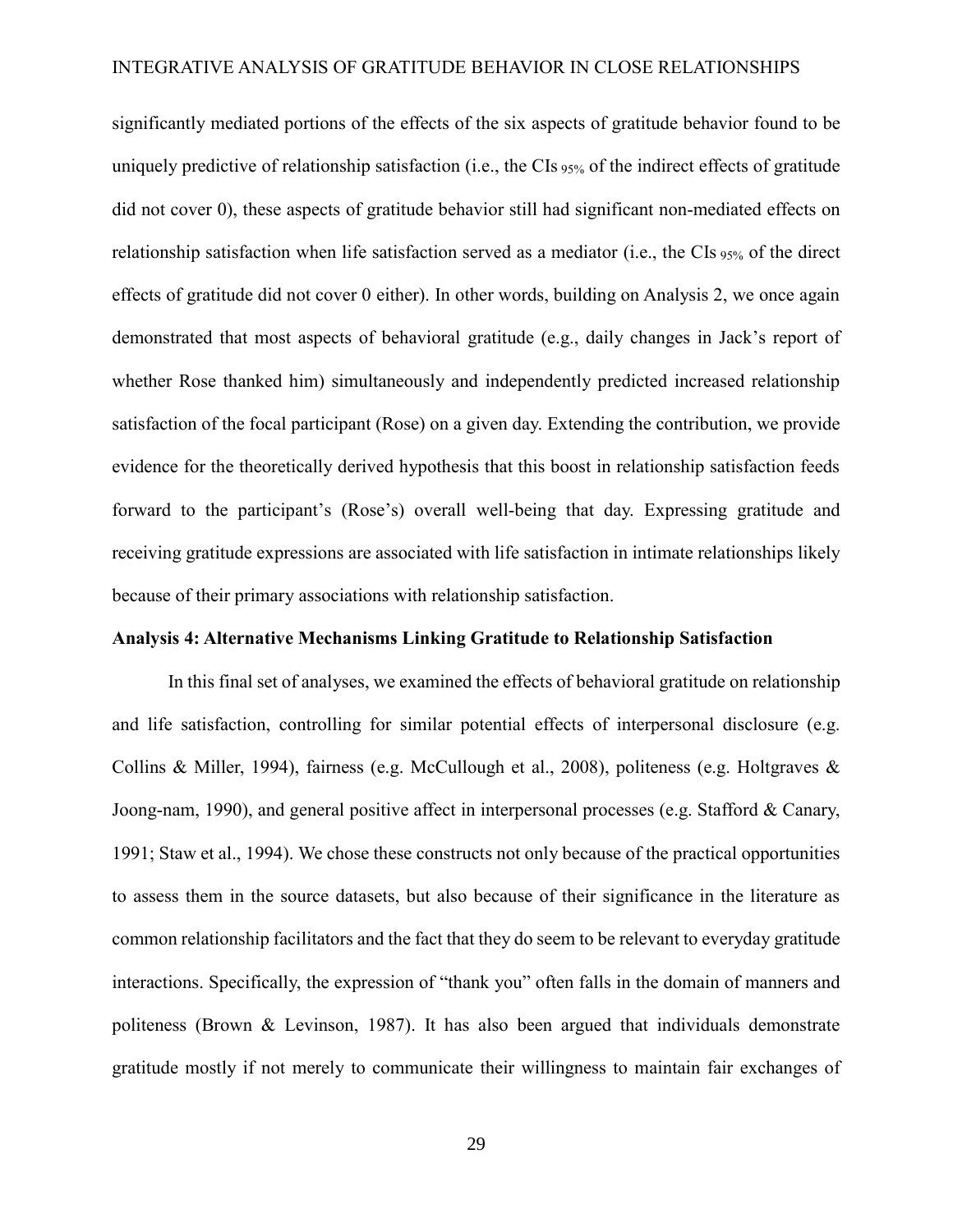significantly mediated portions of the effects of the six aspects of gratitude behavior found to be uniquely predictive of relationship satisfaction (i.e., the CIs $_{95\%}$ of the indirect effects of gratitude did not cover 0), these aspects of gratitude behavior still had significant non-mediated effects on relationship satisfaction when life satisfaction served as a mediator (i.e., the CIs $_{95\%}$ of the direct effects of gratitude did not cover 0 either). In other words, building on Analysis 2, we once again demonstrated that most aspects of behavioral gratitude (e.g., daily changes in Jack's report of whether Rose thanked him) simultaneously and independently predicted increased relationship satisfaction of the focal participant (Rose) on a given day. Extending the contribution, we provide evidence for the theoretically derived hypothesis that this boost in relationship satisfaction feeds forward to the participant's (Rose's) overall well-being that day. Expressing gratitude and receiving gratitude expressions are associated with life satisfaction in intimate relationships likely because of their primary associations with relationship satisfaction.

**Analysis 4: Alternative Mechanisms Linking Gratitude to Relationship Satisfaction**

In this final set of analyses, we examined the effects of behavioral gratitude on relationship and life satisfaction, controlling for similar potential effects of interpersonal disclosure (e.g. Collins & Miller, 1994), fairness (e.g. McCullough et al., 2008), politeness (e.g. Holtgraves & Joong-nam, 1990), and general positive affect in interpersonal processes (e.g. Stafford & Canary, 1991; Staw et al., 1994). We chose these constructs not only because of the practical opportunities to assess them in the source datasets, but also because of their significance in the literature as common relationship facilitators and the fact that they do seem to be relevant to everyday gratitude interactions. Specifically, the expression of "thank you" often falls in the domain of manners and politeness (Brown & Levinson, 1987). It has also been argued that individuals demonstrate gratitude mostly if not merely to communicate their willingness to maintain fair exchanges of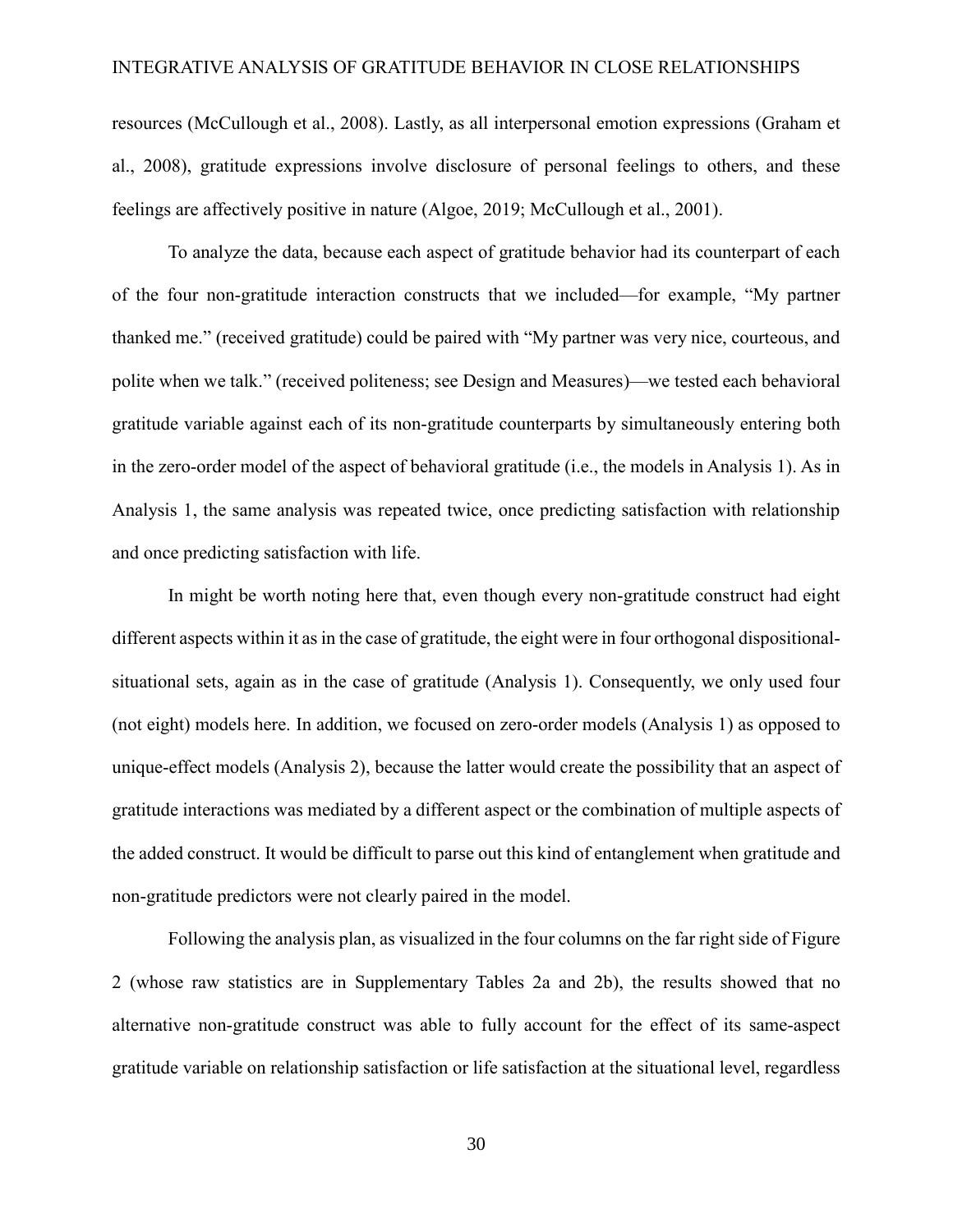resources (McCullough et al., 2008). Lastly, as all interpersonal emotion expressions (Graham et al., 2008), gratitude expressions involve disclosure of personal feelings to others, and these feelings are affectively positive in nature (Algoe, 2019; McCullough et al., 2001).

To analyze the data, because each aspect of gratitude behavior had its counterpart of each of the four non-gratitude interaction constructs that we included—for example, "My partner thanked me." (received gratitude) could be paired with "My partner was very nice, courteous, and polite when we talk." (received politeness; see Design and Measures)—we tested each behavioral gratitude variable against each of its non-gratitude counterparts by simultaneously entering both in the zero-order model of the aspect of behavioral gratitude (i.e., the models in Analysis 1). As in Analysis 1, the same analysis was repeated twice, once predicting satisfaction with relationship and once predicting satisfaction with life.

In might be worth noting here that, even though every non-gratitude construct had eight different aspects within it as in the case of gratitude, the eight were in four orthogonal dispositional-situational sets, again as in the case of gratitude (Analysis 1). Consequently, we only used four (not eight) models here. In addition, we focused on zero-order models (Analysis 1) as opposed to unique-effect models (Analysis 2), because the latter would create the possibility that an aspect of gratitude interactions was mediated by a different aspect or the combination of multiple aspects of the added construct. It would be difficult to parse out this kind of entanglement when gratitude and non-gratitude predictors were not clearly paired in the model.

Following the analysis plan, as visualized in the four columns on the far right side of Figure 2 (whose raw statistics are in Supplementary Tables 2a and 2b), the results showed that no alternative non-gratitude construct was able to fully account for the effect of its same-aspect gratitude variable on relationship satisfaction or life satisfaction at the situational level, regardless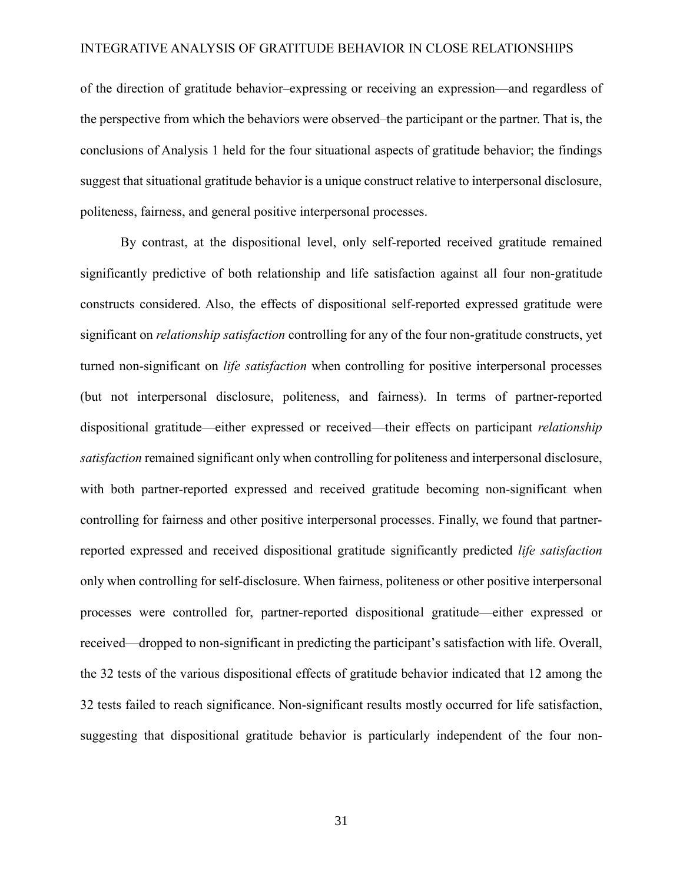of the direction of gratitude behavior–expressing or receiving an expression—and regardless of the perspective from which the behaviors were observed–the participant or the partner. That is, the conclusions of Analysis 1 held for the four situational aspects of gratitude behavior; the findings suggest that situational gratitude behavior is a unique construct relative to interpersonal disclosure, politeness, fairness, and general positive interpersonal processes.

By contrast, at the dispositional level, only self-reported received gratitude remained significantly predictive of both relationship and life satisfaction against all four non-gratitude constructs considered. Also, the effects of dispositional self-reported expressed gratitude were significant on *relationship satisfaction* controlling for any of the four non-gratitude constructs, yet turned non-significant on *life satisfaction* when controlling for positive interpersonal processes (but not interpersonal disclosure, politeness, and fairness). In terms of partner-reported dispositional gratitude—either expressed or received—their effects on participant *relationship satisfaction* remained significant only when controlling for politeness and interpersonal disclosure, with both partner-reported expressed and received gratitude becoming non-significant when controlling for fairness and other positive interpersonal processes. Finally, we found that partner-reported expressed and received dispositional gratitude significantly predicted *life satisfaction* only when controlling for self-disclosure. When fairness, politeness or other positive interpersonal processes were controlled for, partner-reported dispositional gratitude—either expressed or received—dropped to non-significant in predicting the participant's satisfaction with life. Overall, the 32 tests of the various dispositional effects of gratitude behavior indicated that 12 among the 32 tests failed to reach significance. Non-significant results mostly occurred for life satisfaction, suggesting that dispositional gratitude behavior is particularly independent of the four non-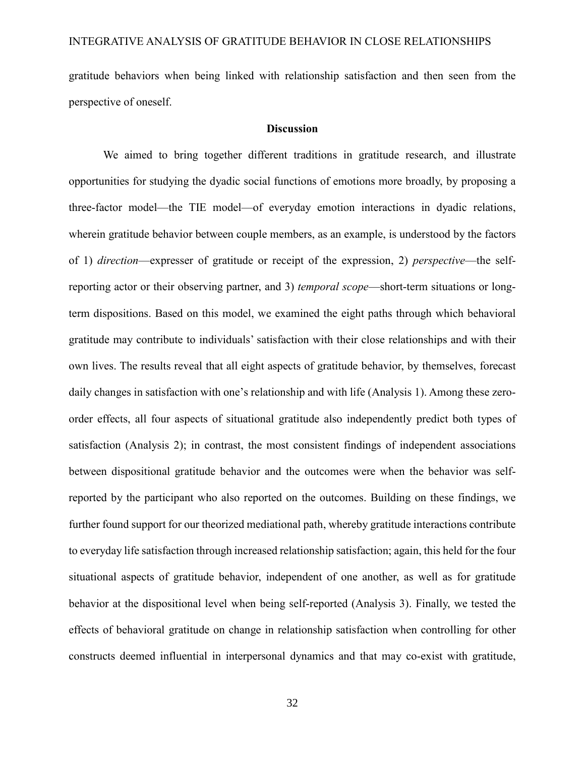gratitude behaviors when being linked with relationship satisfaction and then seen from the perspective of oneself.

## Discussion

We aimed to bring together different traditions in gratitude research, and illustrate opportunities for studying the dyadic social functions of emotions more broadly, by proposing a three-factor model—the TIE model—of everyday emotion interactions in dyadic relations, wherein gratitude behavior between couple members, as an example, is understood by the factors of 1) *direction*—expresser of gratitude or receipt of the expression, 2) *perspective*—the self-reporting actor or their observing partner, and 3) *temporal scope*—short-term situations or long-term dispositions. Based on this model, we examined the eight paths through which behavioral gratitude may contribute to individuals' satisfaction with their close relationships and with their own lives. The results reveal that all eight aspects of gratitude behavior, by themselves, forecast daily changes in satisfaction with one's relationship and with life (Analysis 1). Among these zero-order effects, all four aspects of situational gratitude also independently predict both types of satisfaction (Analysis 2); in contrast, the most consistent findings of independent associations between dispositional gratitude behavior and the outcomes were when the behavior was self-reported by the participant who also reported on the outcomes. Building on these findings, we further found support for our theorized mediational path, whereby gratitude interactions contribute to everyday life satisfaction through increased relationship satisfaction; again, this held for the four situational aspects of gratitude behavior, independent of one another, as well as for gratitude behavior at the dispositional level when being self-reported (Analysis 3). Finally, we tested the effects of behavioral gratitude on change in relationship satisfaction when controlling for other constructs deemed influential in interpersonal dynamics and that may co-exist with gratitude,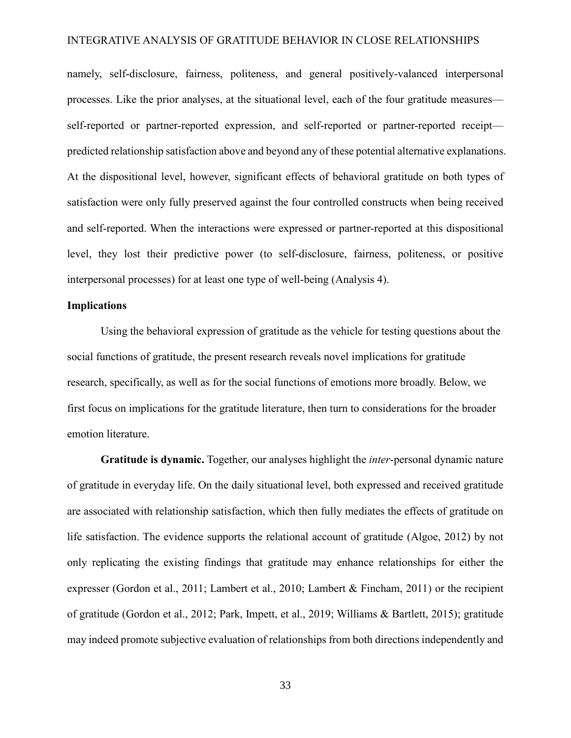namely, self-disclosure, fairness, politeness, and general positively-valanced interpersonal processes. Like the prior analyses, at the situational level, each of the four gratitude measures—self-reported or partner-reported expression, and self-reported or partner-reported receipt—predicted relationship satisfaction above and beyond any of these potential alternative explanations. At the dispositional level, however, significant effects of behavioral gratitude on both types of satisfaction were only fully preserved against the four controlled constructs when being received and self-reported. When the interactions were expressed or partner-reported at this dispositional level, they lost their predictive power (to self-disclosure, fairness, politeness, or positive interpersonal processes) for at least one type of well-being (Analysis 4).

## Implications

Using the behavioral expression of gratitude as the vehicle for testing questions about the social functions of gratitude, the present research reveals novel implications for gratitude research, specifically, as well as for the social functions of emotions more broadly. Below, we first focus on implications for the gratitude literature, then turn to considerations for the broader emotion literature.

**Gratitude is dynamic.** Together, our analyses highlight the *inter*-personal dynamic nature of gratitude in everyday life. On the daily situational level, both expressed and received gratitude are associated with relationship satisfaction, which then fully mediates the effects of gratitude on life satisfaction. The evidence supports the relational account of gratitude (Algoe, 2012) by not only replicating the existing findings that gratitude may enhance relationships for either the expresser (Gordon et al., 2011; Lambert et al., 2010; Lambert & Fincham, 2011) or the recipient of gratitude (Gordon et al., 2012; Park, Impett, et al., 2019; Williams & Bartlett, 2015); gratitude may indeed promote subjective evaluation of relationships from both directions independently and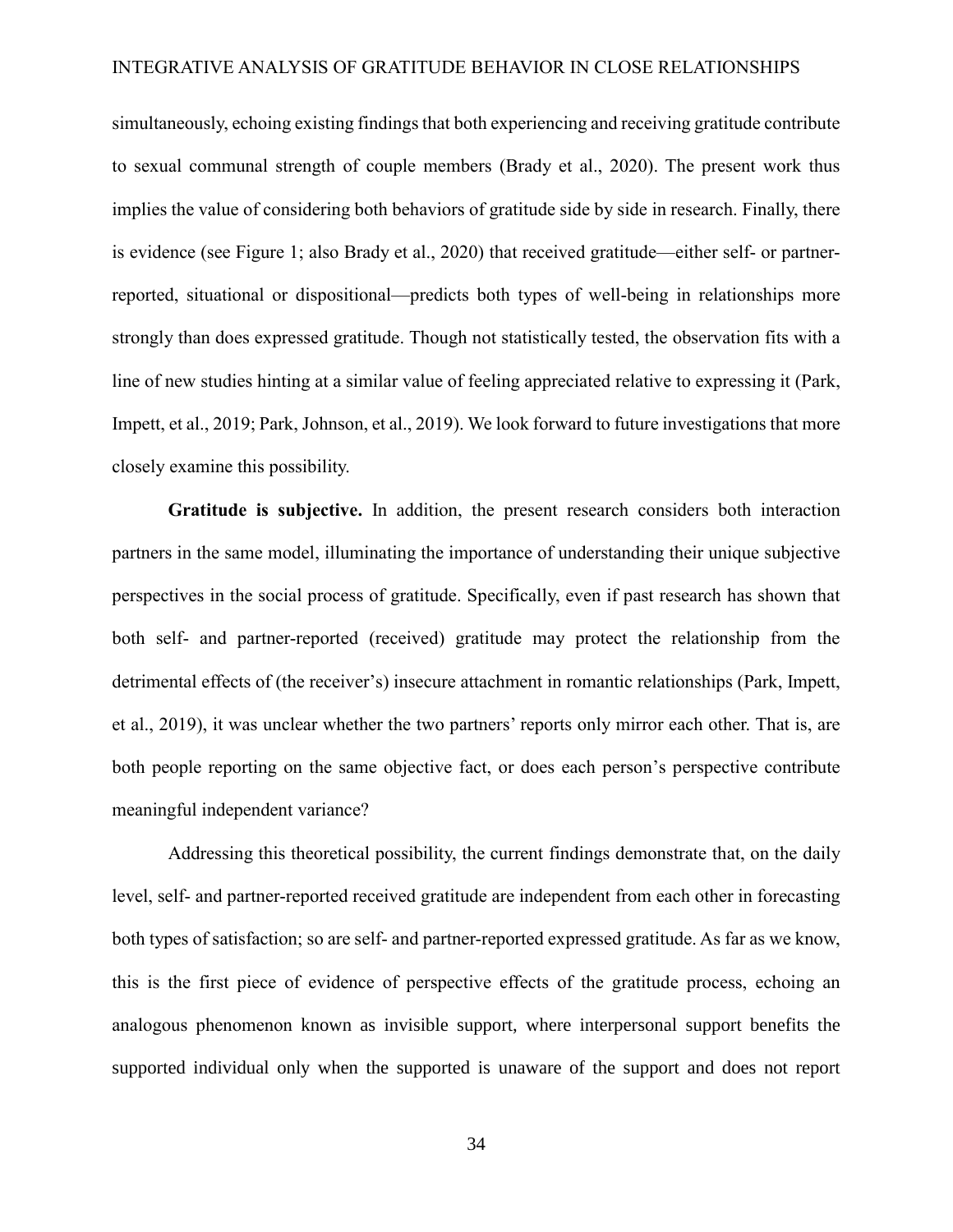simultaneously, echoing existing findings that both experiencing and receiving gratitude contribute to sexual communal strength of couple members (Brady et al., 2020). The present work thus implies the value of considering both behaviors of gratitude side by side in research. Finally, there is evidence (see Figure 1; also Brady et al., 2020) that received gratitude—either self- or partner-reported, situational or dispositional—predicts both types of well-being in relationships more strongly than does expressed gratitude. Though not statistically tested, the observation fits with a line of new studies hinting at a similar value of feeling appreciated relative to expressing it (Park, Impett, et al., 2019; Park, Johnson, et al., 2019). We look forward to future investigations that more closely examine this possibility.

**Gratitude is subjective.** In addition, the present research considers both interaction partners in the same model, illuminating the importance of understanding their unique subjective perspectives in the social process of gratitude. Specifically, even if past research has shown that both self- and partner-reported (received) gratitude may protect the relationship from the detrimental effects of (the receiver's) insecure attachment in romantic relationships (Park, Impett, et al., 2019), it was unclear whether the two partners' reports only mirror each other. That is, are both people reporting on the same objective fact, or does each person's perspective contribute meaningful independent variance?

Addressing this theoretical possibility, the current findings demonstrate that, on the daily level, self- and partner-reported received gratitude are independent from each other in forecasting both types of satisfaction; so are self- and partner-reported expressed gratitude. As far as we know, this is the first piece of evidence of perspective effects of the gratitude process, echoing an analogous phenomenon known as invisible support, where interpersonal support benefits the supported individual only when the supported is unaware of the support and does not report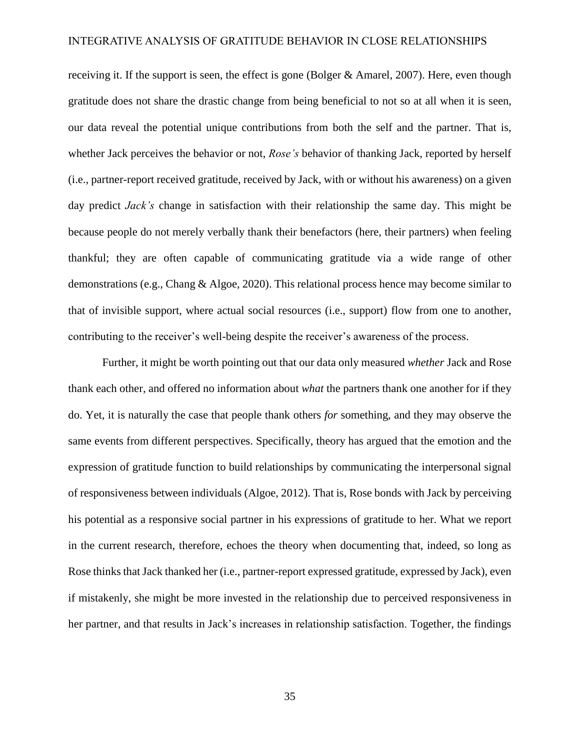receiving it. If the support is seen, the effect is gone (Bolger & Amarel, 2007). Here, even though gratitude does not share the drastic change from being beneficial to not so at all when it is seen, our data reveal the potential unique contributions from both the self and the partner. That is, whether Jack perceives the behavior or not, *Rose's* behavior of thanking Jack, reported by herself (i.e., partner-report received gratitude, received by Jack, with or without his awareness) on a given day predict *Jack's* change in satisfaction with their relationship the same day. This might be because people do not merely verbally thank their benefactors (here, their partners) when feeling thankful; they are often capable of communicating gratitude via a wide range of other demonstrations (e.g., Chang & Algoe, 2020). This relational process hence may become similar to that of invisible support, where actual social resources (i.e., support) flow from one to another, contributing to the receiver's well-being despite the receiver's awareness of the process.

Further, it might be worth pointing out that our data only measured *whether* Jack and Rose thank each other, and offered no information about *what* the partners thank one another for if they do. Yet, it is naturally the case that people thank others *for* something, and they may observe the same events from different perspectives. Specifically, theory has argued that the emotion and the expression of gratitude function to build relationships by communicating the interpersonal signal of responsiveness between individuals (Algoe, 2012). That is, Rose bonds with Jack by perceiving his potential as a responsive social partner in his expressions of gratitude to her. What we report in the current research, therefore, echoes the theory when documenting that, indeed, so long as Rose thinks that Jack thanked her (i.e., partner-report expressed gratitude, expressed by Jack), even if mistakenly, she might be more invested in the relationship due to perceived responsiveness in her partner, and that results in Jack's increases in relationship satisfaction. Together, the findings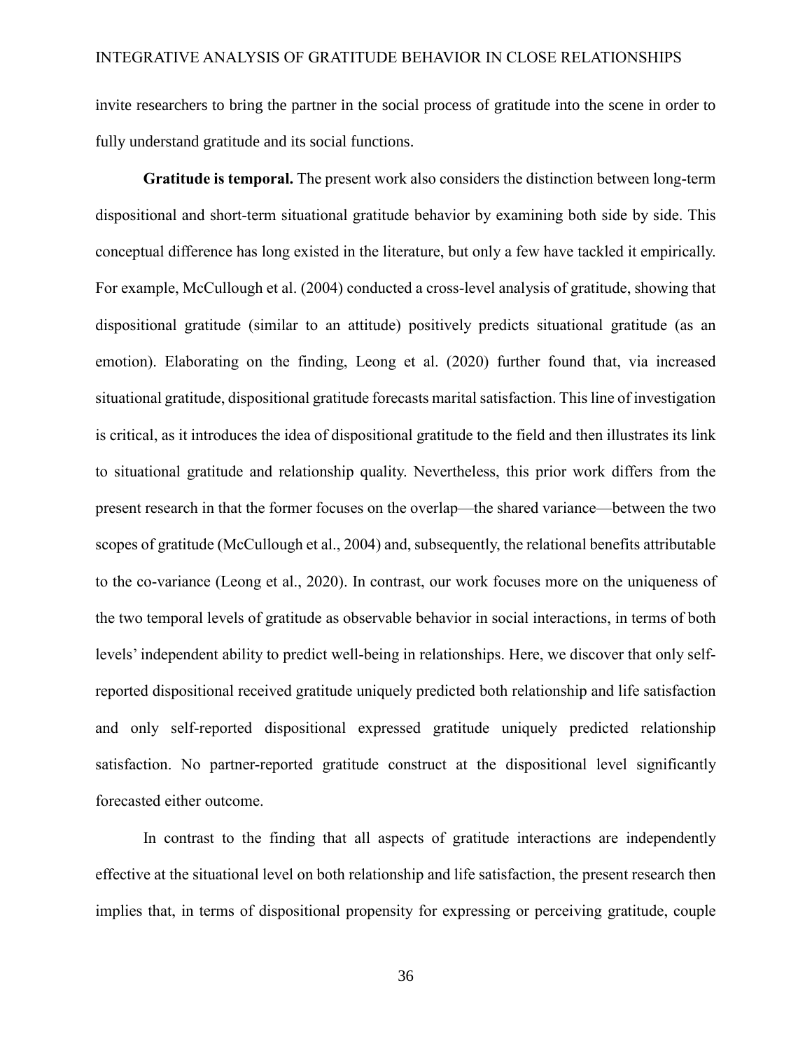invite researchers to bring the partner in the social process of gratitude into the scene in order to fully understand gratitude and its social functions.

**Gratitude is temporal.** The present work also considers the distinction between long-term dispositional and short-term situational gratitude behavior by examining both side by side. This conceptual difference has long existed in the literature, but only a few have tackled it empirically. For example, McCullough et al. (2004) conducted a cross-level analysis of gratitude, showing that dispositional gratitude (similar to an attitude) positively predicts situational gratitude (as an emotion). Elaborating on the finding, Leong et al. (2020) further found that, via increased situational gratitude, dispositional gratitude forecasts marital satisfaction. This line of investigation is critical, as it introduces the idea of dispositional gratitude to the field and then illustrates its link to situational gratitude and relationship quality. Nevertheless, this prior work differs from the present research in that the former focuses on the overlap—the shared variance—between the two scopes of gratitude (McCullough et al., 2004) and, subsequently, the relational benefits attributable to the co-variance (Leong et al., 2020). In contrast, our work focuses more on the uniqueness of the two temporal levels of gratitude as observable behavior in social interactions, in terms of both levels' independent ability to predict well-being in relationships. Here, we discover that only self-reported dispositional received gratitude uniquely predicted both relationship and life satisfaction and only self-reported dispositional expressed gratitude uniquely predicted relationship satisfaction. No partner-reported gratitude construct at the dispositional level significantly forecasted either outcome.

In contrast to the finding that all aspects of gratitude interactions are independently effective at the situational level on both relationship and life satisfaction, the present research then implies that, in terms of dispositional propensity for expressing or perceiving gratitude, couple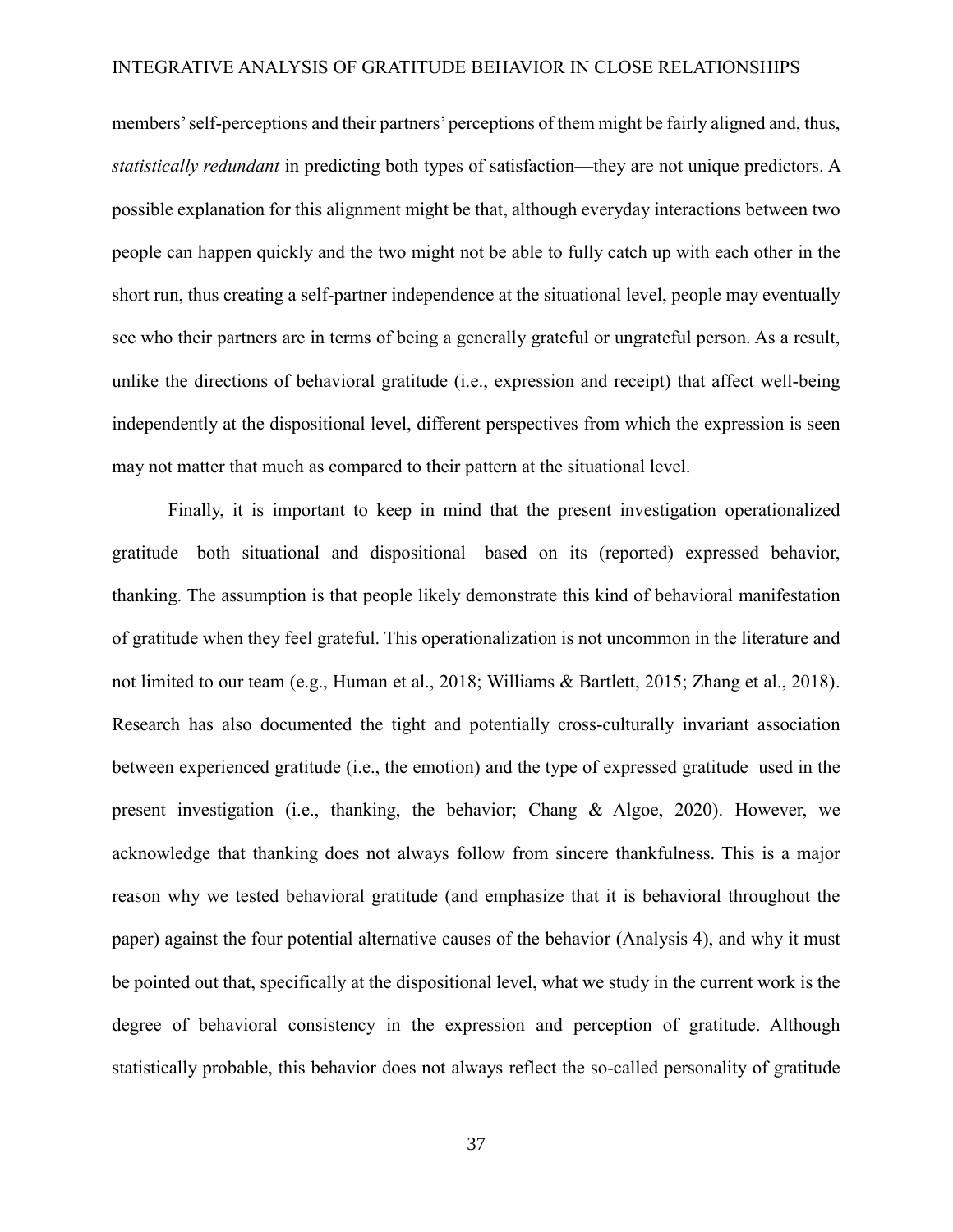members' self-perceptions and their partners' perceptions of them might be fairly aligned and, thus, *statistically redundant* in predicting both types of satisfaction—they are not unique predictors. A possible explanation for this alignment might be that, although everyday interactions between two people can happen quickly and the two might not be able to fully catch up with each other in the short run, thus creating a self-partner independence at the situational level, people may eventually see who their partners are in terms of being a generally grateful or ungrateful person. As a result, unlike the directions of behavioral gratitude (i.e., expression and receipt) that affect well-being independently at the dispositional level, different perspectives from which the expression is seen may not matter that much as compared to their pattern at the situational level.

Finally, it is important to keep in mind that the present investigation operationalized gratitude—both situational and dispositional—based on its (reported) expressed behavior, thanking. The assumption is that people likely demonstrate this kind of behavioral manifestation of gratitude when they feel grateful. This operationalization is not uncommon in the literature and not limited to our team (e.g., Human et al., 2018; Williams & Bartlett, 2015; Zhang et al., 2018). Research has also documented the tight and potentially cross-culturally invariant association between experienced gratitude (i.e., the emotion) and the type of expressed gratitude used in the present investigation (i.e., thanking, the behavior; Chang & Algoe, 2020). However, we acknowledge that thanking does not always follow from sincere thankfulness. This is a major reason why we tested behavioral gratitude (and emphasize that it is behavioral throughout the paper) against the four potential alternative causes of the behavior (Analysis 4), and why it must be pointed out that, specifically at the dispositional level, what we study in the current work is the degree of behavioral consistency in the expression and perception of gratitude. Although statistically probable, this behavior does not always reflect the so-called personality of gratitude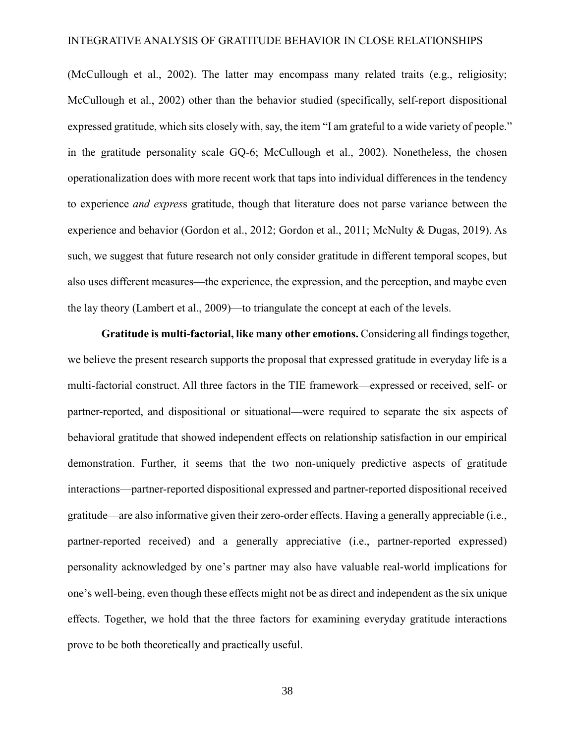(McCullough et al., 2002). The latter may encompass many related traits (e.g., religiosity; McCullough et al., 2002) other than the behavior studied (specifically, self-report dispositional expressed gratitude, which sits closely with, say, the item "I am grateful to a wide variety of people." in the gratitude personality scale GQ-6; McCullough et al., 2002). Nonetheless, the chosen operationalization does with more recent work that taps into individual differences in the tendency to experience *and express* gratitude, though that literature does not parse variance between the experience and behavior (Gordon et al., 2012; Gordon et al., 2011; McNulty & Dugas, 2019). As such, we suggest that future research not only consider gratitude in different temporal scopes, but also uses different measures—the experience, the expression, and the perception, and maybe even the lay theory (Lambert et al., 2009)—to triangulate the concept at each of the levels.

**Gratitude is multi-factorial, like many other emotions.** Considering all findings together, we believe the present research supports the proposal that expressed gratitude in everyday life is a multi-factorial construct. All three factors in the TIE framework—expressed or received, self- or partner-reported, and dispositional or situational—were required to separate the six aspects of behavioral gratitude that showed independent effects on relationship satisfaction in our empirical demonstration. Further, it seems that the two non-uniquely predictive aspects of gratitude interactions—partner-reported dispositional expressed and partner-reported dispositional received gratitude—are also informative given their zero-order effects. Having a generally appreciable (i.e., partner-reported received) and a generally appreciative (i.e., partner-reported expressed) personality acknowledged by one's partner may also have valuable real-world implications for one's well-being, even though these effects might not be as direct and independent as the six unique effects. Together, we hold that the three factors for examining everyday gratitude interactions prove to be both theoretically and practically useful.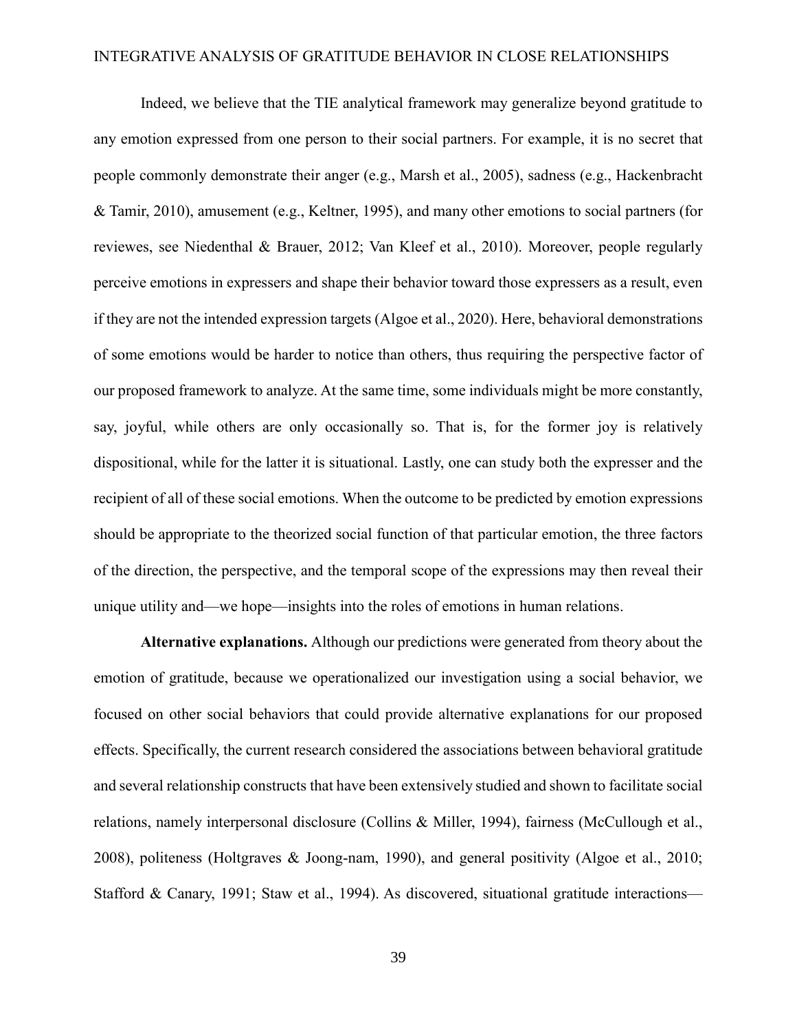Indeed, we believe that the TIE analytical framework may generalize beyond gratitude to any emotion expressed from one person to their social partners. For example, it is no secret that people commonly demonstrate their anger (e.g., Marsh et al., 2005), sadness (e.g., Hackenbracht & Tamir, 2010), amusement (e.g., Keltner, 1995), and many other emotions to social partners (for reviewes, see Niedenthal & Brauer, 2012; Van Kleef et al., 2010). Moreover, people regularly perceive emotions in expressers and shape their behavior toward those expressers as a result, even if they are not the intended expression targets (Algoe et al., 2020). Here, behavioral demonstrations of some emotions would be harder to notice than others, thus requiring the perspective factor of our proposed framework to analyze. At the same time, some individuals might be more constantly, say, joyful, while others are only occasionally so. That is, for the former joy is relatively dispositional, while for the latter it is situational. Lastly, one can study both the expresser and the recipient of all of these social emotions. When the outcome to be predicted by emotion expressions should be appropriate to the theorized social function of that particular emotion, the three factors of the direction, the perspective, and the temporal scope of the expressions may then reveal their unique utility and—we hope—insights into the roles of emotions in human relations.

**Alternative explanations.** Although our predictions were generated from theory about the emotion of gratitude, because we operationalized our investigation using a social behavior, we focused on other social behaviors that could provide alternative explanations for our proposed effects. Specifically, the current research considered the associations between behavioral gratitude and several relationship constructs that have been extensively studied and shown to facilitate social relations, namely interpersonal disclosure (Collins & Miller, 1994), fairness (McCullough et al., 2008), politeness (Holtgraves & Joong-nam, 1990), and general positivity (Algoe et al., 2010; Stafford & Canary, 1991; Staw et al., 1994). As discovered, situational gratitude interactions—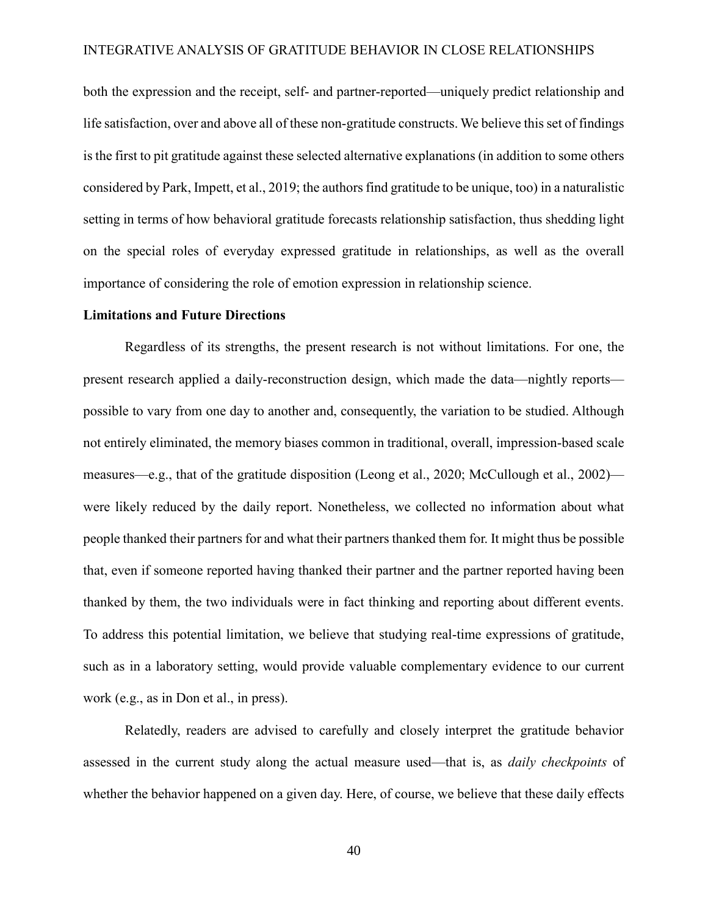both the expression and the receipt, self- and partner-reported—uniquely predict relationship and life satisfaction, over and above all of these non-gratitude constructs. We believe this set of findings is the first to pit gratitude against these selected alternative explanations (in addition to some others considered by Park, Impett, et al., 2019; the authors find gratitude to be unique, too) in a naturalistic setting in terms of how behavioral gratitude forecasts relationship satisfaction, thus shedding light on the special roles of everyday expressed gratitude in relationships, as well as the overall importance of considering the role of emotion expression in relationship science.

**Limitations and Future Directions**

Regardless of its strengths, the present research is not without limitations. For one, the present research applied a daily-reconstruction design, which made the data—nightly reports—possible to vary from one day to another and, consequently, the variation to be studied. Although not entirely eliminated, the memory biases common in traditional, overall, impression-based scale measures—e.g., that of the gratitude disposition (Leong et al., 2020; McCullough et al., 2002)—were likely reduced by the daily report. Nonetheless, we collected no information about what people thanked their partners for and what their partners thanked them for. It might thus be possible that, even if someone reported having thanked their partner and the partner reported having been thanked by them, the two individuals were in fact thinking and reporting about different events. To address this potential limitation, we believe that studying real-time expressions of gratitude, such as in a laboratory setting, would provide valuable complementary evidence to our current work (e.g., as in Don et al., in press).

Relatedly, readers are advised to carefully and closely interpret the gratitude behavior assessed in the current study along the actual measure used—that is, as *daily checkpoints* of whether the behavior happened on a given day. Here, of course, we believe that these daily effects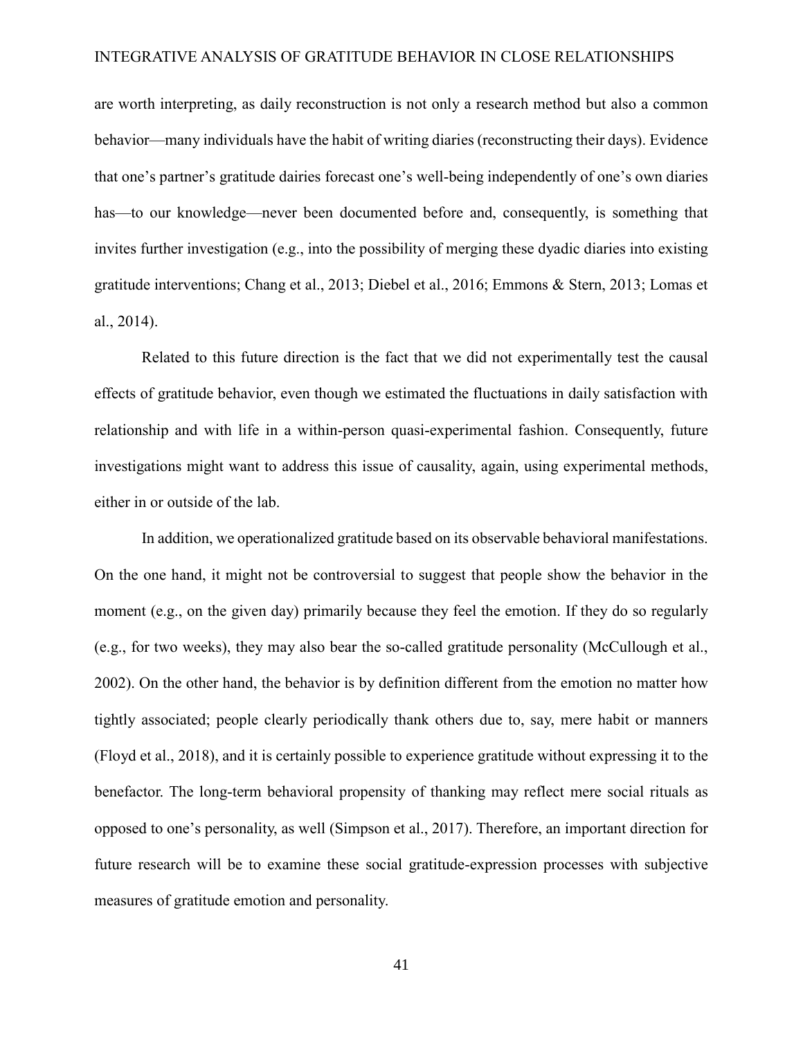are worth interpreting, as daily reconstruction is not only a research method but also a common behavior—many individuals have the habit of writing diaries (reconstructing their days). Evidence that one's partner's gratitude dairies forecast one's well-being independently of one's own diaries has—to our knowledge—never been documented before and, consequently, is something that invites further investigation (e.g., into the possibility of merging these dyadic diaries into existing gratitude interventions; Chang et al., 2013; Diebel et al., 2016; Emmons & Stern, 2013; Lomas et al., 2014).

Related to this future direction is the fact that we did not experimentally test the causal effects of gratitude behavior, even though we estimated the fluctuations in daily satisfaction with relationship and with life in a within-person quasi-experimental fashion. Consequently, future investigations might want to address this issue of causality, again, using experimental methods, either in or outside of the lab.

In addition, we operationalized gratitude based on its observable behavioral manifestations. On the one hand, it might not be controversial to suggest that people show the behavior in the moment (e.g., on the given day) primarily because they feel the emotion. If they do so regularly (e.g., for two weeks), they may also bear the so-called gratitude personality (McCullough et al., 2002). On the other hand, the behavior is by definition different from the emotion no matter how tightly associated; people clearly periodically thank others due to, say, mere habit or manners (Floyd et al., 2018), and it is certainly possible to experience gratitude without expressing it to the benefactor. The long-term behavioral propensity of thanking may reflect mere social rituals as opposed to one's personality, as well (Simpson et al., 2017). Therefore, an important direction for future research will be to examine these social gratitude-expression processes with subjective measures of gratitude emotion and personality.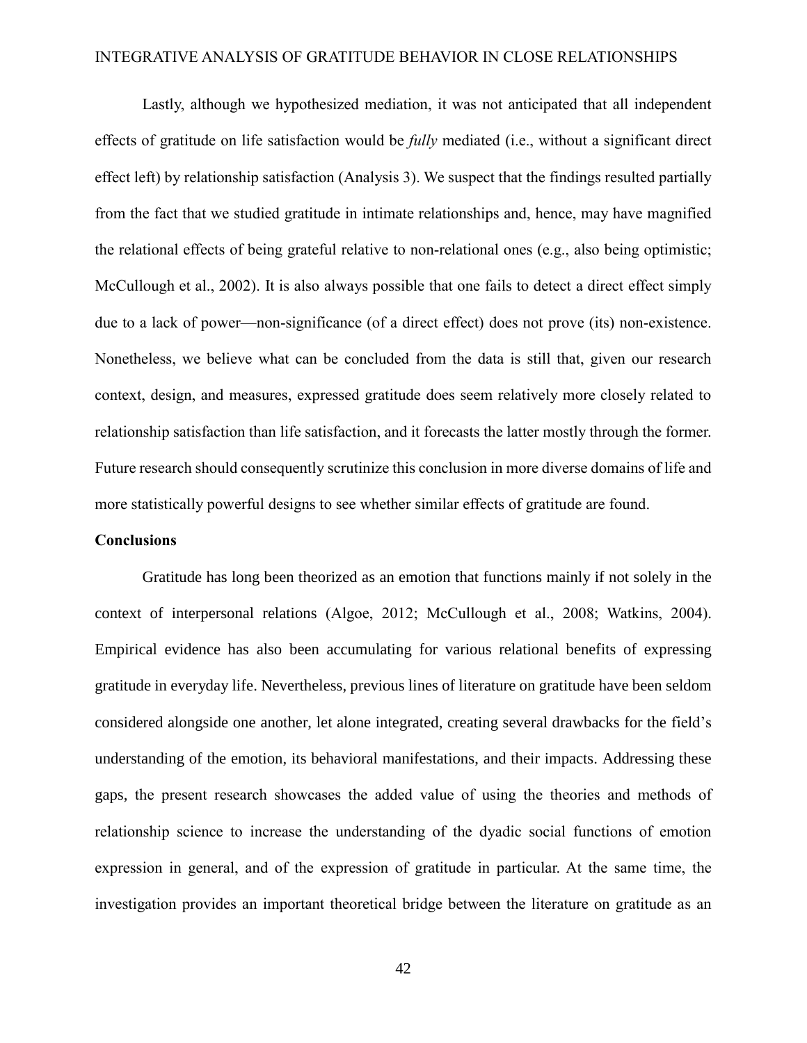Lastly, although we hypothesized mediation, it was not anticipated that all independent effects of gratitude on life satisfaction would be *fully* mediated (i.e., without a significant direct effect left) by relationship satisfaction (Analysis 3). We suspect that the findings resulted partially from the fact that we studied gratitude in intimate relationships and, hence, may have magnified the relational effects of being grateful relative to non-relational ones (e.g., also being optimistic; McCullough et al., 2002). It is also always possible that one fails to detect a direct effect simply due to a lack of power—non-significance (of a direct effect) does not prove (its) non-existence. Nonetheless, we believe what can be concluded from the data is still that, given our research context, design, and measures, expressed gratitude does seem relatively more closely related to relationship satisfaction than life satisfaction, and it forecasts the latter mostly through the former. Future research should consequently scrutinize this conclusion in more diverse domains of life and more statistically powerful designs to see whether similar effects of gratitude are found.

## Conclusions

Gratitude has long been theorized as an emotion that functions mainly if not solely in the context of interpersonal relations (Algoe, 2012; McCullough et al., 2008; Watkins, 2004). Empirical evidence has also been accumulating for various relational benefits of expressing gratitude in everyday life. Nevertheless, previous lines of literature on gratitude have been seldom considered alongside one another, let alone integrated, creating several drawbacks for the field's understanding of the emotion, its behavioral manifestations, and their impacts. Addressing these gaps, the present research showcases the added value of using the theories and methods of relationship science to increase the understanding of the dyadic social functions of emotion expression in general, and of the expression of gratitude in particular. At the same time, the investigation provides an important theoretical bridge between the literature on gratitude as an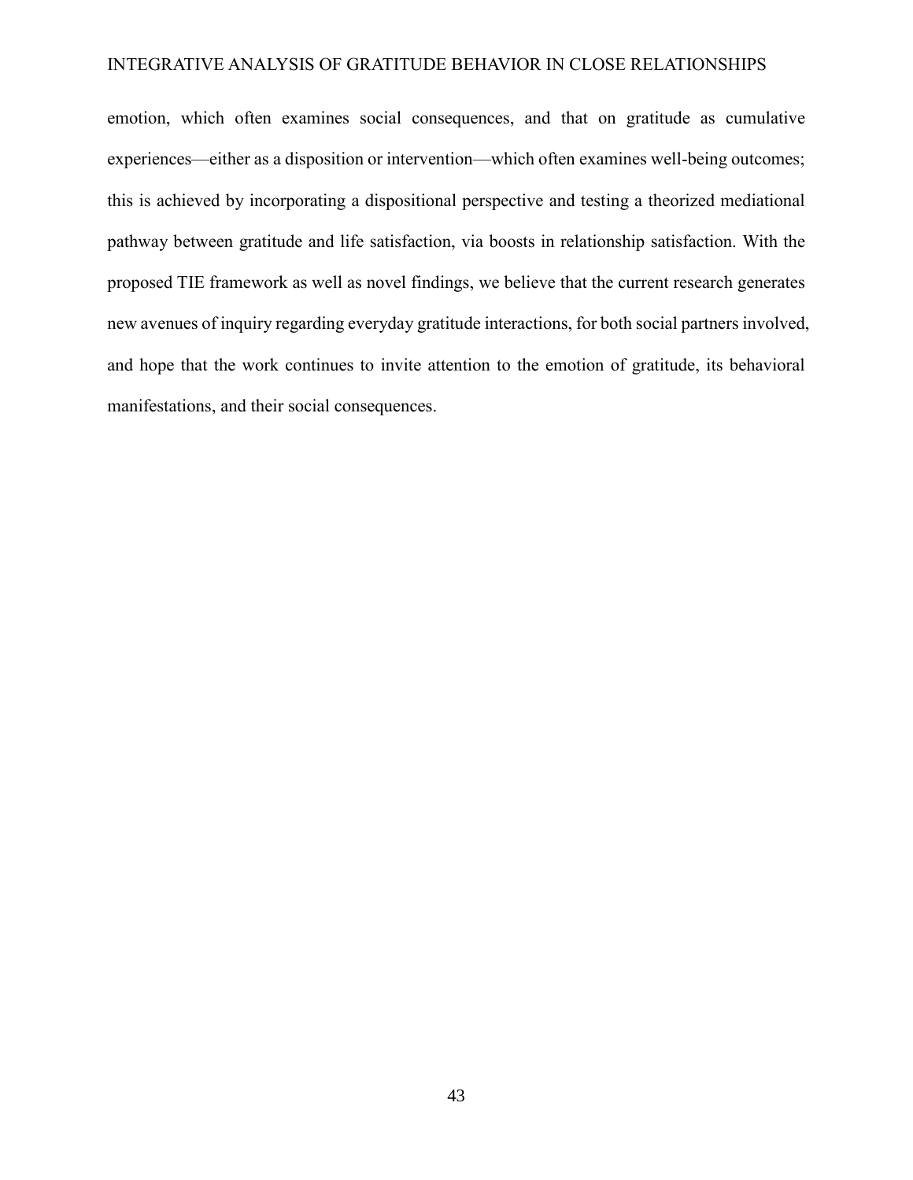emotion, which often examines social consequences, and that on gratitude as cumulative experiences—either as a disposition or intervention—which often examines well-being outcomes; this is achieved by incorporating a dispositional perspective and testing a theorized mediational pathway between gratitude and life satisfaction, via boosts in relationship satisfaction. With the proposed TIE framework as well as novel findings, we believe that the current research generates new avenues of inquiry regarding everyday gratitude interactions, for both social partners involved, and hope that the work continues to invite attention to the emotion of gratitude, its behavioral manifestations, and their social consequences.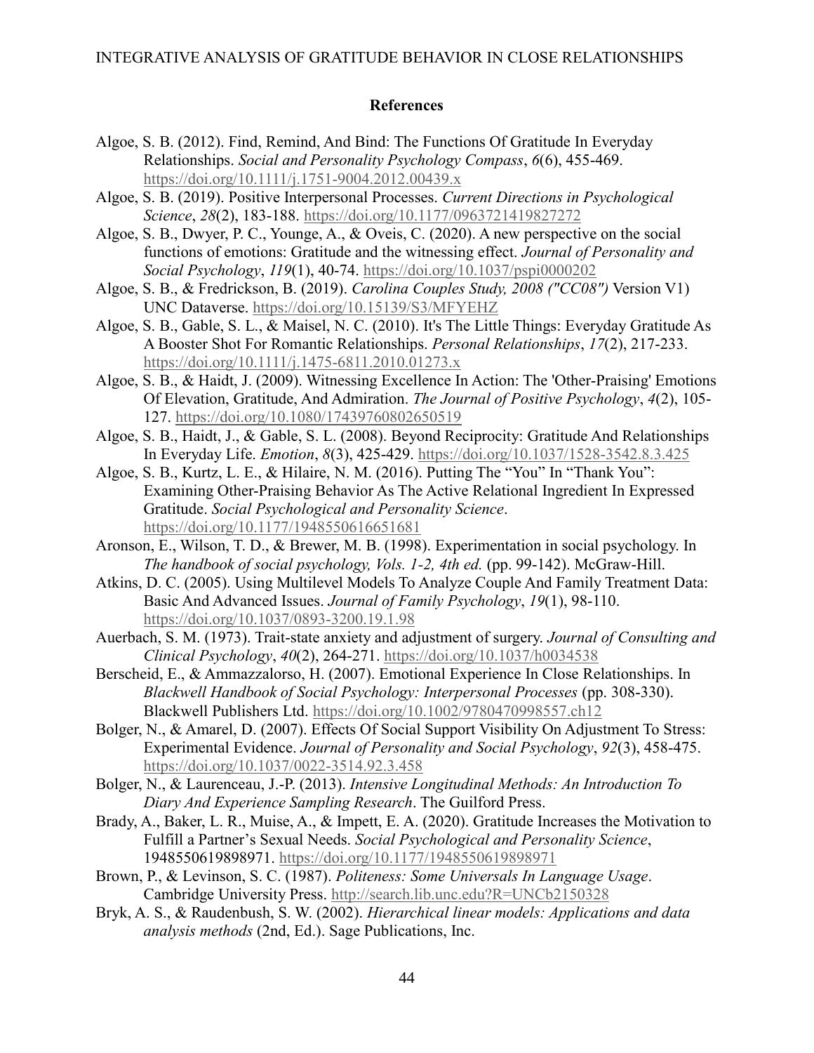## References

Algoe, S. B. (2012). Find, Remind, And Bind: The Functions Of Gratitude In Everyday Relationships. *Social and Personality Psychology Compass*, *6*(6), 455-469. https://doi.org/10.1111/j.1751-9004.2012.00439.x

Algoe, S. B. (2019). Positive Interpersonal Processes. *Current Directions in Psychological Science*, *28*(2), 183-188. https://doi.org/10.1177/0963721419827272

Algoe, S. B., Dwyer, P. C., Younge, A., & Oveis, C. (2020). A new perspective on the social functions of emotions: Gratitude and the witnessing effect. *Journal of Personality and Social Psychology*, *119*(1), 40-74. https://doi.org/10.1037/pspi0000202

Algoe, S. B., & Fredrickson, B. (2019). *Carolina Couples Study, 2008 ("CC08")* Version V1) UNC Dataverse. https://doi.org/10.15139/S3/MFYEHZ

Algoe, S. B., Gable, S. L., & Maisel, N. C. (2010). It's The Little Things: Everyday Gratitude As A Booster Shot For Romantic Relationships. *Personal Relationships*, *17*(2), 217-233. https://doi.org/10.1111/j.1475-6811.2010.01273.x

Algoe, S. B., & Haidt, J. (2009). Witnessing Excellence In Action: The 'Other-Praising' Emotions Of Elevation, Gratitude, And Admiration. *The Journal of Positive Psychology*, *4*(2), 105-127. https://doi.org/10.1080/17439760802650519

Algoe, S. B., Haidt, J., & Gable, S. L. (2008). Beyond Reciprocity: Gratitude And Relationships In Everyday Life. *Emotion*, *8*(3), 425-429. https://doi.org/10.1037/1528-3542.8.3.425

Algoe, S. B., Kurtz, L. E., & Hilaire, N. M. (2016). Putting The "You" In "Thank You": Examining Other-Praising Behavior As The Active Relational Ingredient In Expressed Gratitude. *Social Psychological and Personality Science*. https://doi.org/10.1177/1948550616651681

Aronson, E., Wilson, T. D., & Brewer, M. B. (1998). Experimentation in social psychology. In *The handbook of social psychology, Vols. 1-2, 4th ed.* (pp. 99-142). McGraw-Hill.

Atkins, D. C. (2005). Using Multilevel Models To Analyze Couple And Family Treatment Data: Basic And Advanced Issues. *Journal of Family Psychology*, *19*(1), 98-110. https://doi.org/10.1037/0893-3200.19.1.98

Auerbach, S. M. (1973). Trait-state anxiety and adjustment of surgery. *Journal of Consulting and Clinical Psychology*, *40*(2), 264-271. https://doi.org/10.1037/h0034538

Berscheid, E., & Ammazzalorso, H. (2007). Emotional Experience In Close Relationships. In *Blackwell Handbook of Social Psychology: Interpersonal Processes* (pp. 308-330). Blackwell Publishers Ltd. https://doi.org/10.1002/9780470998557.ch12

Bolger, N., & Amarel, D. (2007). Effects Of Social Support Visibility On Adjustment To Stress: Experimental Evidence. *Journal of Personality and Social Psychology*, *92*(3), 458-475. https://doi.org/10.1037/0022-3514.92.3.458

Bolger, N., & Laurenceau, J.-P. (2013). *Intensive Longitudinal Methods: An Introduction To Diary And Experience Sampling Research*. The Guilford Press.

Brady, A., Baker, L. R., Muise, A., & Impett, E. A. (2020). Gratitude Increases the Motivation to Fulfill a Partner's Sexual Needs. *Social Psychological and Personality Science*, 194855061989897​1. https://doi.org/10.1177/1948550619898971

Brown, P., & Levinson, S. C. (1987). *Politeness: Some Universals In Language Usage*. Cambridge University Press. http://search.lib.unc.edu?R=UNCb2150328

Bryk, A. S., & Raudenbush, S. W. (2002). *Hierarchical linear models: Applications and data analysis methods* (2nd, Ed.). Sage Publications, Inc.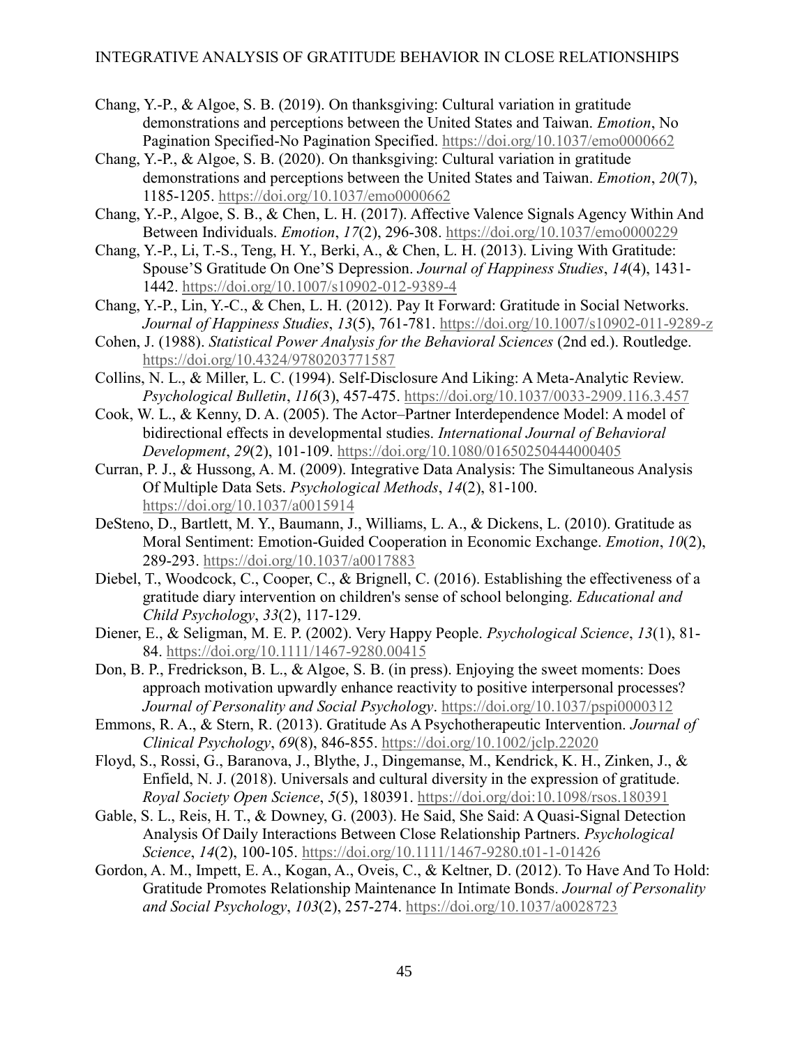Chang, Y.-P., & Algoe, S. B. (2019). On thanksgiving: Cultural variation in gratitude demonstrations and perceptions between the United States and Taiwan. *Emotion*, No Pagination Specified-No Pagination Specified. https://doi.org/10.1037/emo0000662

Chang, Y.-P., & Algoe, S. B. (2020). On thanksgiving: Cultural variation in gratitude demonstrations and perceptions between the United States and Taiwan. *Emotion*, *20*(7), 1185-1205. https://doi.org/10.1037/emo0000662

Chang, Y.-P., Algoe, S. B., & Chen, L. H. (2017). Affective Valence Signals Agency Within And Between Individuals. *Emotion*, *17*(2), 296-308. https://doi.org/10.1037/emo0000229

Chang, Y.-P., Li, T.-S., Teng, H. Y., Berki, A., & Chen, L. H. (2013). Living With Gratitude: Spouse'S Gratitude On One'S Depression. *Journal of Happiness Studies*, *14*(4), 1431-1442. https://doi.org/10.1007/s10902-012-9389-4

Chang, Y.-P., Lin, Y.-C., & Chen, L. H. (2012). Pay It Forward: Gratitude in Social Networks. *Journal of Happiness Studies*, *13*(5), 761-781. https://doi.org/10.1007/s10902-011-9289-z

Cohen, J. (1988). *Statistical Power Analysis for the Behavioral Sciences* (2nd ed.). Routledge. https://doi.org/10.4324/9780203771587

Collins, N. L., & Miller, L. C. (1994). Self-Disclosure And Liking: A Meta-Analytic Review. *Psychological Bulletin*, *116*(3), 457-475. https://doi.org/10.1037/0033-2909.116.3.457

Cook, W. L., & Kenny, D. A. (2005). The Actor–Partner Interdependence Model: A model of bidirectional effects in developmental studies. *International Journal of Behavioral Development*, *29*(2), 101-109. https://doi.org/10.1080/01650250444000405

Curran, P. J., & Hussong, A. M. (2009). Integrative Data Analysis: The Simultaneous Analysis Of Multiple Data Sets. *Psychological Methods*, *14*(2), 81-100. https://doi.org/10.1037/a0015914

DeSteno, D., Bartlett, M. Y., Baumann, J., Williams, L. A., & Dickens, L. (2010). Gratitude as Moral Sentiment: Emotion-Guided Cooperation in Economic Exchange. *Emotion*, *10*(2), 289-293. https://doi.org/10.1037/a0017883

Diebel, T., Woodcock, C., Cooper, C., & Brignell, C. (2016). Establishing the effectiveness of a gratitude diary intervention on children's sense of school belonging. *Educational and Child Psychology*, *33*(2), 117-129.

Diener, E., & Seligman, M. E. P. (2002). Very Happy People. *Psychological Science*, *13*(1), 81-84. https://doi.org/10.1111/1467-9280.00415

Don, B. P., Fredrickson, B. L., & Algoe, S. B. (in press). Enjoying the sweet moments: Does approach motivation upwardly enhance reactivity to positive interpersonal processes? *Journal of Personality and Social Psychology*. https://doi.org/10.1037/pspi0000312

Emmons, R. A., & Stern, R. (2013). Gratitude As A Psychotherapeutic Intervention. *Journal of Clinical Psychology*, *69*(8), 846-855. https://doi.org/10.1002/jclp.22020

Floyd, S., Rossi, G., Baranova, J., Blythe, J., Dingemanse, M., Kendrick, K. H., Zinken, J., & Enfield, N. J. (2018). Universals and cultural diversity in the expression of gratitude. *Royal Society Open Science*, *5*(5), 180391. https://doi.org/doi:10.1098/rsos.180391

Gable, S. L., Reis, H. T., & Downey, G. (2003). He Said, She Said: A Quasi-Signal Detection Analysis Of Daily Interactions Between Close Relationship Partners. *Psychological Science*, *14*(2), 100-105. https://doi.org/10.1111/1467-9280.t01-1-01426

Gordon, A. M., Impett, E. A., Kogan, A., Oveis, C., & Keltner, D. (2012). To Have And To Hold: Gratitude Promotes Relationship Maintenance In Intimate Bonds. *Journal of Personality and Social Psychology*, *103*(2), 257-274. https://doi.org/10.1037/a0028723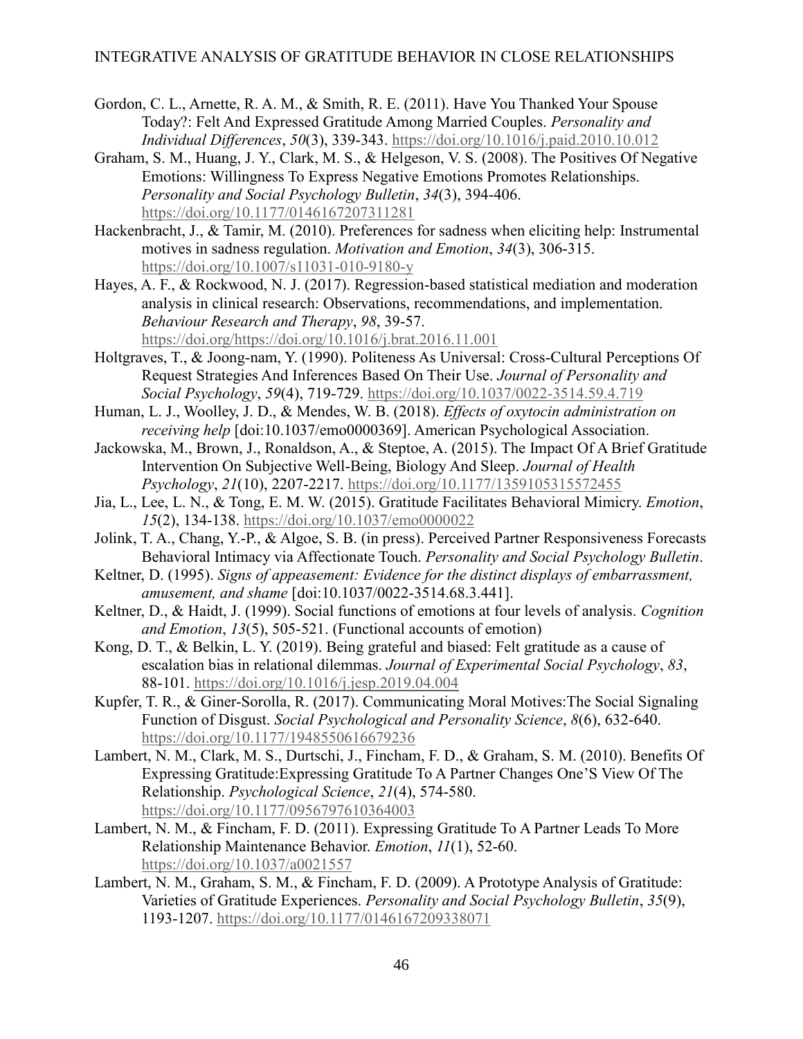Gordon, C. L., Arnette, R. A. M., & Smith, R. E. (2011). Have You Thanked Your Spouse Today?: Felt And Expressed Gratitude Among Married Couples. *Personality and Individual Differences*, *50*(3), 339-343. https://doi.org/10.1016/j.paid.2010.10.012

Graham, S. M., Huang, J. Y., Clark, M. S., & Helgeson, V. S. (2008). The Positives Of Negative Emotions: Willingness To Express Negative Emotions Promotes Relationships. *Personality and Social Psychology Bulletin*, *34*(3), 394-406. https://doi.org/10.1177/0146167207311281

Hackenbracht, J., & Tamir, M. (2010). Preferences for sadness when eliciting help: Instrumental motives in sadness regulation. *Motivation and Emotion*, *34*(3), 306-315. https://doi.org/10.1007/s11031-010-9180-y

Hayes, A. F., & Rockwood, N. J. (2017). Regression-based statistical mediation and moderation analysis in clinical research: Observations, recommendations, and implementation. *Behaviour Research and Therapy*, *98*, 39-57. https://doi.org/https://doi.org/10.1016/j.brat.2016.11.001

Holtgraves, T., & Joong-nam, Y. (1990). Politeness As Universal: Cross-Cultural Perceptions Of Request Strategies And Inferences Based On Their Use. *Journal of Personality and Social Psychology*, *59*(4), 719-729. https://doi.org/10.1037/0022-3514.59.4.719

Human, L. J., Woolley, J. D., & Mendes, W. B. (2018). *Effects of oxytocin administration on receiving help* [doi:10.1037/emo0000369]. American Psychological Association.

Jackowska, M., Brown, J., Ronaldson, A., & Steptoe, A. (2015). The Impact Of A Brief Gratitude Intervention On Subjective Well-Being, Biology And Sleep. *Journal of Health Psychology*, *21*(10), 2207-2217. https://doi.org/10.1177/1359105315572455

Jia, L., Lee, L. N., & Tong, E. M. W. (2015). Gratitude Facilitates Behavioral Mimicry. *Emotion*, *15*(2), 134-138. https://doi.org/10.1037/emo0000022

Jolink, T. A., Chang, Y.-P., & Algoe, S. B. (in press). Perceived Partner Responsiveness Forecasts Behavioral Intimacy via Affectionate Touch. *Personality and Social Psychology Bulletin*.

Keltner, D. (1995). *Signs of appeasement: Evidence for the distinct displays of embarrassment, amusement, and shame* [doi:10.1037/0022-3514.68.3.441].

Keltner, D., & Haidt, J. (1999). Social functions of emotions at four levels of analysis. *Cognition and Emotion*, *13*(5), 505-521. (Functional accounts of emotion)

Kong, D. T., & Belkin, L. Y. (2019). Being grateful and biased: Felt gratitude as a cause of escalation bias in relational dilemmas. *Journal of Experimental Social Psychology*, *83*, 88-101. https://doi.org/10.1016/j.jesp.2019.04.004

Kupfer, T. R., & Giner-Sorolla, R. (2017). Communicating Moral Motives:The Social Signaling Function of Disgust. *Social Psychological and Personality Science*, *8*(6), 632-640. https://doi.org/10.1177/1948550616679236

Lambert, N. M., Clark, M. S., Durtschi, J., Fincham, F. D., & Graham, S. M. (2010). Benefits Of Expressing Gratitude:Expressing Gratitude To A Partner Changes One'S View Of The Relationship. *Psychological Science*, *21*(4), 574-580. https://doi.org/10.1177/0956797610364003

Lambert, N. M., & Fincham, F. D. (2011). Expressing Gratitude To A Partner Leads To More Relationship Maintenance Behavior. *Emotion*, *11*(1), 52-60. https://doi.org/10.1037/a0021557

Lambert, N. M., Graham, S. M., & Fincham, F. D. (2009). A Prototype Analysis of Gratitude: Varieties of Gratitude Experiences. *Personality and Social Psychology Bulletin*, *35*(9), 1193-1207. https://doi.org/10.1177/0146167209338071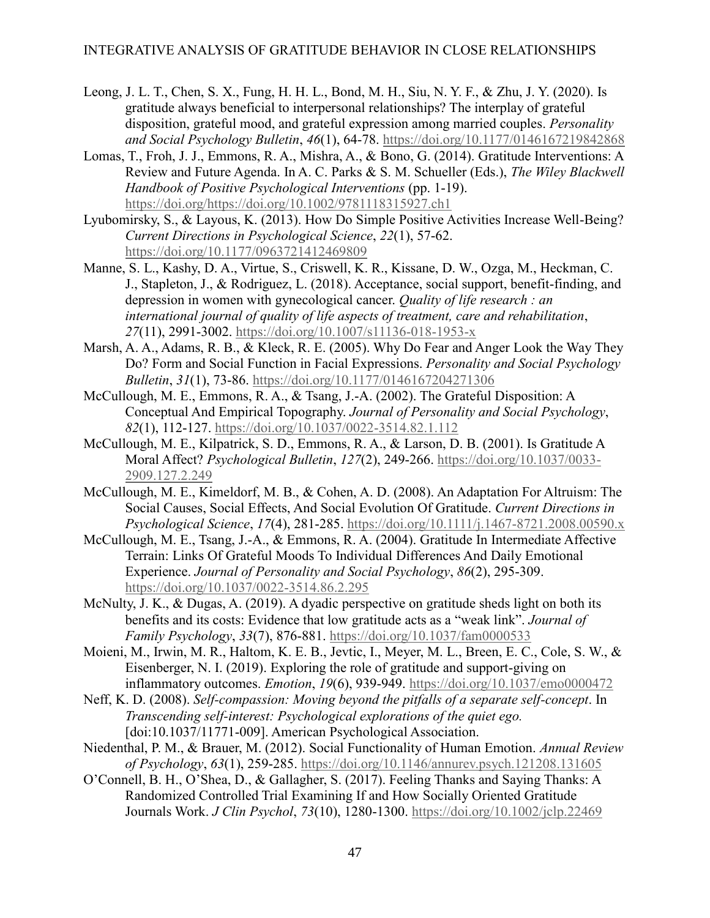Leong, J. L. T., Chen, S. X., Fung, H. H. L., Bond, M. H., Siu, N. Y. F., & Zhu, J. Y. (2020). Is gratitude always beneficial to interpersonal relationships? The interplay of grateful disposition, grateful mood, and grateful expression among married couples. *Personality and Social Psychology Bulletin*, *46*(1), 64-78. https://doi.org/10.1177/0146167219842868

Lomas, T., Froh, J. J., Emmons, R. A., Mishra, A., & Bono, G. (2014). Gratitude Interventions: A Review and Future Agenda. In A. C. Parks & S. M. Schueller (Eds.), *The Wiley Blackwell Handbook of Positive Psychological Interventions* (pp. 1-19). https://doi.org/https://doi.org/10.1002/9781118315927.ch1

Lyubomirsky, S., & Layous, K. (2013). How Do Simple Positive Activities Increase Well-Being? *Current Directions in Psychological Science*, *22*(1), 57-62. https://doi.org/10.1177/0963721412469809

Manne, S. L., Kashy, D. A., Virtue, S., Criswell, K. R., Kissane, D. W., Ozga, M., Heckman, C. J., Stapleton, J., & Rodriguez, L. (2018). Acceptance, social support, benefit-finding, and depression in women with gynecological cancer. *Quality of life research : an international journal of quality of life aspects of treatment, care and rehabilitation*, *27*(11), 2991-3002. https://doi.org/10.1007/s11136-018-1953-x

Marsh, A. A., Adams, R. B., & Kleck, R. E. (2005). Why Do Fear and Anger Look the Way They Do? Form and Social Function in Facial Expressions. *Personality and Social Psychology Bulletin*, *31*(1), 73-86. https://doi.org/10.1177/0146167204271306

McCullough, M. E., Emmons, R. A., & Tsang, J.-A. (2002). The Grateful Disposition: A Conceptual And Empirical Topography. *Journal of Personality and Social Psychology*, *82*(1), 112-127. https://doi.org/10.1037/0022-3514.82.1.112

McCullough, M. E., Kilpatrick, S. D., Emmons, R. A., & Larson, D. B. (2001). Is Gratitude A Moral Affect? *Psychological Bulletin*, *127*(2), 249-266. https://doi.org/10.1037/0033-2909.127.2.249

McCullough, M. E., Kimeldorf, M. B., & Cohen, A. D. (2008). An Adaptation For Altruism: The Social Causes, Social Effects, And Social Evolution Of Gratitude. *Current Directions in Psychological Science*, *17*(4), 281-285. https://doi.org/10.1111/j.1467-8721.2008.00590.x

McCullough, M. E., Tsang, J.-A., & Emmons, R. A. (2004). Gratitude In Intermediate Affective Terrain: Links Of Grateful Moods To Individual Differences And Daily Emotional Experience. *Journal of Personality and Social Psychology*, *86*(2), 295-309. https://doi.org/10.1037/0022-3514.86.2.295

McNulty, J. K., & Dugas, A. (2019). A dyadic perspective on gratitude sheds light on both its benefits and its costs: Evidence that low gratitude acts as a "weak link". *Journal of Family Psychology*, *33*(7), 876-881. https://doi.org/10.1037/fam0000533

Moieni, M., Irwin, M. R., Haltom, K. E. B., Jevtic, I., Meyer, M. L., Breen, E. C., Cole, S. W., & Eisenberger, N. I. (2019). Exploring the role of gratitude and support-giving on inflammatory outcomes. *Emotion*, *19*(6), 939-949. https://doi.org/10.1037/emo0000472

Neff, K. D. (2008). *Self-compassion: Moving beyond the pitfalls of a separate self-concept*. In *Transcending self-interest: Psychological explorations of the quiet ego.* [doi:10.1037/11771-009]. American Psychological Association.

Niedenthal, P. M., & Brauer, M. (2012). Social Functionality of Human Emotion. *Annual Review of Psychology*, *63*(1), 259-285. https://doi.org/10.1146/annurev.psych.121208.131605

O'Connell, B. H., O'Shea, D., & Gallagher, S. (2017). Feeling Thanks and Saying Thanks: A Randomized Controlled Trial Examining If and How Socially Oriented Gratitude Journals Work. *J Clin Psychol*, *73*(10), 1280-1300. https://doi.org/10.1002/jclp.22469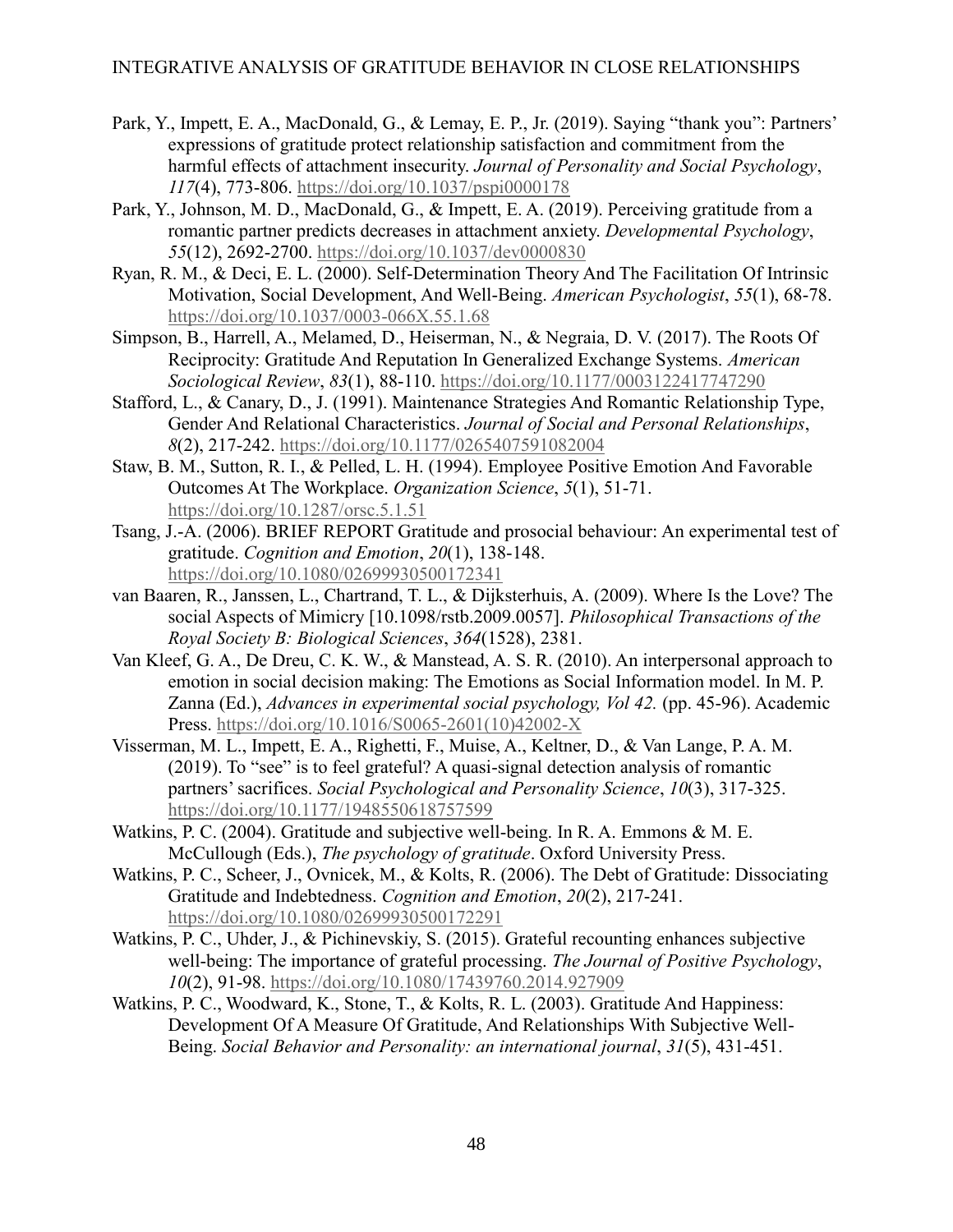Park, Y., Impett, E. A., MacDonald, G., & Lemay, E. P., Jr. (2019). Saying "thank you": Partners' expressions of gratitude protect relationship satisfaction and commitment from the harmful effects of attachment insecurity. *Journal of Personality and Social Psychology*, *117*(4), 773-806. https://doi.org/10.1037/pspi0000178

Park, Y., Johnson, M. D., MacDonald, G., & Impett, E. A. (2019). Perceiving gratitude from a romantic partner predicts decreases in attachment anxiety. *Developmental Psychology*, *55*(12), 2692-2700. https://doi.org/10.1037/dev0000830

Ryan, R. M., & Deci, E. L. (2000). Self-Determination Theory And The Facilitation Of Intrinsic Motivation, Social Development, And Well-Being. *American Psychologist*, *55*(1), 68-78. https://doi.org/10.1037/0003-066X.55.1.68

Simpson, B., Harrell, A., Melamed, D., Heiserman, N., & Negraia, D. V. (2017). The Roots Of Reciprocity: Gratitude And Reputation In Generalized Exchange Systems. *American Sociological Review*, *83*(1), 88-110. https://doi.org/10.1177/0003122417747290

Stafford, L., & Canary, D., J. (1991). Maintenance Strategies And Romantic Relationship Type, Gender And Relational Characteristics. *Journal of Social and Personal Relationships*, *8*(2), 217-242. https://doi.org/10.1177/0265407591082004

Staw, B. M., Sutton, R. I., & Pelled, L. H. (1994). Employee Positive Emotion And Favorable Outcomes At The Workplace. *Organization Science*, *5*(1), 51-71. https://doi.org/10.1287/orsc.5.1.51

Tsang, J.-A. (2006). BRIEF REPORT Gratitude and prosocial behaviour: An experimental test of gratitude. *Cognition and Emotion*, *20*(1), 138-148. https://doi.org/10.1080/02699930500172341

van Baaren, R., Janssen, L., Chartrand, T. L., & Dijksterhuis, A. (2009). Where Is the Love? The social Aspects of Mimicry [10.1098/rstb.2009.0057]. *Philosophical Transactions of the Royal Society B: Biological Sciences*, *364*(1528), 2381.

Van Kleef, G. A., De Dreu, C. K. W., & Manstead, A. S. R. (2010). An interpersonal approach to emotion in social decision making: The Emotions as Social Information model. In M. P. Zanna (Ed.), *Advances in experimental social psychology, Vol 42.* (pp. 45-96). Academic Press. https://doi.org/10.1016/S0065-2601(10)42002-X

Visserman, M. L., Impett, E. A., Righetti, F., Muise, A., Keltner, D., & Van Lange, P. A. M. (2019). To "see" is to feel grateful? A quasi-signal detection analysis of romantic partners' sacrifices. *Social Psychological and Personality Science*, *10*(3), 317-325. https://doi.org/10.1177/1948550618757599

Watkins, P. C. (2004). Gratitude and subjective well-being. In R. A. Emmons & M. E. McCullough (Eds.), *The psychology of gratitude*. Oxford University Press.

Watkins, P. C., Scheer, J., Ovnicek, M., & Kolts, R. (2006). The Debt of Gratitude: Dissociating Gratitude and Indebtedness. *Cognition and Emotion*, *20*(2), 217-241. https://doi.org/10.1080/02699930500172291

Watkins, P. C., Uhder, J., & Pichinevskiy, S. (2015). Grateful recounting enhances subjective well-being: The importance of grateful processing. *The Journal of Positive Psychology*, *10*(2), 91-98. https://doi.org/10.1080/17439760.2014.927909

Watkins, P. C., Woodward, K., Stone, T., & Kolts, R. L. (2003). Gratitude And Happiness: Development Of A Measure Of Gratitude, And Relationships With Subjective Well-Being. *Social Behavior and Personality: an international journal*, *31*(5), 431-451.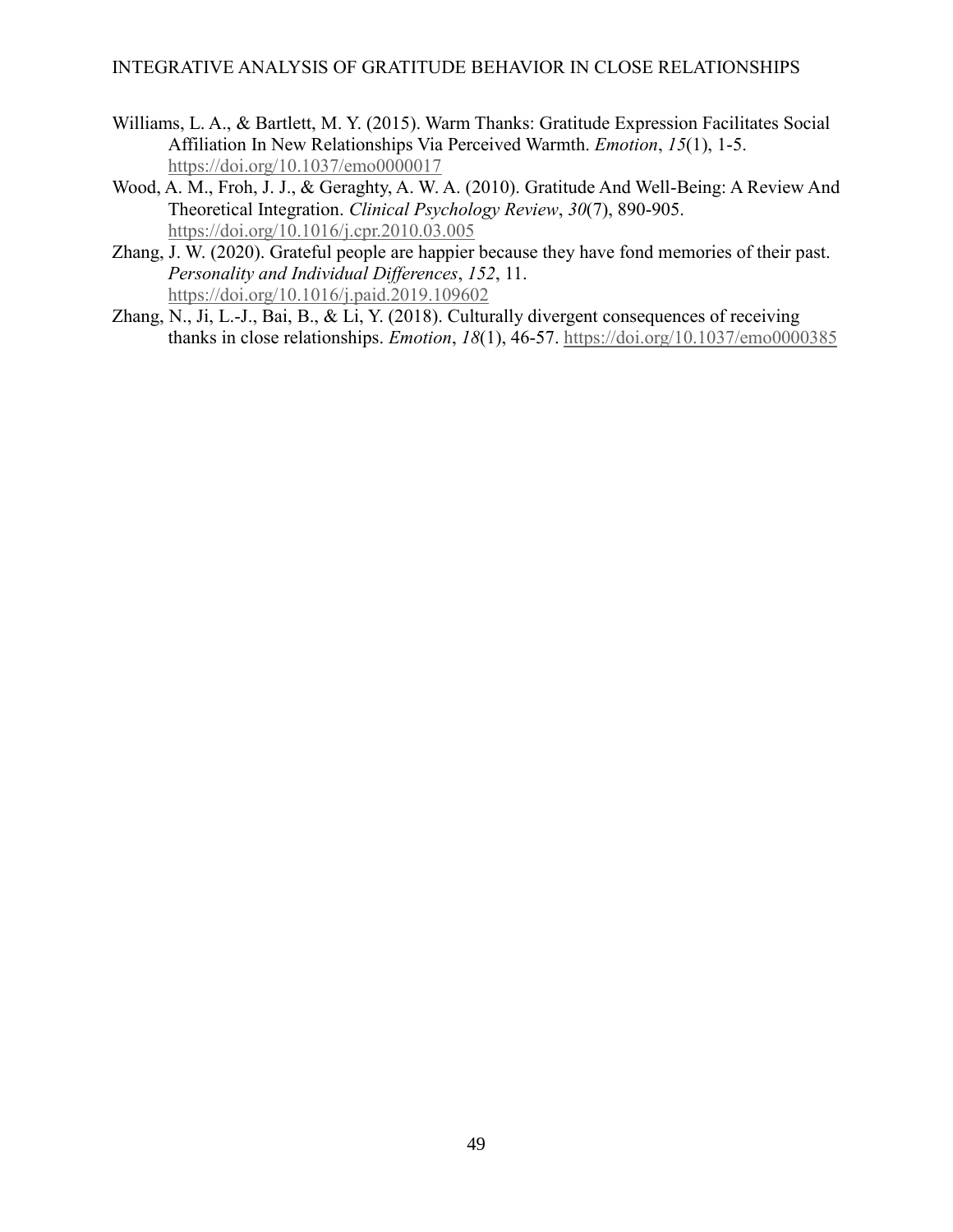Williams, L. A., & Bartlett, M. Y. (2015). Warm Thanks: Gratitude Expression Facilitates Social Affiliation In New Relationships Via Perceived Warmth. *Emotion*, *15*(1), 1-5. https://doi.org/10.1037/emo0000017

Wood, A. M., Froh, J. J., & Geraghty, A. W. A. (2010). Gratitude And Well-Being: A Review And Theoretical Integration. *Clinical Psychology Review*, *30*(7), 890-905. https://doi.org/10.1016/j.cpr.2010.03.005

Zhang, J. W. (2020). Grateful people are happier because they have fond memories of their past. *Personality and Individual Differences*, *152*, 11. https://doi.org/10.1016/j.paid.2019.109602

Zhang, N., Ji, L.-J., Bai, B., & Li, Y. (2018). Culturally divergent consequences of receiving thanks in close relationships. *Emotion*, *18*(1), 46-57. https://doi.org/10.1037/emo0000385